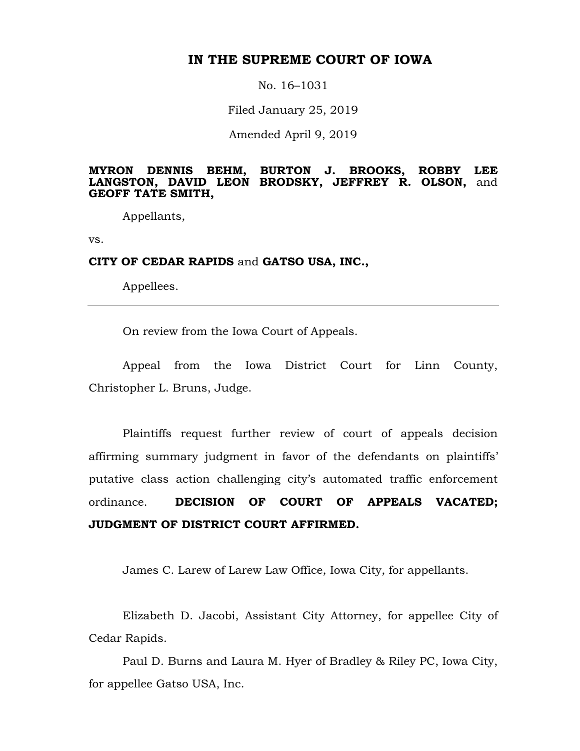# IN THE SUPREME COURT OF IOWA

No. 16–1031

Filed January 25, 2019

Amended April 9, 2019

**MYRON DENNIS BEHM, BURTON J. BROOKS, ROBBY LEE LANGSTON, DAVID LEON BRODSKY, JEFFREY R. OLSON,** and **GEOFF TATE SMITH,**

Appellants,

vs.

**CITY OF CEDAR RAPIDS** and **GATSO USA, INC.,**

Appellees.

---

On review from the Iowa Court of Appeals.

Appeal from the Iowa District Court for Linn County, Christopher L. Bruns, Judge.

Plaintiffs request further review of court of appeals decision affirming summary judgment in favor of the defendants on plaintiffs' putative class action challenging city's automated traffic enforcement ordinance. **DECISION OF COURT OF APPEALS VACATED; JUDGMENT OF DISTRICT COURT AFFIRMED.**

James C. Larew of Larew Law Office, Iowa City, for appellants.

Elizabeth D. Jacobi, Assistant City Attorney, for appellee City of Cedar Rapids.

Paul D. Burns and Laura M. Hyer of Bradley & Riley PC, Iowa City, for appellee Gatso USA, Inc.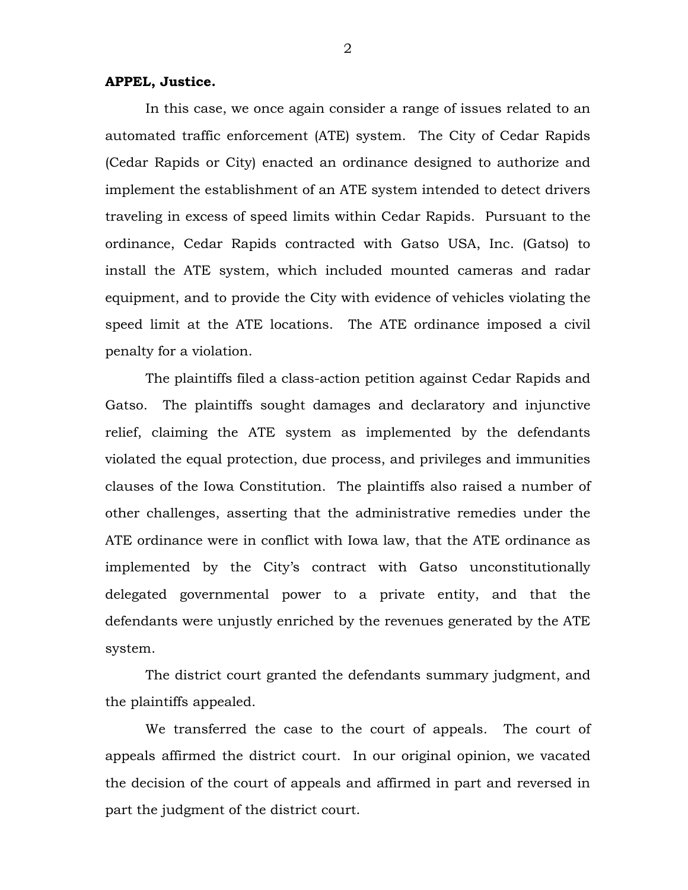**APPEL, Justice.**

In this case, we once again consider a range of issues related to an automated traffic enforcement (ATE) system. The City of Cedar Rapids (Cedar Rapids or City) enacted an ordinance designed to authorize and implement the establishment of an ATE system intended to detect drivers traveling in excess of speed limits within Cedar Rapids. Pursuant to the ordinance, Cedar Rapids contracted with Gatso USA, Inc. (Gatso) to install the ATE system, which included mounted cameras and radar equipment, and to provide the City with evidence of vehicles violating the speed limit at the ATE locations. The ATE ordinance imposed a civil penalty for a violation.

The plaintiffs filed a class-action petition against Cedar Rapids and Gatso. The plaintiffs sought damages and declaratory and injunctive relief, claiming the ATE system as implemented by the defendants violated the equal protection, due process, and privileges and immunities clauses of the Iowa Constitution. The plaintiffs also raised a number of other challenges, asserting that the administrative remedies under the ATE ordinance were in conflict with Iowa law, that the ATE ordinance as implemented by the City's contract with Gatso unconstitutionally delegated governmental power to a private entity, and that the defendants were unjustly enriched by the revenues generated by the ATE system.

The district court granted the defendants summary judgment, and the plaintiffs appealed.

We transferred the case to the court of appeals. The court of appeals affirmed the district court. In our original opinion, we vacated the decision of the court of appeals and affirmed in part and reversed in part the judgment of the district court.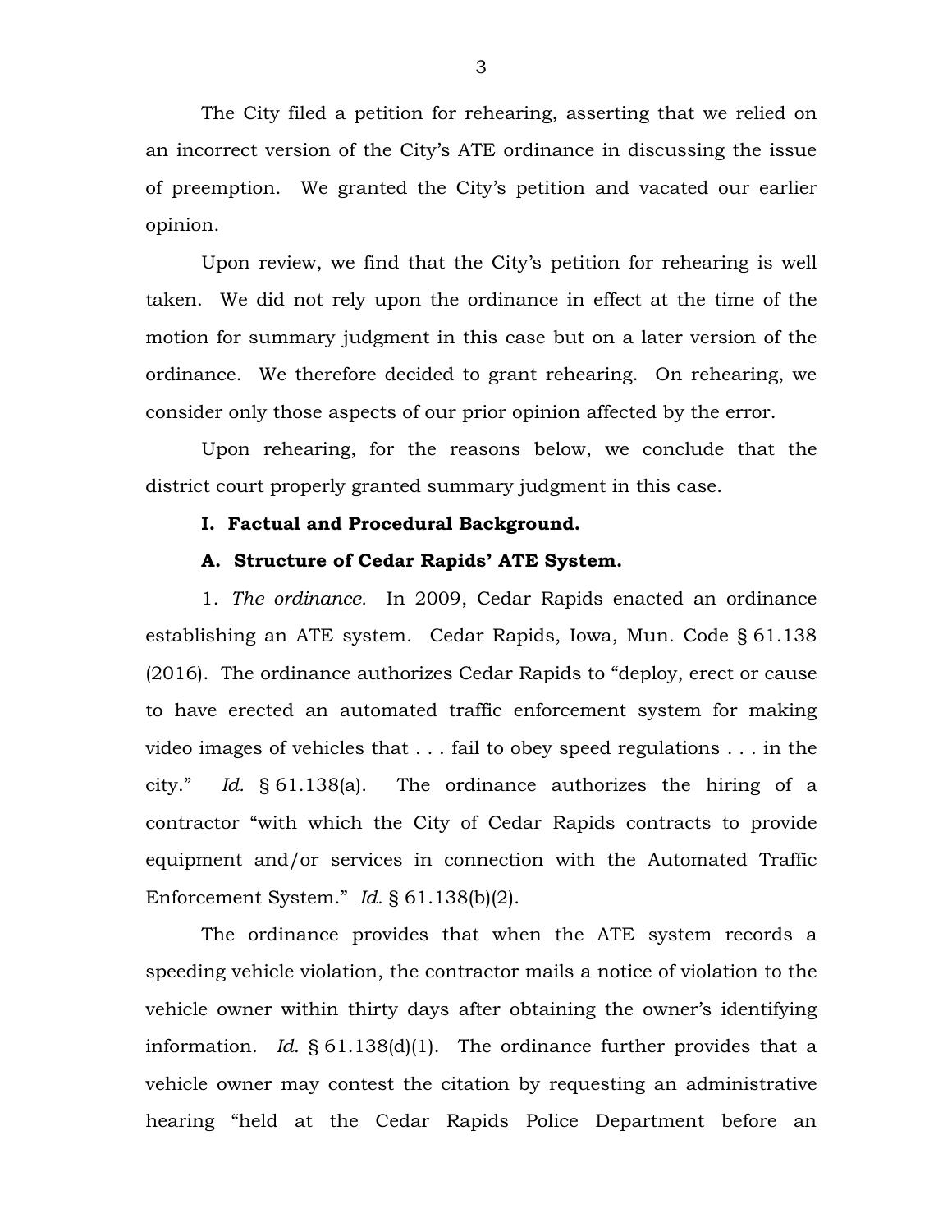The City filed a petition for rehearing, asserting that we relied on an incorrect version of the City's ATE ordinance in discussing the issue of preemption. We granted the City's petition and vacated our earlier opinion.

Upon review, we find that the City's petition for rehearing is well taken. We did not rely upon the ordinance in effect at the time of the motion for summary judgment in this case but on a later version of the ordinance. We therefore decided to grant rehearing. On rehearing, we consider only those aspects of our prior opinion affected by the error.

Upon rehearing, for the reasons below, we conclude that the district court properly granted summary judgment in this case.

**I. Factual and Procedural Background.**

**A. Structure of Cedar Rapids' ATE System.**

1. *The ordinance.* In 2009, Cedar Rapids enacted an ordinance establishing an ATE system. Cedar Rapids, Iowa, Mun. Code § 61.138 (2016). The ordinance authorizes Cedar Rapids to "deploy, erect or cause to have erected an automated traffic enforcement system for making video images of vehicles that . . . fail to obey speed regulations . . . in the city." *Id.* § 61.138(a). The ordinance authorizes the hiring of a contractor "with which the City of Cedar Rapids contracts to provide equipment and/or services in connection with the Automated Traffic Enforcement System." *Id.* § 61.138(b)(2).

The ordinance provides that when the ATE system records a speeding vehicle violation, the contractor mails a notice of violation to the vehicle owner within thirty days after obtaining the owner's identifying information. *Id.* § 61.138(d)(1). The ordinance further provides that a vehicle owner may contest the citation by requesting an administrative hearing "held at the Cedar Rapids Police Department before an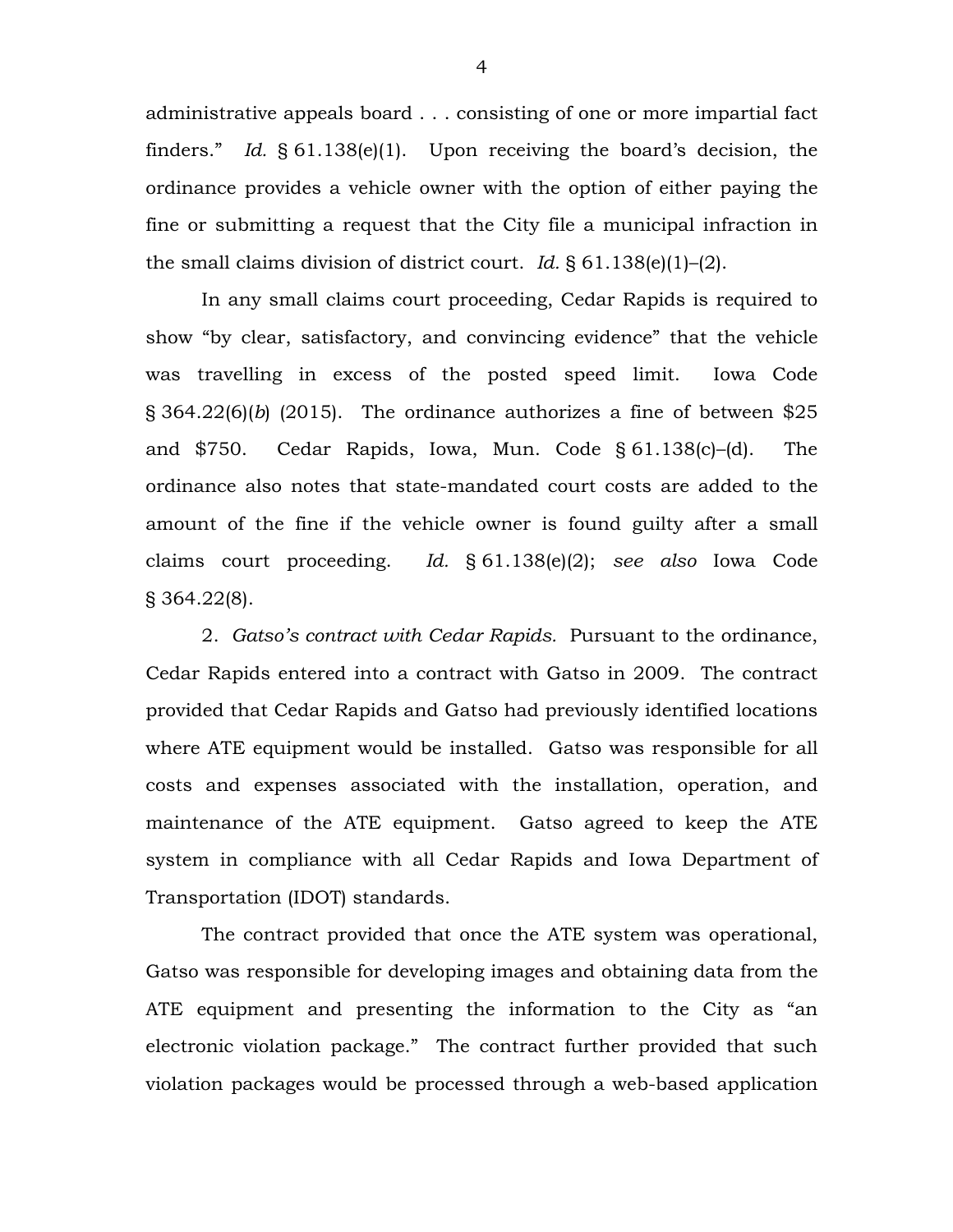administrative appeals board . . . consisting of one or more impartial fact finders." *Id.* § 61.138(e)(1). Upon receiving the board's decision, the ordinance provides a vehicle owner with the option of either paying the fine or submitting a request that the City file a municipal infraction in the small claims division of district court. *Id.* § 61.138(e)(1)–(2).

In any small claims court proceeding, Cedar Rapids is required to show "by clear, satisfactory, and convincing evidence" that the vehicle was travelling in excess of the posted speed limit. Iowa Code § 364.22(6)(*b*) (2015). The ordinance authorizes a fine of between $25 and $750. Cedar Rapids, Iowa, Mun. Code § 61.138(c)–(d). The ordinance also notes that state-mandated court costs are added to the amount of the fine if the vehicle owner is found guilty after a small claims court proceeding. *Id.* § 61.138(e)(2); *see also* Iowa Code § 364.22(8).

2. *Gatso's contract with Cedar Rapids.* Pursuant to the ordinance, Cedar Rapids entered into a contract with Gatso in 2009. The contract provided that Cedar Rapids and Gatso had previously identified locations where ATE equipment would be installed. Gatso was responsible for all costs and expenses associated with the installation, operation, and maintenance of the ATE equipment. Gatso agreed to keep the ATE system in compliance with all Cedar Rapids and Iowa Department of Transportation (IDOT) standards.

The contract provided that once the ATE system was operational, Gatso was responsible for developing images and obtaining data from the ATE equipment and presenting the information to the City as "an electronic violation package." The contract further provided that such violation packages would be processed through a web-based application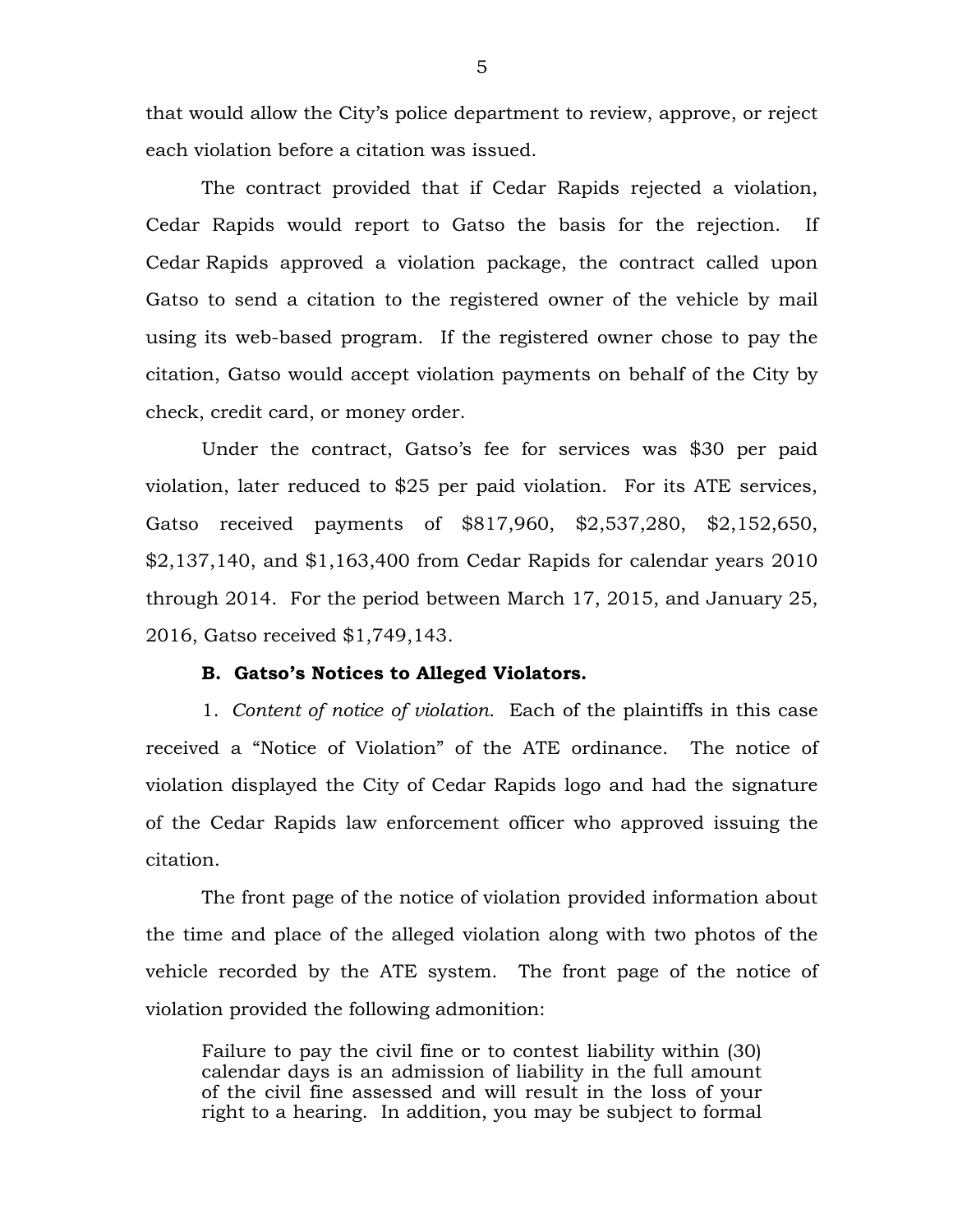that would allow the City's police department to review, approve, or reject each violation before a citation was issued.

The contract provided that if Cedar Rapids rejected a violation, Cedar Rapids would report to Gatso the basis for the rejection. If Cedar Rapids approved a violation package, the contract called upon Gatso to send a citation to the registered owner of the vehicle by mail using its web-based program. If the registered owner chose to pay the citation, Gatso would accept violation payments on behalf of the City by check, credit card, or money order.

Under the contract, Gatso's fee for services was $30 per paid violation, later reduced to $25 per paid violation. For its ATE services, Gatso received payments of $817,960, $2,537,280, $2,152,650, $2,137,140, and $1,163,400 from Cedar Rapids for calendar years 2010 through 2014. For the period between March 17, 2015, and January 25, 2016, Gatso received $1,749,143.

### B. Gatso's Notices to Alleged Violators.

1. *Content of notice of violation.* Each of the plaintiffs in this case received a "Notice of Violation" of the ATE ordinance. The notice of violation displayed the City of Cedar Rapids logo and had the signature of the Cedar Rapids law enforcement officer who approved issuing the citation.

The front page of the notice of violation provided information about the time and place of the alleged violation along with two photos of the vehicle recorded by the ATE system. The front page of the notice of violation provided the following admonition:

> Failure to pay the civil fine or to contest liability within (30) calendar days is an admission of liability in the full amount of the civil fine assessed and will result in the loss of your right to a hearing. In addition, you may be subject to formal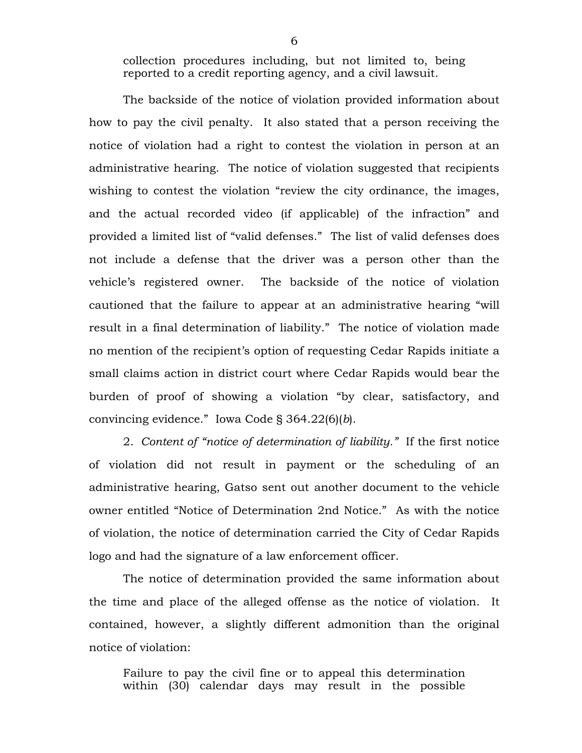> collection procedures including, but not limited to, being reported to a credit reporting agency, and a civil lawsuit.

The backside of the notice of violation provided information about how to pay the civil penalty. It also stated that a person receiving the notice of violation had a right to contest the violation in person at an administrative hearing. The notice of violation suggested that recipients wishing to contest the violation "review the city ordinance, the images, and the actual recorded video (if applicable) of the infraction" and provided a limited list of "valid defenses." The list of valid defenses does not include a defense that the driver was a person other than the vehicle's registered owner. The backside of the notice of violation cautioned that the failure to appear at an administrative hearing "will result in a final determination of liability." The notice of violation made no mention of the recipient's option of requesting Cedar Rapids initiate a small claims action in district court where Cedar Rapids would bear the burden of proof of showing a violation "by clear, satisfactory, and convincing evidence." Iowa Code § 364.22(6)(*b*).

2. *Content of "notice of determination of liability."* If the first notice of violation did not result in payment or the scheduling of an administrative hearing, Gatso sent out another document to the vehicle owner entitled "Notice of Determination 2nd Notice." As with the notice of violation, the notice of determination carried the City of Cedar Rapids logo and had the signature of a law enforcement officer.

The notice of determination provided the same information about the time and place of the alleged offense as the notice of violation. It contained, however, a slightly different admonition than the original notice of violation:

> Failure to pay the civil fine or to appeal this determination within (30) calendar days may result in the possible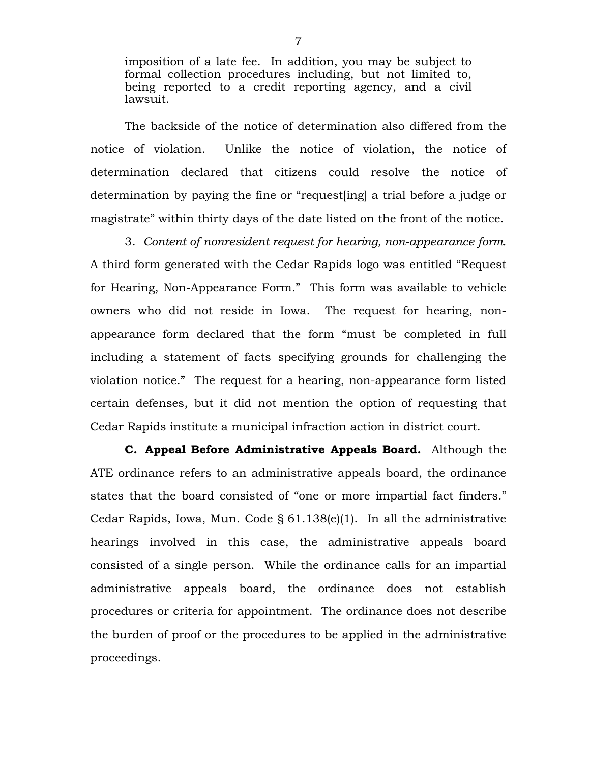> imposition of a late fee. In addition, you may be subject to formal collection procedures including, but not limited to, being reported to a credit reporting agency, and a civil lawsuit.

The backside of the notice of determination also differed from the notice of violation. Unlike the notice of violation, the notice of determination declared that citizens could resolve the notice of determination by paying the fine or "request[ing] a trial before a judge or magistrate" within thirty days of the date listed on the front of the notice.

3. *Content of nonresident request for hearing, non-appearance form.* A third form generated with the Cedar Rapids logo was entitled "Request for Hearing, Non-Appearance Form." This form was available to vehicle owners who did not reside in Iowa. The request for hearing, non-appearance form declared that the form "must be completed in full including a statement of facts specifying grounds for challenging the violation notice." The request for a hearing, non-appearance form listed certain defenses, but it did not mention the option of requesting that Cedar Rapids institute a municipal infraction action in district court.

**C. Appeal Before Administrative Appeals Board.** Although the ATE ordinance refers to an administrative appeals board, the ordinance states that the board consisted of "one or more impartial fact finders." Cedar Rapids, Iowa, Mun. Code § 61.138(e)(1). In all the administrative hearings involved in this case, the administrative appeals board consisted of a single person. While the ordinance calls for an impartial administrative appeals board, the ordinance does not establish procedures or criteria for appointment. The ordinance does not describe the burden of proof or the procedures to be applied in the administrative proceedings.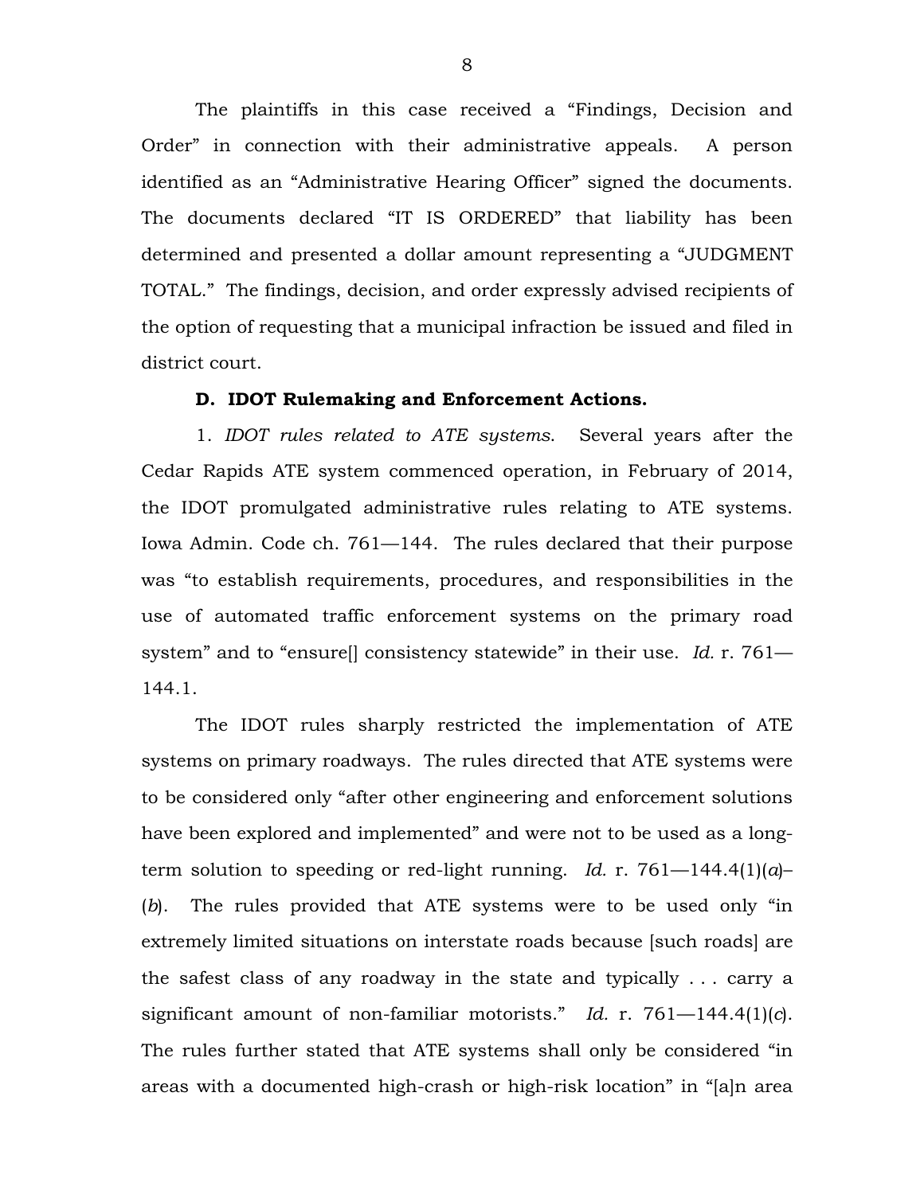The plaintiffs in this case received a "Findings, Decision and Order" in connection with their administrative appeals. A person identified as an "Administrative Hearing Officer" signed the documents. The documents declared "IT IS ORDERED" that liability has been determined and presented a dollar amount representing a "JUDGMENT TOTAL." The findings, decision, and order expressly advised recipients of the option of requesting that a municipal infraction be issued and filed in district court.

**D. IDOT Rulemaking and Enforcement Actions.**

1. *IDOT rules related to ATE systems*. Several years after the Cedar Rapids ATE system commenced operation, in February of 2014, the IDOT promulgated administrative rules relating to ATE systems. Iowa Admin. Code ch. 761—144. The rules declared that their purpose was "to establish requirements, procedures, and responsibilities in the use of automated traffic enforcement systems on the primary road system" and to "ensure[] consistency statewide" in their use. *Id.* r. 761—144.1.

The IDOT rules sharply restricted the implementation of ATE systems on primary roadways. The rules directed that ATE systems were to be considered only "after other engineering and enforcement solutions have been explored and implemented" and were not to be used as a long-term solution to speeding or red-light running. *Id.* r. 761—144.4(1)(*a*)–(*b*). The rules provided that ATE systems were to be used only "in extremely limited situations on interstate roads because [such roads] are the safest class of any roadway in the state and typically . . . carry a significant amount of non-familiar motorists." *Id.* r. 761—144.4(1)(*c*). The rules further stated that ATE systems shall only be considered "in areas with a documented high-crash or high-risk location" in "[a]n area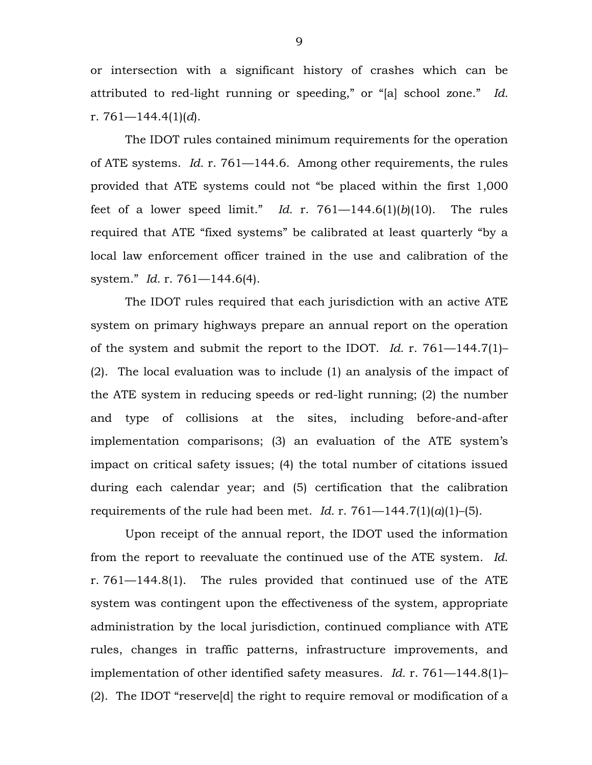or intersection with a significant history of crashes which can be attributed to red-light running or speeding," or "[a] school zone." *Id.* r. 761—144.4(1)(*d*).

The IDOT rules contained minimum requirements for the operation of ATE systems. *Id.* r. 761—144.6. Among other requirements, the rules provided that ATE systems could not "be placed within the first 1,000 feet of a lower speed limit." *Id.* r. 761—144.6(1)(*b*)(10). The rules required that ATE "fixed systems" be calibrated at least quarterly "by a local law enforcement officer trained in the use and calibration of the system." *Id.* r. 761—144.6(4).

The IDOT rules required that each jurisdiction with an active ATE system on primary highways prepare an annual report on the operation of the system and submit the report to the IDOT. *Id.* r. 761—144.7(1)–(2). The local evaluation was to include (1) an analysis of the impact of the ATE system in reducing speeds or red-light running; (2) the number and type of collisions at the sites, including before-and-after implementation comparisons; (3) an evaluation of the ATE system's impact on critical safety issues; (4) the total number of citations issued during each calendar year; and (5) certification that the calibration requirements of the rule had been met. *Id.* r. 761—144.7(1)(*a*)(1)–(5).

Upon receipt of the annual report, the IDOT used the information from the report to reevaluate the continued use of the ATE system. *Id.* r. 761—144.8(1). The rules provided that continued use of the ATE system was contingent upon the effectiveness of the system, appropriate administration by the local jurisdiction, continued compliance with ATE rules, changes in traffic patterns, infrastructure improvements, and implementation of other identified safety measures. *Id.* r. 761—144.8(1)–(2). The IDOT "reserve[d] the right to require removal or modification of a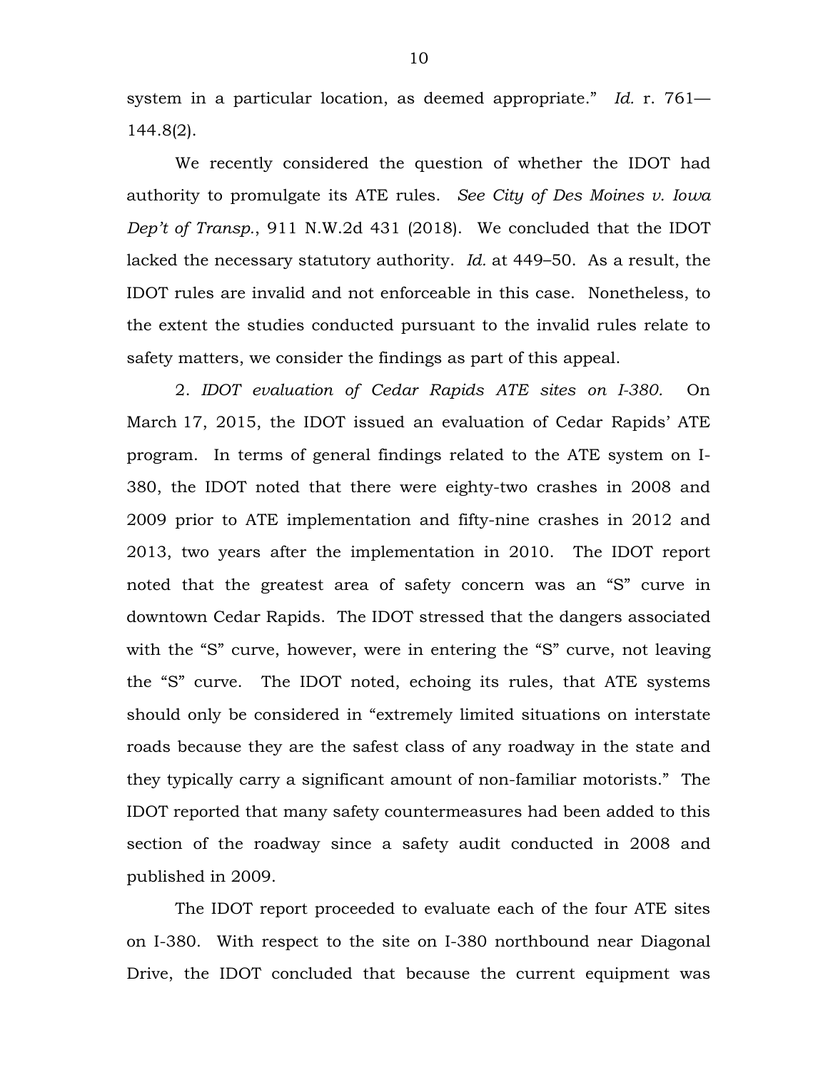system in a particular location, as deemed appropriate." *Id.* r. 761—144.8(2).

We recently considered the question of whether the IDOT had authority to promulgate its ATE rules. *See City of Des Moines v. Iowa Dep't of Transp.*, 911 N.W.2d 431 (2018). We concluded that the IDOT lacked the necessary statutory authority. *Id.* at 449–50. As a result, the IDOT rules are invalid and not enforceable in this case. Nonetheless, to the extent the studies conducted pursuant to the invalid rules relate to safety matters, we consider the findings as part of this appeal.

2. *IDOT evaluation of Cedar Rapids ATE sites on I-380.* On March 17, 2015, the IDOT issued an evaluation of Cedar Rapids' ATE program. In terms of general findings related to the ATE system on I-380, the IDOT noted that there were eighty-two crashes in 2008 and 2009 prior to ATE implementation and fifty-nine crashes in 2012 and 2013, two years after the implementation in 2010. The IDOT report noted that the greatest area of safety concern was an "S" curve in downtown Cedar Rapids. The IDOT stressed that the dangers associated with the "S" curve, however, were in entering the "S" curve, not leaving the "S" curve. The IDOT noted, echoing its rules, that ATE systems should only be considered in "extremely limited situations on interstate roads because they are the safest class of any roadway in the state and they typically carry a significant amount of non-familiar motorists." The IDOT reported that many safety countermeasures had been added to this section of the roadway since a safety audit conducted in 2008 and published in 2009.

The IDOT report proceeded to evaluate each of the four ATE sites on I-380. With respect to the site on I-380 northbound near Diagonal Drive, the IDOT concluded that because the current equipment was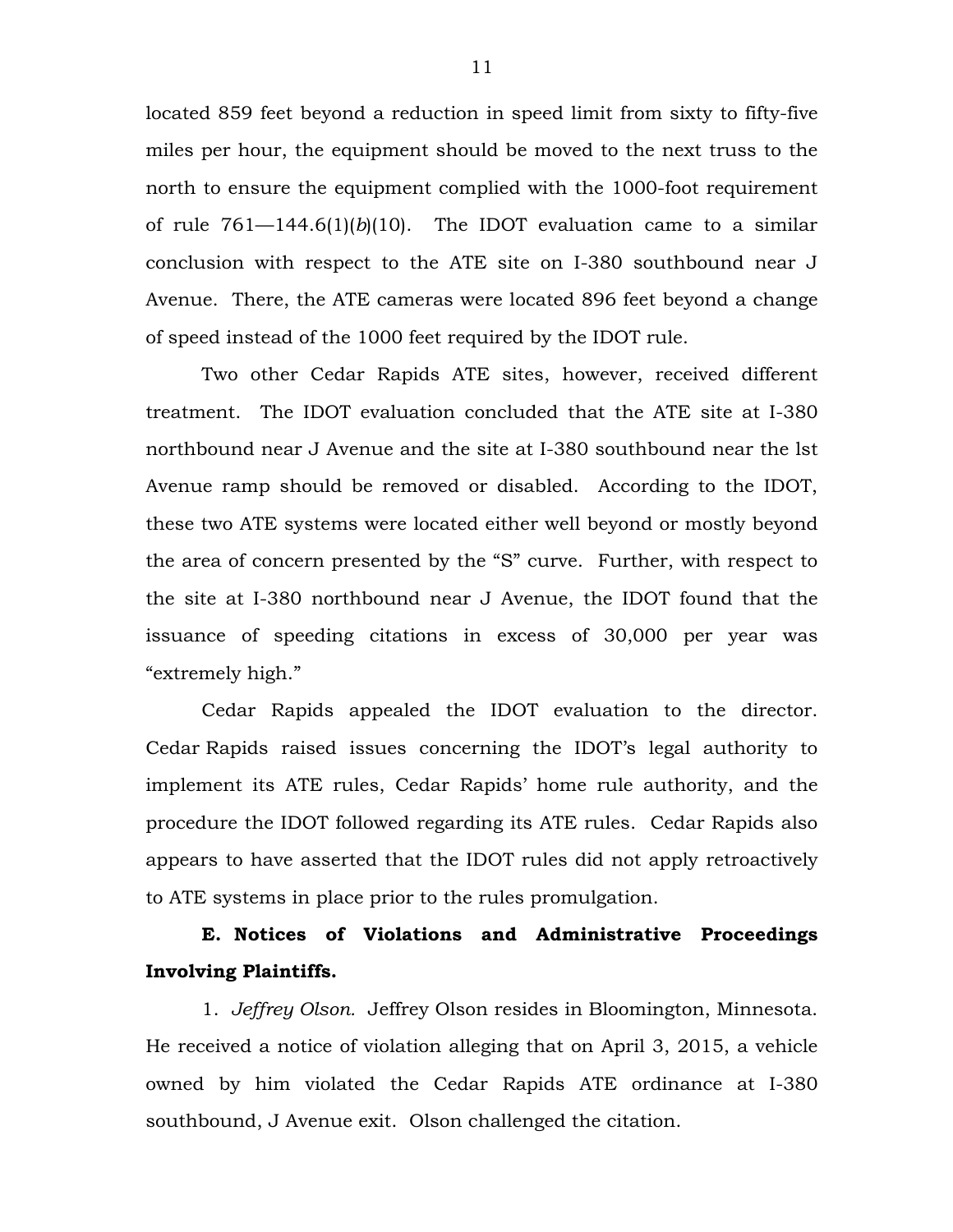located 859 feet beyond a reduction in speed limit from sixty to fifty-five miles per hour, the equipment should be moved to the next truss to the north to ensure the equipment complied with the 1000-foot requirement of rule 761—144.6(1)(*b*)(10). The IDOT evaluation came to a similar conclusion with respect to the ATE site on I-380 southbound near J Avenue. There, the ATE cameras were located 896 feet beyond a change of speed instead of the 1000 feet required by the IDOT rule.

Two other Cedar Rapids ATE sites, however, received different treatment. The IDOT evaluation concluded that the ATE site at I-380 northbound near J Avenue and the site at I-380 southbound near the lst Avenue ramp should be removed or disabled. According to the IDOT, these two ATE systems were located either well beyond or mostly beyond the area of concern presented by the "S" curve. Further, with respect to the site at I-380 northbound near J Avenue, the IDOT found that the issuance of speeding citations in excess of 30,000 per year was "extremely high."

Cedar Rapids appealed the IDOT evaluation to the director. Cedar Rapids raised issues concerning the IDOT's legal authority to implement its ATE rules, Cedar Rapids' home rule authority, and the procedure the IDOT followed regarding its ATE rules. Cedar Rapids also appears to have asserted that the IDOT rules did not apply retroactively to ATE systems in place prior to the rules promulgation.

**E. Notices of Violations and Administrative Proceedings Involving Plaintiffs.**

1. *Jeffrey Olson.* Jeffrey Olson resides in Bloomington, Minnesota. He received a notice of violation alleging that on April 3, 2015, a vehicle owned by him violated the Cedar Rapids ATE ordinance at I-380 southbound, J Avenue exit. Olson challenged the citation.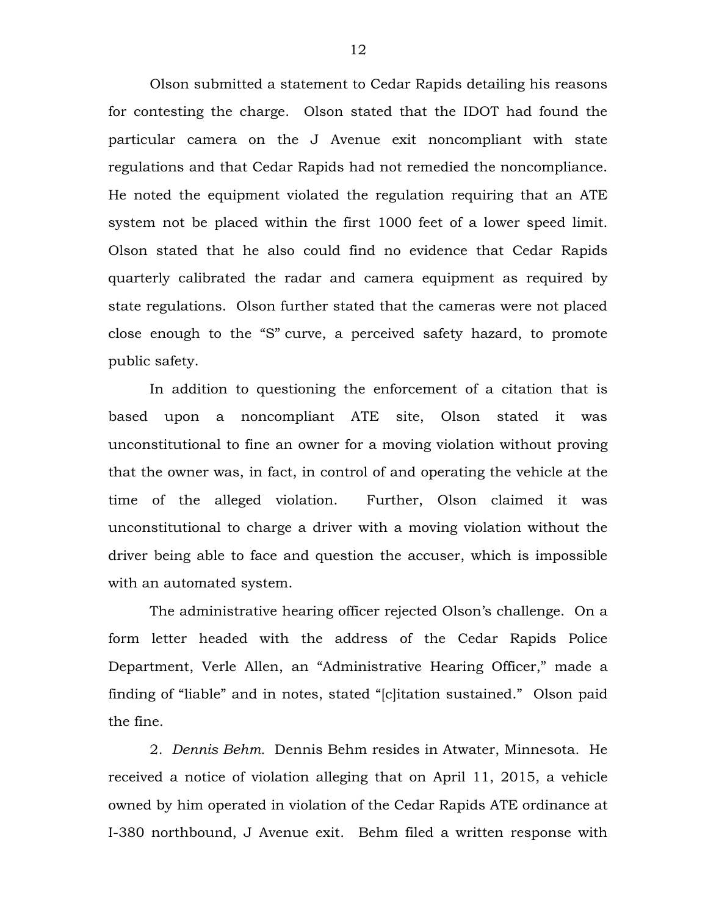Olson submitted a statement to Cedar Rapids detailing his reasons for contesting the charge. Olson stated that the IDOT had found the particular camera on the J Avenue exit noncompliant with state regulations and that Cedar Rapids had not remedied the noncompliance. He noted the equipment violated the regulation requiring that an ATE system not be placed within the first 1000 feet of a lower speed limit. Olson stated that he also could find no evidence that Cedar Rapids quarterly calibrated the radar and camera equipment as required by state regulations. Olson further stated that the cameras were not placed close enough to the "S" curve, a perceived safety hazard, to promote public safety.

In addition to questioning the enforcement of a citation that is based upon a noncompliant ATE site, Olson stated it was unconstitutional to fine an owner for a moving violation without proving that the owner was, in fact, in control of and operating the vehicle at the time of the alleged violation. Further, Olson claimed it was unconstitutional to charge a driver with a moving violation without the driver being able to face and question the accuser, which is impossible with an automated system.

The administrative hearing officer rejected Olson's challenge. On a form letter headed with the address of the Cedar Rapids Police Department, Verle Allen, an "Administrative Hearing Officer," made a finding of "liable" and in notes, stated "[c]itation sustained." Olson paid the fine.

2. *Dennis Behm.* Dennis Behm resides in Atwater, Minnesota. He received a notice of violation alleging that on April 11, 2015, a vehicle owned by him operated in violation of the Cedar Rapids ATE ordinance at I-380 northbound, J Avenue exit. Behm filed a written response with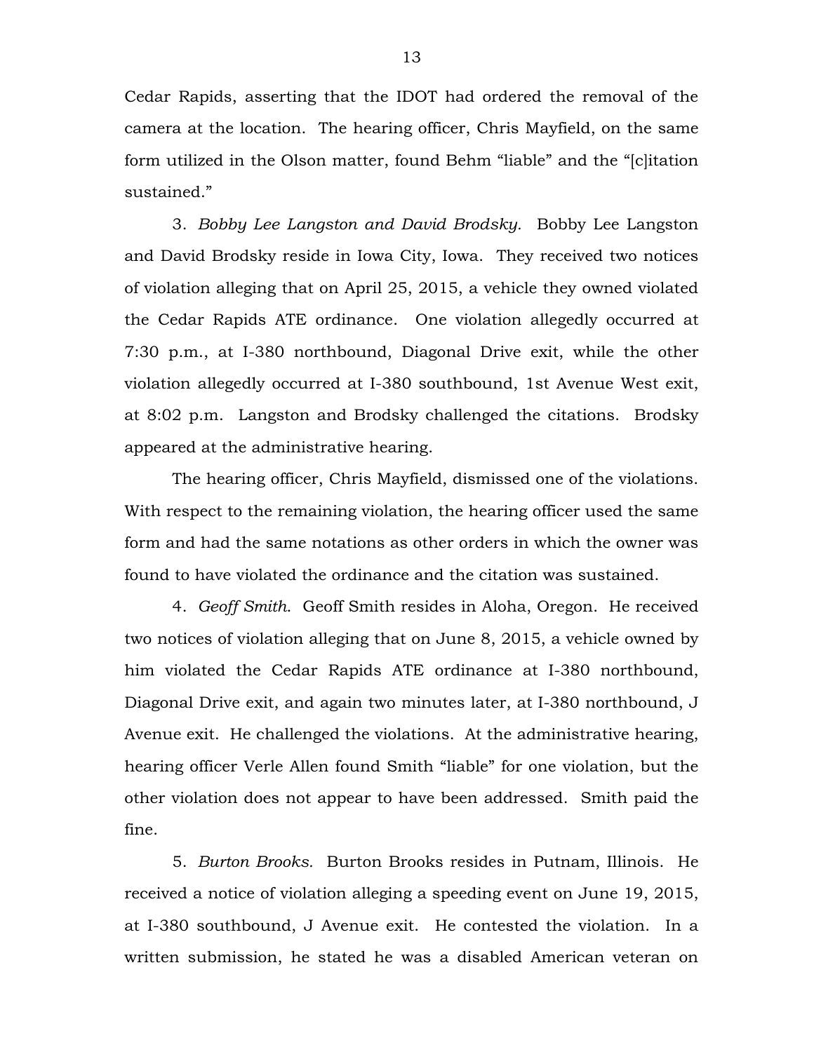Cedar Rapids, asserting that the IDOT had ordered the removal of the camera at the location. The hearing officer, Chris Mayfield, on the same form utilized in the Olson matter, found Behm "liable" and the "[c]itation sustained."

3. *Bobby Lee Langston and David Brodsky.* Bobby Lee Langston and David Brodsky reside in Iowa City, Iowa. They received two notices of violation alleging that on April 25, 2015, a vehicle they owned violated the Cedar Rapids ATE ordinance. One violation allegedly occurred at 7:30 p.m., at I-380 northbound, Diagonal Drive exit, while the other violation allegedly occurred at I-380 southbound, 1st Avenue West exit, at 8:02 p.m. Langston and Brodsky challenged the citations. Brodsky appeared at the administrative hearing.

The hearing officer, Chris Mayfield, dismissed one of the violations. With respect to the remaining violation, the hearing officer used the same form and had the same notations as other orders in which the owner was found to have violated the ordinance and the citation was sustained.

4. *Geoff Smith.* Geoff Smith resides in Aloha, Oregon. He received two notices of violation alleging that on June 8, 2015, a vehicle owned by him violated the Cedar Rapids ATE ordinance at I-380 northbound, Diagonal Drive exit, and again two minutes later, at I-380 northbound, J Avenue exit. He challenged the violations. At the administrative hearing, hearing officer Verle Allen found Smith "liable" for one violation, but the other violation does not appear to have been addressed. Smith paid the fine.

5. *Burton Brooks.* Burton Brooks resides in Putnam, Illinois. He received a notice of violation alleging a speeding event on June 19, 2015, at I-380 southbound, J Avenue exit. He contested the violation. In a written submission, he stated he was a disabled American veteran on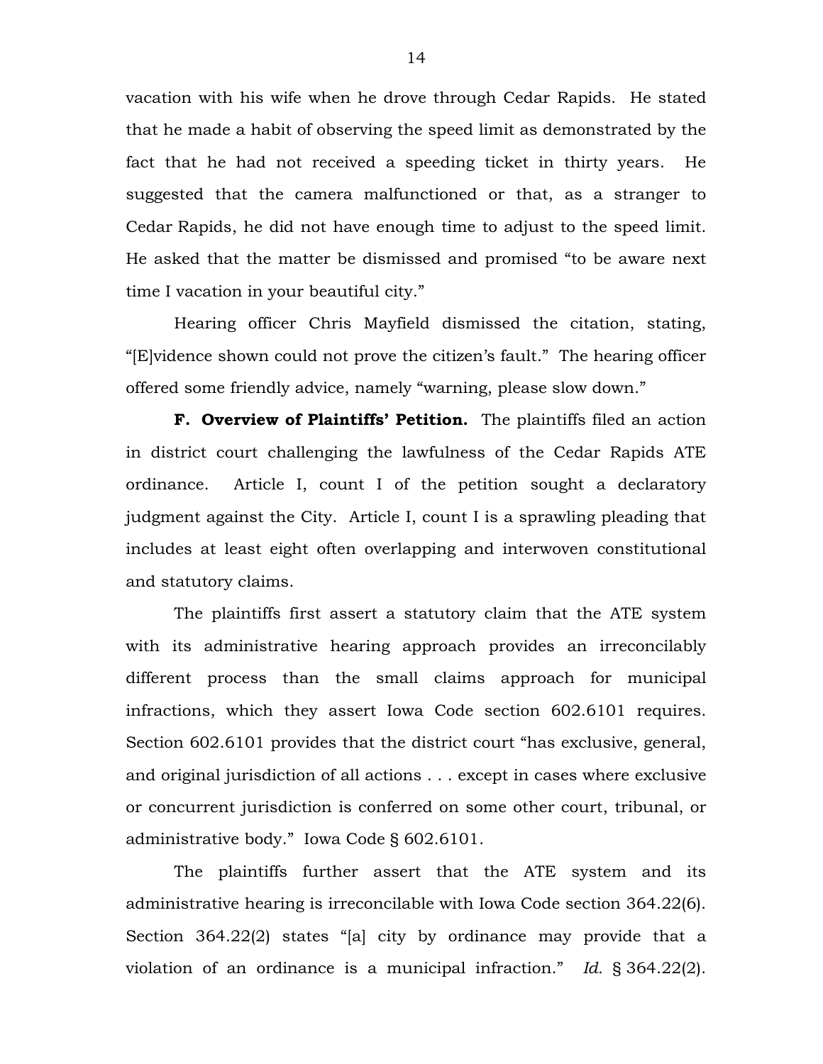vacation with his wife when he drove through Cedar Rapids. He stated that he made a habit of observing the speed limit as demonstrated by the fact that he had not received a speeding ticket in thirty years. He suggested that the camera malfunctioned or that, as a stranger to Cedar Rapids, he did not have enough time to adjust to the speed limit. He asked that the matter be dismissed and promised "to be aware next time I vacation in your beautiful city."

Hearing officer Chris Mayfield dismissed the citation, stating, "[E]vidence shown could not prove the citizen's fault." The hearing officer offered some friendly advice, namely "warning, please slow down."

**F. Overview of Plaintiffs' Petition.** The plaintiffs filed an action in district court challenging the lawfulness of the Cedar Rapids ATE ordinance. Article I, count I of the petition sought a declaratory judgment against the City. Article I, count I is a sprawling pleading that includes at least eight often overlapping and interwoven constitutional and statutory claims.

The plaintiffs first assert a statutory claim that the ATE system with its administrative hearing approach provides an irreconcilably different process than the small claims approach for municipal infractions, which they assert Iowa Code section 602.6101 requires. Section 602.6101 provides that the district court "has exclusive, general, and original jurisdiction of all actions . . . except in cases where exclusive or concurrent jurisdiction is conferred on some other court, tribunal, or administrative body." Iowa Code § 602.6101.

The plaintiffs further assert that the ATE system and its administrative hearing is irreconcilable with Iowa Code section 364.22(6). Section 364.22(2) states "[a] city by ordinance may provide that a violation of an ordinance is a municipal infraction." *Id.* § 364.22(2).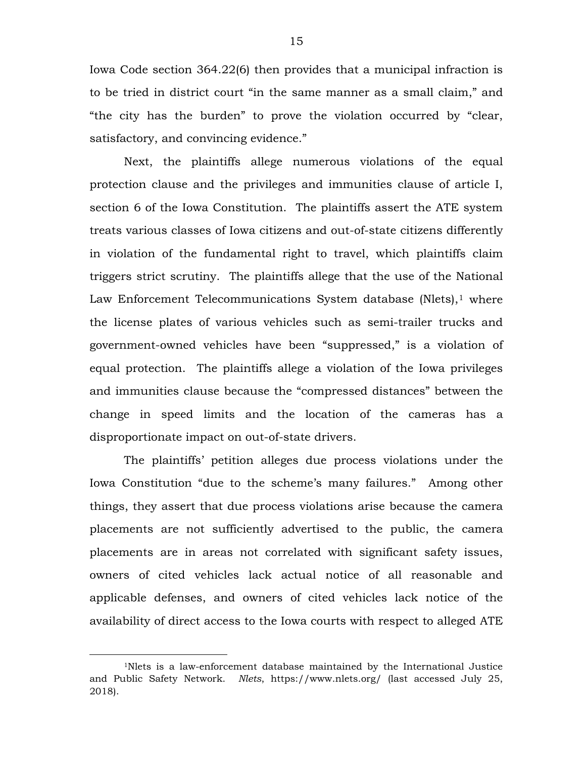Iowa Code section 364.22(6) then provides that a municipal infraction is to be tried in district court "in the same manner as a small claim," and "the city has the burden" to prove the violation occurred by "clear, satisfactory, and convincing evidence."

Next, the plaintiffs allege numerous violations of the equal protection clause and the privileges and immunities clause of article I, section 6 of the Iowa Constitution. The plaintiffs assert the ATE system treats various classes of Iowa citizens and out-of-state citizens differently in violation of the fundamental right to travel, which plaintiffs claim triggers strict scrutiny. The plaintiffs allege that the use of the National Law Enforcement Telecommunications System database (Nlets),[1] where the license plates of various vehicles such as semi-trailer trucks and government-owned vehicles have been "suppressed," is a violation of equal protection. The plaintiffs allege a violation of the Iowa privileges and immunities clause because the "compressed distances" between the change in speed limits and the location of the cameras has a disproportionate impact on out-of-state drivers.

The plaintiffs' petition alleges due process violations under the Iowa Constitution "due to the scheme's many failures." Among other things, they assert that due process violations arise because the camera placements are not sufficiently advertised to the public, the camera placements are in areas not correlated with significant safety issues, owners of cited vehicles lack actual notice of all reasonable and applicable defenses, and owners of cited vehicles lack notice of the availability of direct access to the Iowa courts with respect to alleged ATE

[1]Nlets is a law-enforcement database maintained by the International Justice and Public Safety Network. *Nlets*, https://www.nlets.org/ (last accessed July 25, 2018).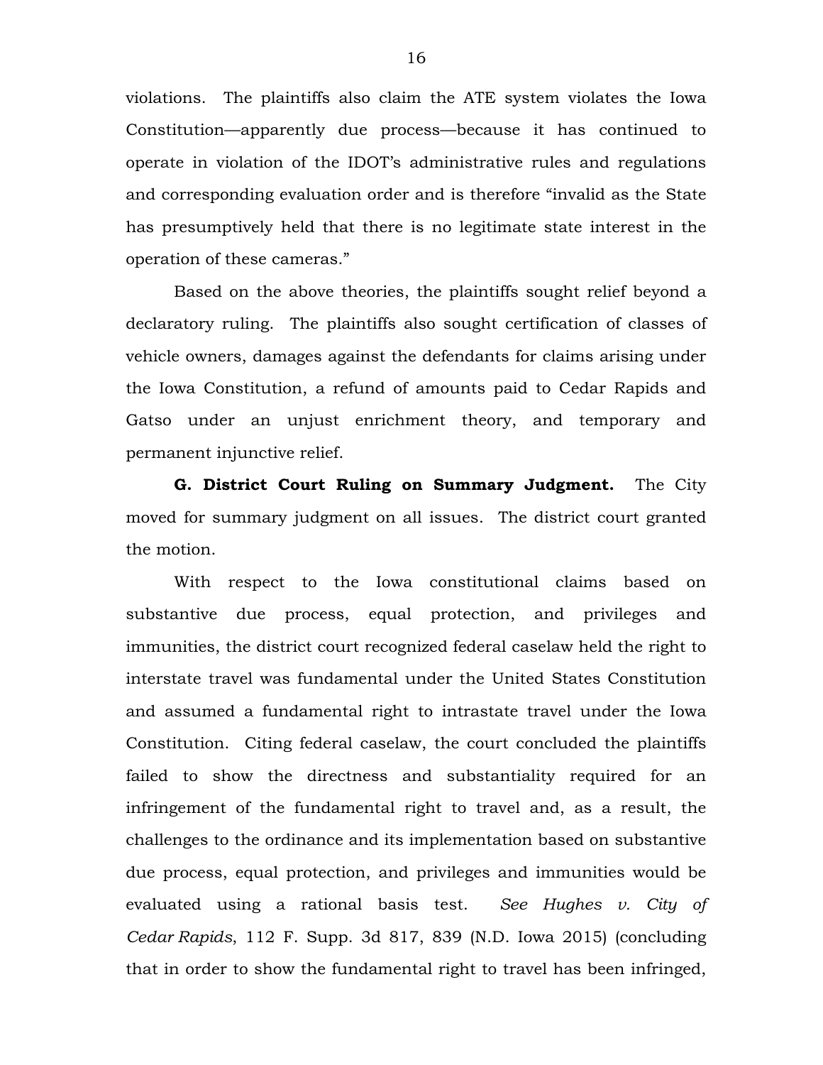violations. The plaintiffs also claim the ATE system violates the Iowa Constitution—apparently due process—because it has continued to operate in violation of the IDOT's administrative rules and regulations and corresponding evaluation order and is therefore "invalid as the State has presumptively held that there is no legitimate state interest in the operation of these cameras."

Based on the above theories, the plaintiffs sought relief beyond a declaratory ruling. The plaintiffs also sought certification of classes of vehicle owners, damages against the defendants for claims arising under the Iowa Constitution, a refund of amounts paid to Cedar Rapids and Gatso under an unjust enrichment theory, and temporary and permanent injunctive relief.

**G. District Court Ruling on Summary Judgment.** The City moved for summary judgment on all issues. The district court granted the motion.

With respect to the Iowa constitutional claims based on substantive due process, equal protection, and privileges and immunities, the district court recognized federal caselaw held the right to interstate travel was fundamental under the United States Constitution and assumed a fundamental right to intrastate travel under the Iowa Constitution. Citing federal caselaw, the court concluded the plaintiffs failed to show the directness and substantiality required for an infringement of the fundamental right to travel and, as a result, the challenges to the ordinance and its implementation based on substantive due process, equal protection, and privileges and immunities would be evaluated using a rational basis test. *See Hughes v. City of Cedar Rapids*, 112 F. Supp. 3d 817, 839 (N.D. Iowa 2015) (concluding that in order to show the fundamental right to travel has been infringed,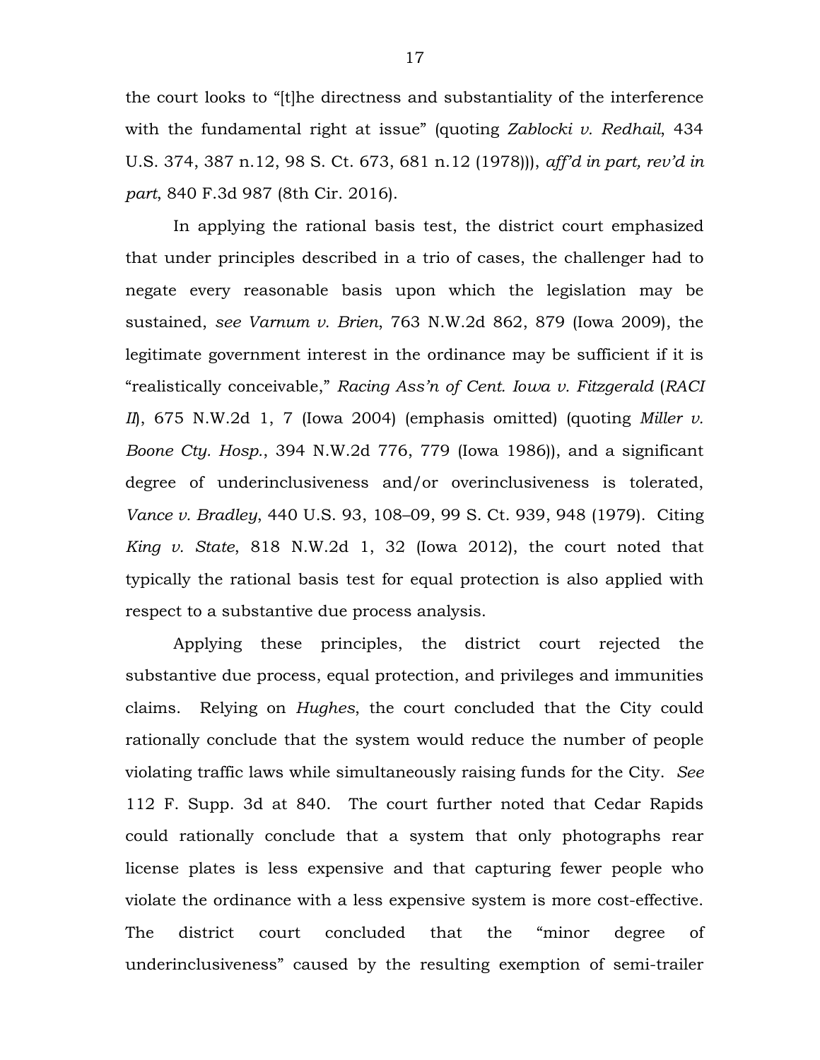the court looks to "[t]he directness and substantiality of the interference with the fundamental right at issue" (quoting *Zablocki v. Redhail*, 434 U.S. 374, 387 n.12, 98 S. Ct. 673, 681 n.12 (1978))), *aff'd in part, rev'd in part*, 840 F.3d 987 (8th Cir. 2016).

In applying the rational basis test, the district court emphasized that under principles described in a trio of cases, the challenger had to negate every reasonable basis upon which the legislation may be sustained, *see Varnum v. Brien*, 763 N.W.2d 862, 879 (Iowa 2009), the legitimate government interest in the ordinance may be sufficient if it is "realistically conceivable," *Racing Ass'n of Cent. Iowa v. Fitzgerald* (*RACI II*), 675 N.W.2d 1, 7 (Iowa 2004) (emphasis omitted) (quoting *Miller v. Boone Cty. Hosp.*, 394 N.W.2d 776, 779 (Iowa 1986)), and a significant degree of underinclusiveness and/or overinclusiveness is tolerated, *Vance v. Bradley*, 440 U.S. 93, 108–09, 99 S. Ct. 939, 948 (1979). Citing *King v. State*, 818 N.W.2d 1, 32 (Iowa 2012), the court noted that typically the rational basis test for equal protection is also applied with respect to a substantive due process analysis.

Applying these principles, the district court rejected the substantive due process, equal protection, and privileges and immunities claims. Relying on *Hughes*, the court concluded that the City could rationally conclude that the system would reduce the number of people violating traffic laws while simultaneously raising funds for the City. *See* 112 F. Supp. 3d at 840. The court further noted that Cedar Rapids could rationally conclude that a system that only photographs rear license plates is less expensive and that capturing fewer people who violate the ordinance with a less expensive system is more cost-effective. The district court concluded that the "minor degree of underinclusiveness" caused by the resulting exemption of semi-trailer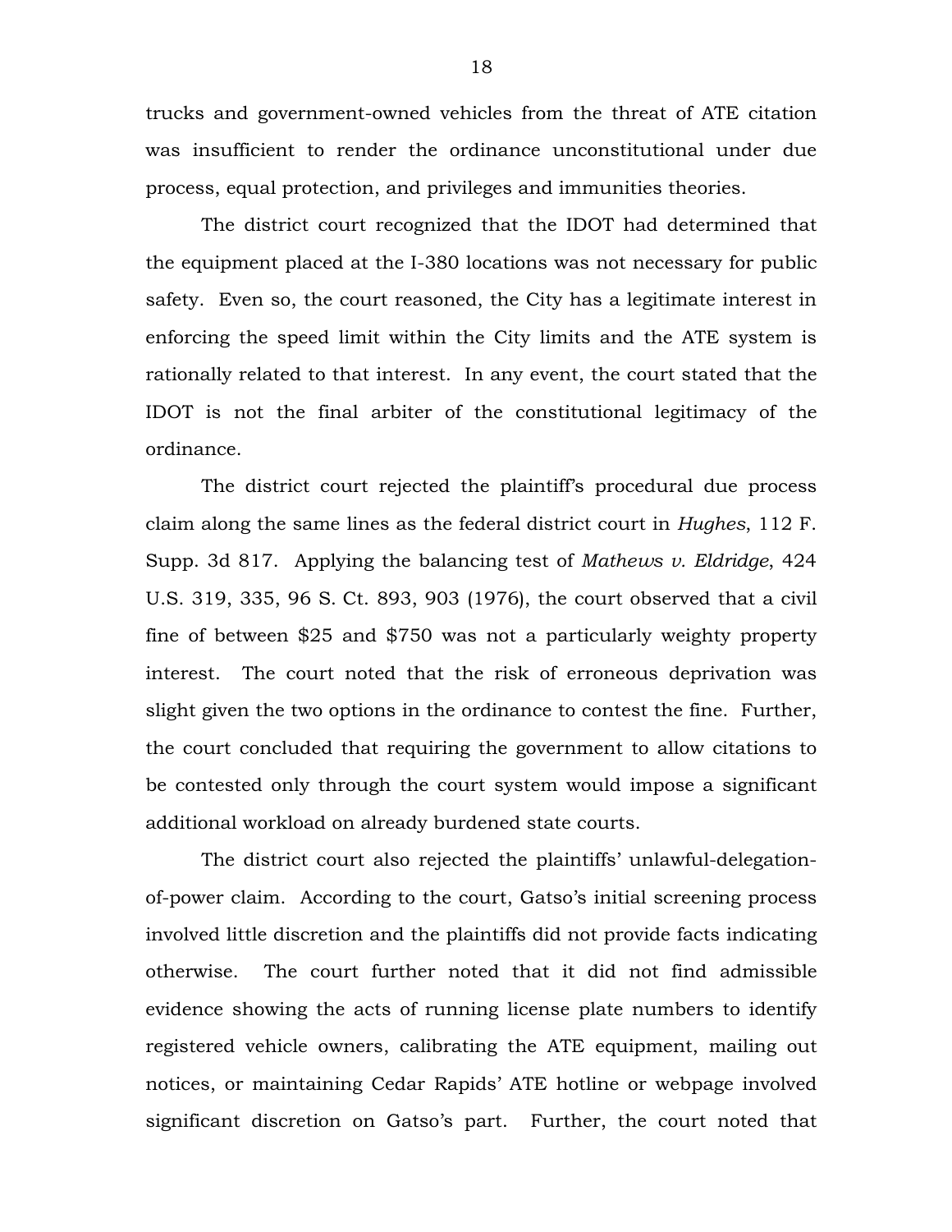trucks and government-owned vehicles from the threat of ATE citation was insufficient to render the ordinance unconstitutional under due process, equal protection, and privileges and immunities theories.

The district court recognized that the IDOT had determined that the equipment placed at the I-380 locations was not necessary for public safety. Even so, the court reasoned, the City has a legitimate interest in enforcing the speed limit within the City limits and the ATE system is rationally related to that interest. In any event, the court stated that the IDOT is not the final arbiter of the constitutional legitimacy of the ordinance.

The district court rejected the plaintiff's procedural due process claim along the same lines as the federal district court in *Hughes*, 112 F. Supp. 3d 817. Applying the balancing test of *Mathews v. Eldridge*, 424 U.S. 319, 335, 96 S. Ct. 893, 903 (1976), the court observed that a civil fine of between $25 and $750 was not a particularly weighty property interest. The court noted that the risk of erroneous deprivation was slight given the two options in the ordinance to contest the fine. Further, the court concluded that requiring the government to allow citations to be contested only through the court system would impose a significant additional workload on already burdened state courts.

The district court also rejected the plaintiffs' unlawful-delegation-of-power claim. According to the court, Gatso's initial screening process involved little discretion and the plaintiffs did not provide facts indicating otherwise. The court further noted that it did not find admissible evidence showing the acts of running license plate numbers to identify registered vehicle owners, calibrating the ATE equipment, mailing out notices, or maintaining Cedar Rapids' ATE hotline or webpage involved significant discretion on Gatso's part. Further, the court noted that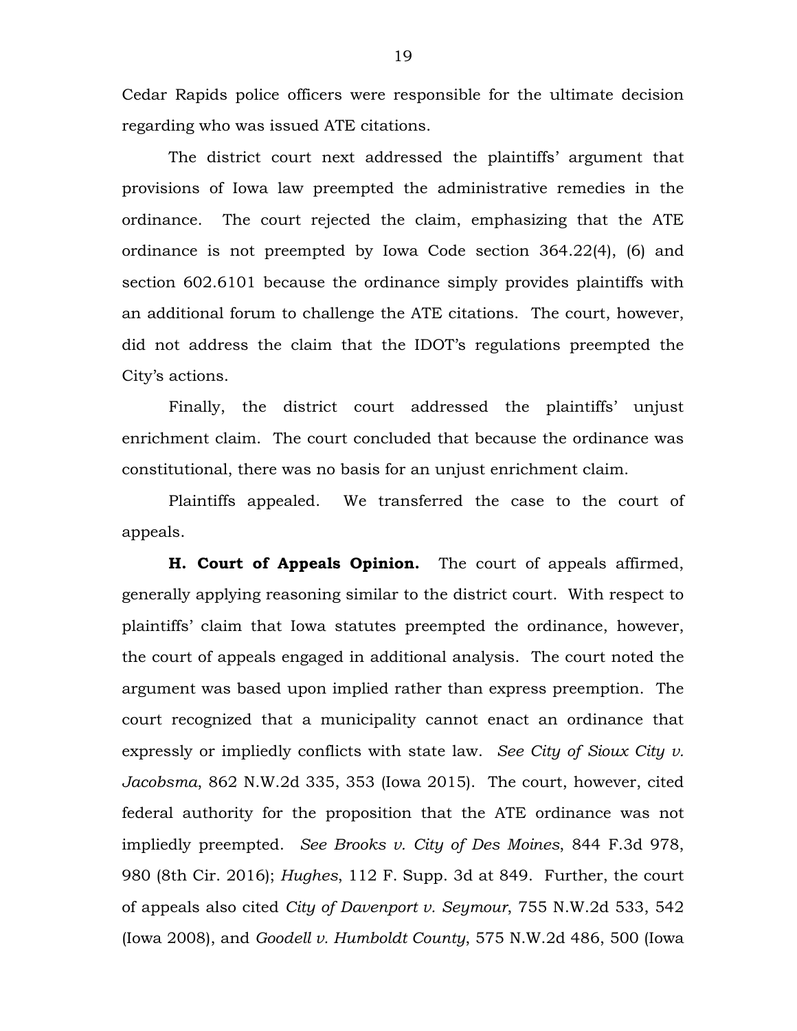Cedar Rapids police officers were responsible for the ultimate decision regarding who was issued ATE citations.

The district court next addressed the plaintiffs' argument that provisions of Iowa law preempted the administrative remedies in the ordinance. The court rejected the claim, emphasizing that the ATE ordinance is not preempted by Iowa Code section 364.22(4), (6) and section 602.6101 because the ordinance simply provides plaintiffs with an additional forum to challenge the ATE citations. The court, however, did not address the claim that the IDOT's regulations preempted the City's actions.

Finally, the district court addressed the plaintiffs' unjust enrichment claim. The court concluded that because the ordinance was constitutional, there was no basis for an unjust enrichment claim.

Plaintiffs appealed. We transferred the case to the court of appeals.

**H. Court of Appeals Opinion.** The court of appeals affirmed, generally applying reasoning similar to the district court. With respect to plaintiffs' claim that Iowa statutes preempted the ordinance, however, the court of appeals engaged in additional analysis. The court noted the argument was based upon implied rather than express preemption. The court recognized that a municipality cannot enact an ordinance that expressly or impliedly conflicts with state law. *See City of Sioux City v. Jacobsma*, 862 N.W.2d 335, 353 (Iowa 2015). The court, however, cited federal authority for the proposition that the ATE ordinance was not impliedly preempted. *See Brooks v. City of Des Moines*, 844 F.3d 978, 980 (8th Cir. 2016); *Hughes*, 112 F. Supp. 3d at 849. Further, the court of appeals also cited *City of Davenport v. Seymour*, 755 N.W.2d 533, 542 (Iowa 2008), and *Goodell v. Humboldt County*, 575 N.W.2d 486, 500 (Iowa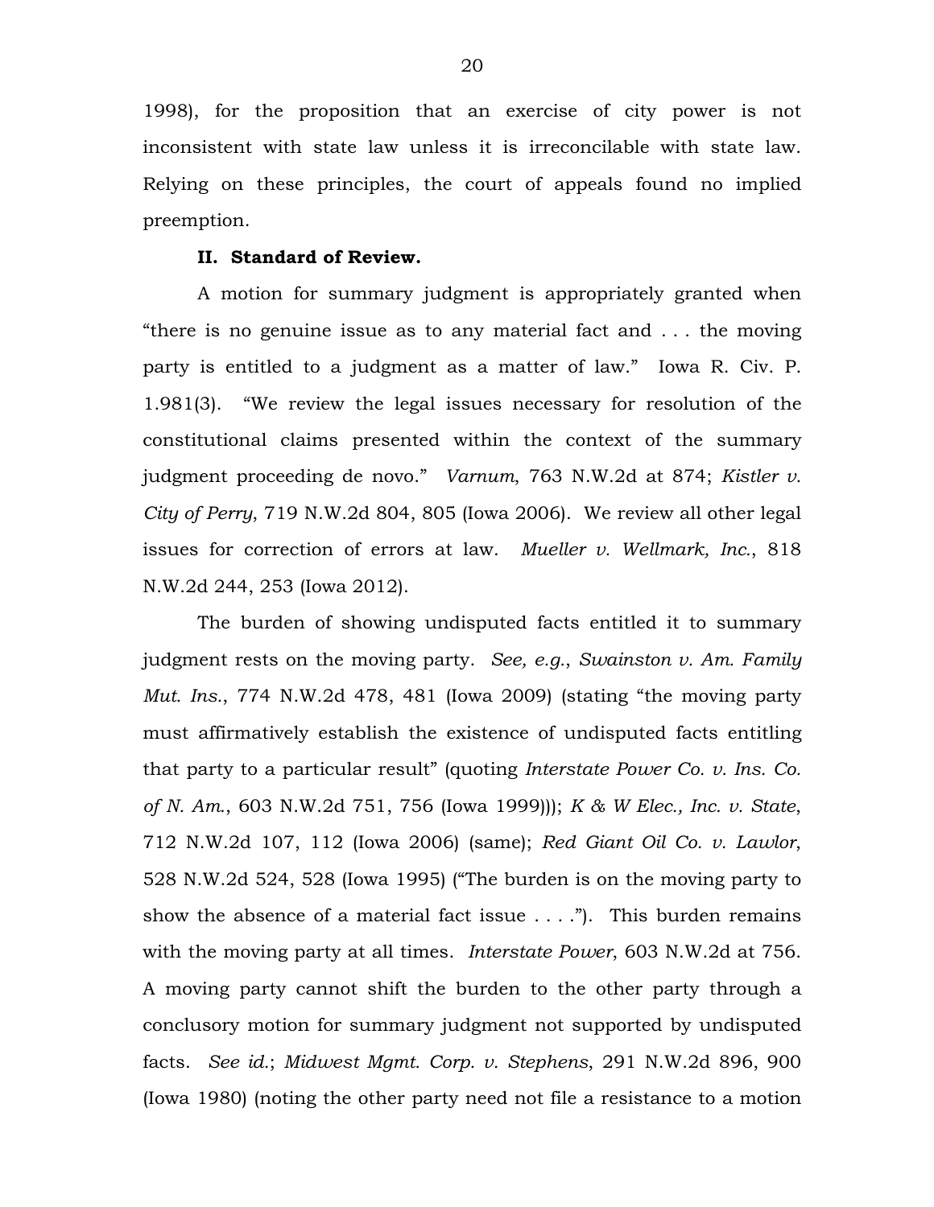1998), for the proposition that an exercise of city power is not inconsistent with state law unless it is irreconcilable with state law. Relying on these principles, the court of appeals found no implied preemption.

## II. Standard of Review.

A motion for summary judgment is appropriately granted when "there is no genuine issue as to any material fact and . . . the moving party is entitled to a judgment as a matter of law." Iowa R. Civ. P. 1.981(3). "We review the legal issues necessary for resolution of the constitutional claims presented within the context of the summary judgment proceeding de novo." *Varnum*, 763 N.W.2d at 874; *Kistler v. City of Perry*, 719 N.W.2d 804, 805 (Iowa 2006). We review all other legal issues for correction of errors at law. *Mueller v. Wellmark, Inc.*, 818 N.W.2d 244, 253 (Iowa 2012).

The burden of showing undisputed facts entitled it to summary judgment rests on the moving party. *See, e.g.*, *Swainston v. Am. Family Mut. Ins.*, 774 N.W.2d 478, 481 (Iowa 2009) (stating "the moving party must affirmatively establish the existence of undisputed facts entitling that party to a particular result" (quoting *Interstate Power Co. v. Ins. Co. of N. Am.*, 603 N.W.2d 751, 756 (Iowa 1999))); *K & W Elec., Inc. v. State*, 712 N.W.2d 107, 112 (Iowa 2006) (same); *Red Giant Oil Co. v. Lawlor*, 528 N.W.2d 524, 528 (Iowa 1995) ("The burden is on the moving party to show the absence of a material fact issue . . . ."). This burden remains with the moving party at all times. *Interstate Power*, 603 N.W.2d at 756. A moving party cannot shift the burden to the other party through a conclusory motion for summary judgment not supported by undisputed facts. *See id.*; *Midwest Mgmt. Corp. v. Stephens*, 291 N.W.2d 896, 900 (Iowa 1980) (noting the other party need not file a resistance to a motion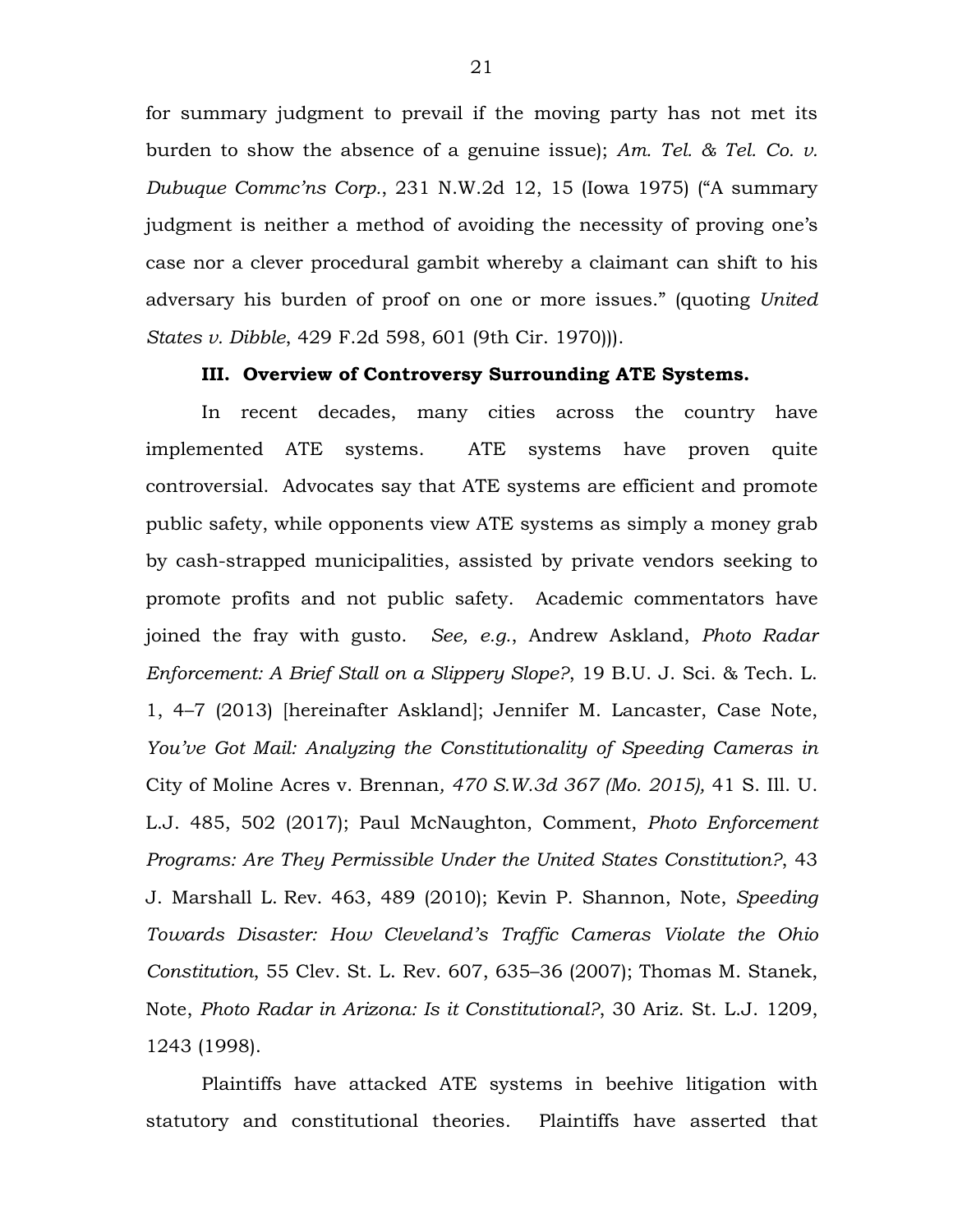for summary judgment to prevail if the moving party has not met its burden to show the absence of a genuine issue); *Am. Tel. & Tel. Co. v. Dubuque Commc'ns Corp.*, 231 N.W.2d 12, 15 (Iowa 1975) ("A summary judgment is neither a method of avoiding the necessity of proving one's case nor a clever procedural gambit whereby a claimant can shift to his adversary his burden of proof on one or more issues." (quoting *United States v. Dibble*, 429 F.2d 598, 601 (9th Cir. 1970))).

## III. Overview of Controversy Surrounding ATE Systems.

In recent decades, many cities across the country have implemented ATE systems. ATE systems have proven quite controversial. Advocates say that ATE systems are efficient and promote public safety, while opponents view ATE systems as simply a money grab by cash-strapped municipalities, assisted by private vendors seeking to promote profits and not public safety. Academic commentators have joined the fray with gusto. *See, e.g.*, Andrew Askland, *Photo Radar Enforcement: A Brief Stall on a Slippery Slope?*, 19 B.U. J. Sci. & Tech. L. 1, 4–7 (2013) [hereinafter Askland]; Jennifer M. Lancaster, Case Note, *You've Got Mail: Analyzing the Constitutionality of Speeding Cameras in* City of Moline Acres v. Brennan*, 470 S.W.3d 367 (Mo. 2015),* 41 S. Ill. U. L.J. 485, 502 (2017); Paul McNaughton, Comment, *Photo Enforcement Programs: Are They Permissible Under the United States Constitution?*, 43 J. Marshall L. Rev. 463, 489 (2010); Kevin P. Shannon, Note, *Speeding Towards Disaster: How Cleveland's Traffic Cameras Violate the Ohio Constitution*, 55 Clev. St. L. Rev. 607, 635–36 (2007); Thomas M. Stanek, Note, *Photo Radar in Arizona: Is it Constitutional?*, 30 Ariz. St. L.J. 1209, 1243 (1998).

Plaintiffs have attacked ATE systems in beehive litigation with statutory and constitutional theories. Plaintiffs have asserted that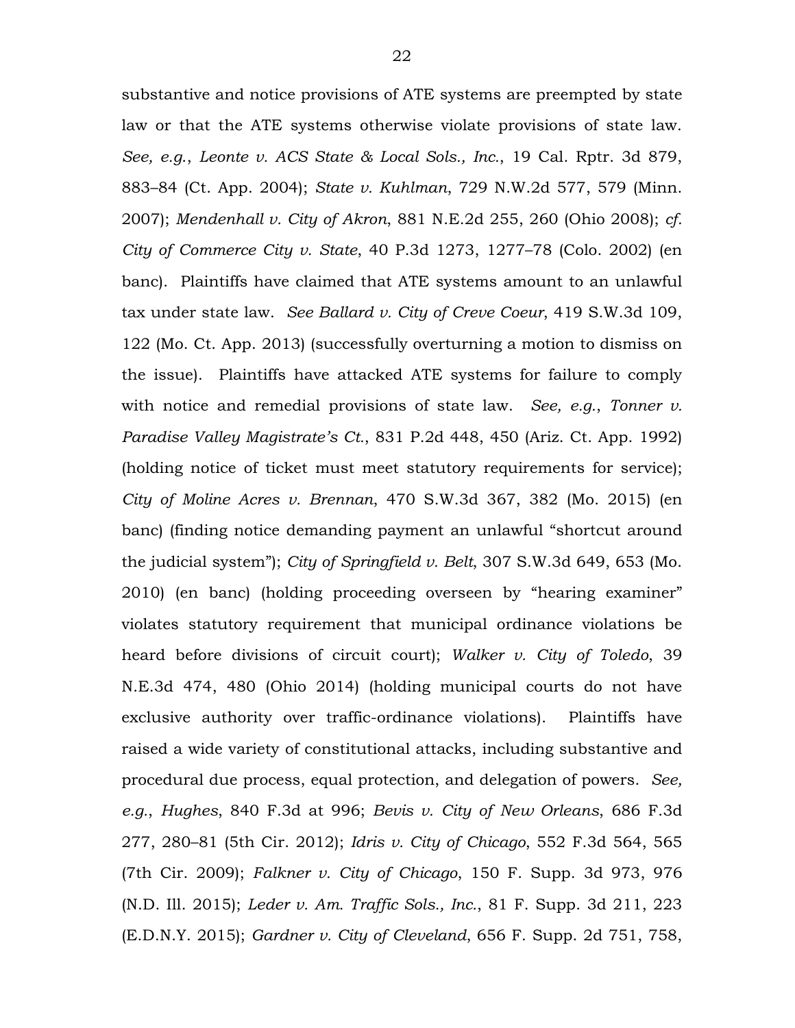substantive and notice provisions of ATE systems are preempted by state law or that the ATE systems otherwise violate provisions of state law. *See, e.g.*, *Leonte v. ACS State & Local Sols., Inc.*, 19 Cal. Rptr. 3d 879, 883–84 (Ct. App. 2004); *State v. Kuhlman*, 729 N.W.2d 577, 579 (Minn. 2007); *Mendenhall v. City of Akron*, 881 N.E.2d 255, 260 (Ohio 2008); *cf. City of Commerce City v. State*, 40 P.3d 1273, 1277–78 (Colo. 2002) (en banc). Plaintiffs have claimed that ATE systems amount to an unlawful tax under state law. *See Ballard v. City of Creve Coeur*, 419 S.W.3d 109, 122 (Mo. Ct. App. 2013) (successfully overturning a motion to dismiss on the issue). Plaintiffs have attacked ATE systems for failure to comply with notice and remedial provisions of state law. *See, e.g.*, *Tonner v. Paradise Valley Magistrate's Ct.*, 831 P.2d 448, 450 (Ariz. Ct. App. 1992) (holding notice of ticket must meet statutory requirements for service); *City of Moline Acres v. Brennan*, 470 S.W.3d 367, 382 (Mo. 2015) (en banc) (finding notice demanding payment an unlawful "shortcut around the judicial system"); *City of Springfield v. Belt*, 307 S.W.3d 649, 653 (Mo. 2010) (en banc) (holding proceeding overseen by "hearing examiner" violates statutory requirement that municipal ordinance violations be heard before divisions of circuit court); *Walker v. City of Toledo*, 39 N.E.3d 474, 480 (Ohio 2014) (holding municipal courts do not have exclusive authority over traffic-ordinance violations). Plaintiffs have raised a wide variety of constitutional attacks, including substantive and procedural due process, equal protection, and delegation of powers. *See, e.g.*, *Hughes*, 840 F.3d at 996; *Bevis v. City of New Orleans*, 686 F.3d 277, 280–81 (5th Cir. 2012); *Idris v. City of Chicago*, 552 F.3d 564, 565 (7th Cir. 2009); *Falkner v. City of Chicago*, 150 F. Supp. 3d 973, 976 (N.D. Ill. 2015); *Leder v. Am. Traffic Sols., Inc.*, 81 F. Supp. 3d 211, 223 (E.D.N.Y. 2015); *Gardner v. City of Cleveland*, 656 F. Supp. 2d 751, 758,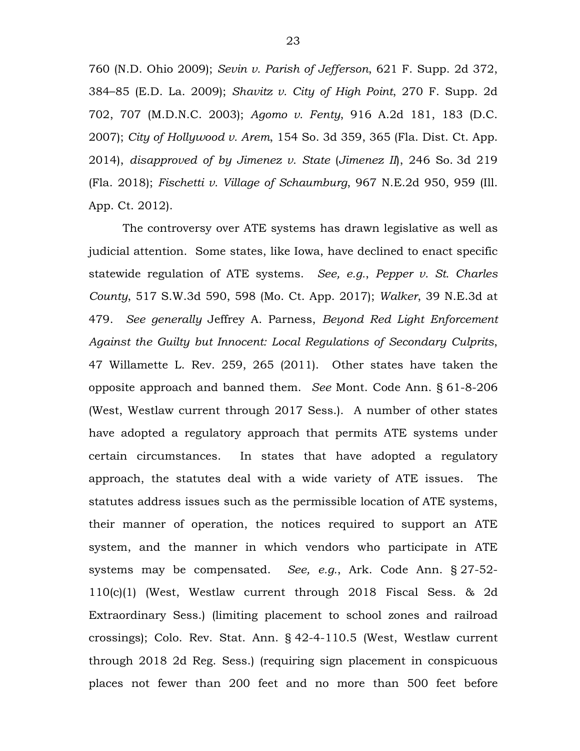760 (N.D. Ohio 2009); *Sevin v. Parish of Jefferson*, 621 F. Supp. 2d 372, 384–85 (E.D. La. 2009); *Shavitz v. City of High Point*, 270 F. Supp. 2d 702, 707 (M.D.N.C. 2003); *Agomo v. Fenty*, 916 A.2d 181, 183 (D.C. 2007); *City of Hollywood v. Arem*, 154 So. 3d 359, 365 (Fla. Dist. Ct. App. 2014), *disapproved of by Jimenez v. State* (*Jimenez II*), 246 So. 3d 219 (Fla. 2018); *Fischetti v. Village of Schaumburg*, 967 N.E.2d 950, 959 (Ill. App. Ct. 2012).

The controversy over ATE systems has drawn legislative as well as judicial attention. Some states, like Iowa, have declined to enact specific statewide regulation of ATE systems. *See, e.g.*, *Pepper v. St. Charles County*, 517 S.W.3d 590, 598 (Mo. Ct. App. 2017); *Walker*, 39 N.E.3d at 479. *See generally* Jeffrey A. Parness, *Beyond Red Light Enforcement Against the Guilty but Innocent: Local Regulations of Secondary Culprits*, 47 Willamette L. Rev. 259, 265 (2011). Other states have taken the opposite approach and banned them. *See* Mont. Code Ann. § 61-8-206 (West, Westlaw current through 2017 Sess.). A number of other states have adopted a regulatory approach that permits ATE systems under certain circumstances. In states that have adopted a regulatory approach, the statutes deal with a wide variety of ATE issues. The statutes address issues such as the permissible location of ATE systems, their manner of operation, the notices required to support an ATE system, and the manner in which vendors who participate in ATE systems may be compensated. *See, e.g.*, Ark. Code Ann. § 27-52-110(c)(1) (West, Westlaw current through 2018 Fiscal Sess. & 2d Extraordinary Sess.) (limiting placement to school zones and railroad crossings); Colo. Rev. Stat. Ann. § 42-4-110.5 (West, Westlaw current through 2018 2d Reg. Sess.) (requiring sign placement in conspicuous places not fewer than 200 feet and no more than 500 feet before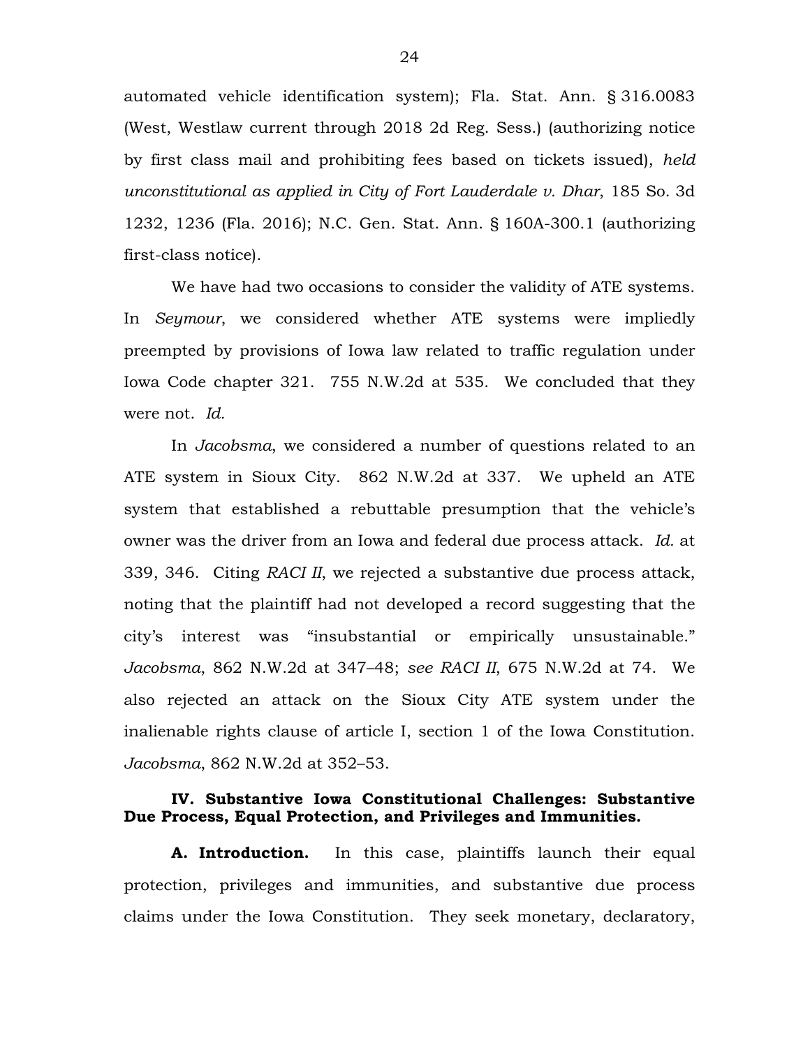automated vehicle identification system); Fla. Stat. Ann. § 316.0083 (West, Westlaw current through 2018 2d Reg. Sess.) (authorizing notice by first class mail and prohibiting fees based on tickets issued), *held unconstitutional as applied in City of Fort Lauderdale v. Dhar*, 185 So. 3d 1232, 1236 (Fla. 2016); N.C. Gen. Stat. Ann. § 160A-300.1 (authorizing first-class notice).

We have had two occasions to consider the validity of ATE systems. In *Seymour*, we considered whether ATE systems were impliedly preempted by provisions of Iowa law related to traffic regulation under Iowa Code chapter 321. 755 N.W.2d at 535. We concluded that they were not. *Id.*

In *Jacobsma*, we considered a number of questions related to an ATE system in Sioux City. 862 N.W.2d at 337. We upheld an ATE system that established a rebuttable presumption that the vehicle's owner was the driver from an Iowa and federal due process attack. *Id.* at 339, 346. Citing *RACI II*, we rejected a substantive due process attack, noting that the plaintiff had not developed a record suggesting that the city's interest was "insubstantial or empirically unsustainable." *Jacobsma*, 862 N.W.2d at 347–48; *see RACI II*, 675 N.W.2d at 74. We also rejected an attack on the Sioux City ATE system under the inalienable rights clause of article I, section 1 of the Iowa Constitution. *Jacobsma*, 862 N.W.2d at 352–53.

## IV. Substantive Iowa Constitutional Challenges: Substantive Due Process, Equal Protection, and Privileges and Immunities.

**A. Introduction.** In this case, plaintiffs launch their equal protection, privileges and immunities, and substantive due process claims under the Iowa Constitution. They seek monetary, declaratory,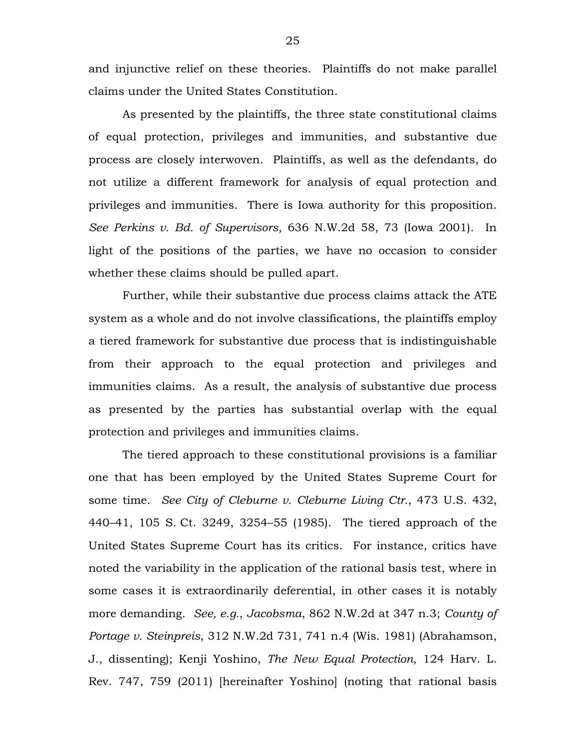and injunctive relief on these theories. Plaintiffs do not make parallel claims under the United States Constitution.

As presented by the plaintiffs, the three state constitutional claims of equal protection, privileges and immunities, and substantive due process are closely interwoven. Plaintiffs, as well as the defendants, do not utilize a different framework for analysis of equal protection and privileges and immunities. There is Iowa authority for this proposition. *See Perkins v. Bd. of Supervisors*, 636 N.W.2d 58, 73 (Iowa 2001). In light of the positions of the parties, we have no occasion to consider whether these claims should be pulled apart.

Further, while their substantive due process claims attack the ATE system as a whole and do not involve classifications, the plaintiffs employ a tiered framework for substantive due process that is indistinguishable from their approach to the equal protection and privileges and immunities claims. As a result, the analysis of substantive due process as presented by the parties has substantial overlap with the equal protection and privileges and immunities claims.

The tiered approach to these constitutional provisions is a familiar one that has been employed by the United States Supreme Court for some time. *See City of Cleburne v. Cleburne Living Ctr.*, 473 U.S. 432, 440–41, 105 S. Ct. 3249, 3254–55 (1985). The tiered approach of the United States Supreme Court has its critics. For instance, critics have noted the variability in the application of the rational basis test, where in some cases it is extraordinarily deferential, in other cases it is notably more demanding. *See, e.g.*, *Jacobsma*, 862 N.W.2d at 347 n.3; *County of Portage v. Steinpreis*, 312 N.W.2d 731, 741 n.4 (Wis. 1981) (Abrahamson, J., dissenting); Kenji Yoshino, *The New Equal Protection*, 124 Harv. L. Rev. 747, 759 (2011) [hereinafter Yoshino] (noting that rational basis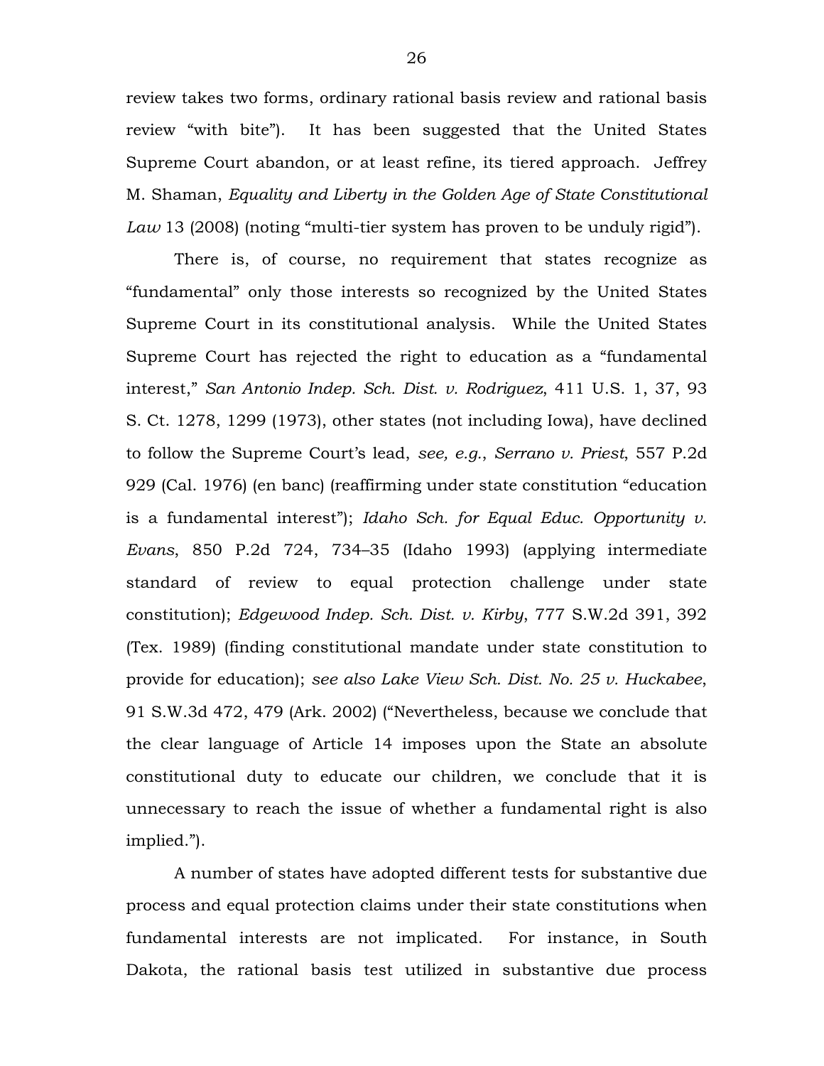review takes two forms, ordinary rational basis review and rational basis review "with bite"). It has been suggested that the United States Supreme Court abandon, or at least refine, its tiered approach. Jeffrey M. Shaman, *Equality and Liberty in the Golden Age of State Constitutional Law* 13 (2008) (noting "multi-tier system has proven to be unduly rigid").

There is, of course, no requirement that states recognize as "fundamental" only those interests so recognized by the United States Supreme Court in its constitutional analysis. While the United States Supreme Court has rejected the right to education as a "fundamental interest," *San Antonio Indep. Sch. Dist. v. Rodriguez*, 411 U.S. 1, 37, 93 S. Ct. 1278, 1299 (1973), other states (not including Iowa), have declined to follow the Supreme Court's lead, *see, e.g.*, *Serrano v. Priest*, 557 P.2d 929 (Cal. 1976) (en banc) (reaffirming under state constitution "education is a fundamental interest"); *Idaho Sch. for Equal Educ. Opportunity v. Evans*, 850 P.2d 724, 734–35 (Idaho 1993) (applying intermediate standard of review to equal protection challenge under state constitution); *Edgewood Indep. Sch. Dist. v. Kirby*, 777 S.W.2d 391, 392 (Tex. 1989) (finding constitutional mandate under state constitution to provide for education); *see also Lake View Sch. Dist. No. 25 v. Huckabee*, 91 S.W.3d 472, 479 (Ark. 2002) ("Nevertheless, because we conclude that the clear language of Article 14 imposes upon the State an absolute constitutional duty to educate our children, we conclude that it is unnecessary to reach the issue of whether a fundamental right is also implied.").

A number of states have adopted different tests for substantive due process and equal protection claims under their state constitutions when fundamental interests are not implicated. For instance, in South Dakota, the rational basis test utilized in substantive due process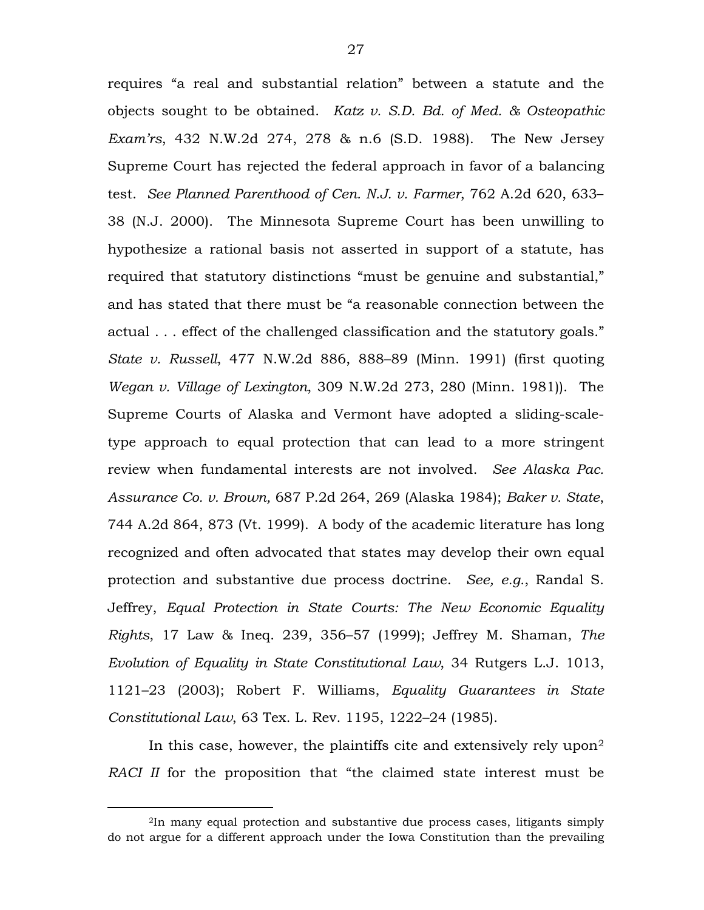requires "a real and substantial relation" between a statute and the objects sought to be obtained. *Katz v. S.D. Bd. of Med. & Osteopathic Exam'rs*, 432 N.W.2d 274, 278 & n.6 (S.D. 1988). The New Jersey Supreme Court has rejected the federal approach in favor of a balancing test. *See Planned Parenthood of Cen. N.J. v. Farmer*, 762 A.2d 620, 633–38 (N.J. 2000). The Minnesota Supreme Court has been unwilling to hypothesize a rational basis not asserted in support of a statute, has required that statutory distinctions "must be genuine and substantial," and has stated that there must be "a reasonable connection between the actual . . . effect of the challenged classification and the statutory goals." *State v. Russell*, 477 N.W.2d 886, 888–89 (Minn. 1991) (first quoting *Wegan v. Village of Lexington*, 309 N.W.2d 273, 280 (Minn. 1981)). The Supreme Courts of Alaska and Vermont have adopted a sliding-scale-type approach to equal protection that can lead to a more stringent review when fundamental interests are not involved. *See Alaska Pac. Assurance Co. v. Brown,* 687 P.2d 264, 269 (Alaska 1984); *Baker v. State*, 744 A.2d 864, 873 (Vt. 1999). A body of the academic literature has long recognized and often advocated that states may develop their own equal protection and substantive due process doctrine. *See, e.g.*, Randal S. Jeffrey, *Equal Protection in State Courts: The New Economic Equality Rights*, 17 Law & Ineq. 239, 356–57 (1999); Jeffrey M. Shaman, *The Evolution of Equality in State Constitutional Law*, 34 Rutgers L.J. 1013, 1121–23 (2003); Robert F. Williams, *Equality Guarantees in State Constitutional Law*, 63 Tex. L. Rev. 1195, 1222–24 (1985).

In this case, however, the plaintiffs cite and extensively rely upon[2] *RACI II* for the proposition that "the claimed state interest must be

[2]In many equal protection and substantive due process cases, litigants simply do not argue for a different approach under the Iowa Constitution than the prevailing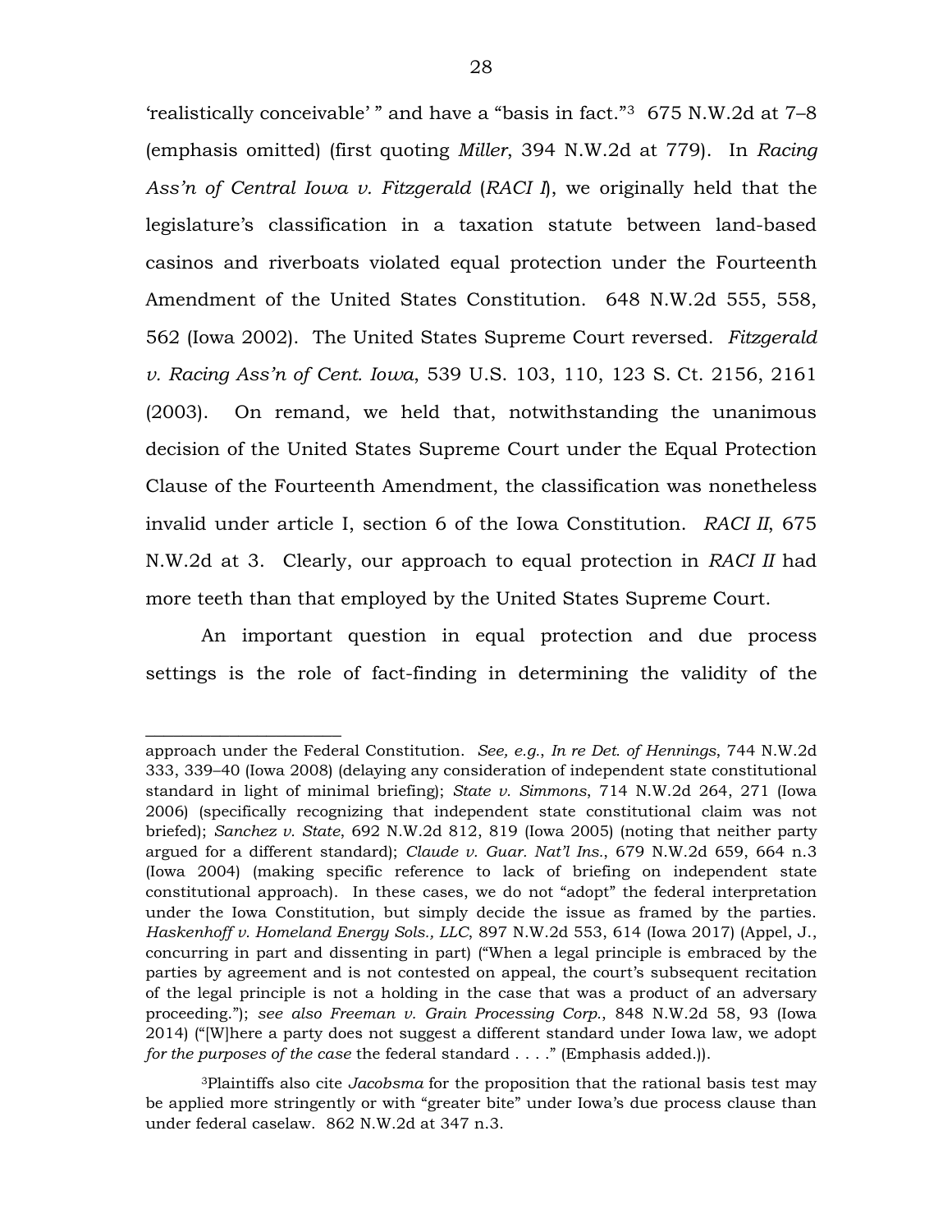'realistically conceivable' " and have a "basis in fact."[3] 675 N.W.2d at 7–8 (emphasis omitted) (first quoting *Miller*, 394 N.W.2d at 779). In *Racing Ass'n of Central Iowa v. Fitzgerald* (*RACI I*), we originally held that the legislature's classification in a taxation statute between land-based casinos and riverboats violated equal protection under the Fourteenth Amendment of the United States Constitution. 648 N.W.2d 555, 558, 562 (Iowa 2002). The United States Supreme Court reversed. *Fitzgerald v. Racing Ass'n of Cent. Iowa*, 539 U.S. 103, 110, 123 S. Ct. 2156, 2161 (2003). On remand, we held that, notwithstanding the unanimous decision of the United States Supreme Court under the Equal Protection Clause of the Fourteenth Amendment, the classification was nonetheless invalid under article I, section 6 of the Iowa Constitution. *RACI II*, 675 N.W.2d at 3. Clearly, our approach to equal protection in *RACI II* had more teeth than that employed by the United States Supreme Court.

An important question in equal protection and due process settings is the role of fact-finding in determining the validity of the

---

approach under the Federal Constitution. *See, e.g.*, *In re Det. of Hennings*, 744 N.W.2d 333, 339–40 (Iowa 2008) (delaying any consideration of independent state constitutional standard in light of minimal briefing); *State v. Simmons*, 714 N.W.2d 264, 271 (Iowa 2006) (specifically recognizing that independent state constitutional claim was not briefed); *Sanchez v. State*, 692 N.W.2d 812, 819 (Iowa 2005) (noting that neither party argued for a different standard); *Claude v. Guar. Nat'l Ins.*, 679 N.W.2d 659, 664 n.3 (Iowa 2004) (making specific reference to lack of briefing on independent state constitutional approach). In these cases, we do not "adopt" the federal interpretation under the Iowa Constitution, but simply decide the issue as framed by the parties. *Haskenhoff v. Homeland Energy Sols., LLC*, 897 N.W.2d 553, 614 (Iowa 2017) (Appel, J., concurring in part and dissenting in part) ("When a legal principle is embraced by the parties by agreement and is not contested on appeal, the court's subsequent recitation of the legal principle is not a holding in the case that was a product of an adversary proceeding."); *see also Freeman v. Grain Processing Corp.*, 848 N.W.2d 58, 93 (Iowa 2014) ("[W]here a party does not suggest a different standard under Iowa law, we adopt *for the purposes of the case* the federal standard . . . ." (Emphasis added.)).

[3]Plaintiffs also cite *Jacobsma* for the proposition that the rational basis test may be applied more stringently or with "greater bite" under Iowa's due process clause than under federal caselaw. 862 N.W.2d at 347 n.3.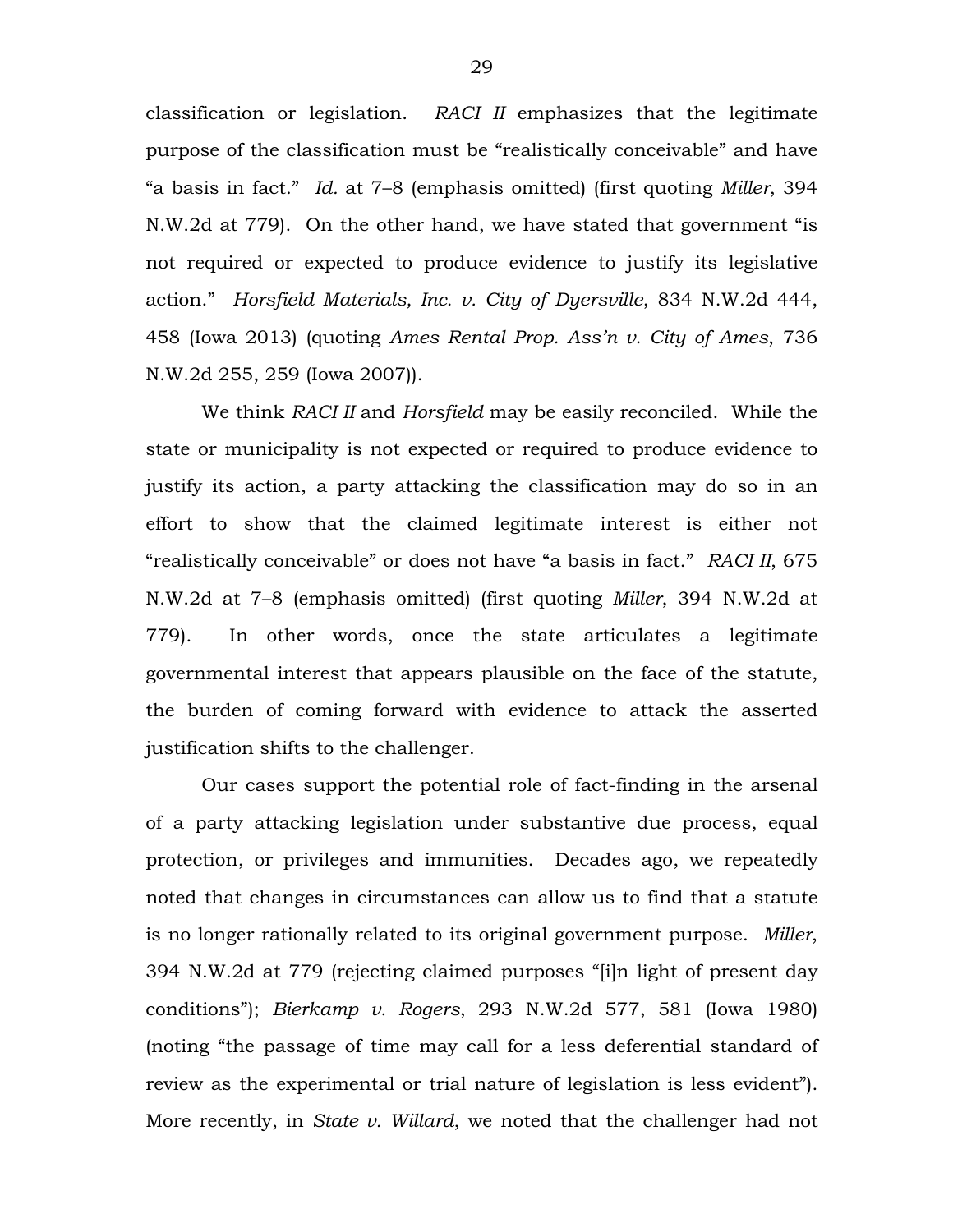classification or legislation. *RACI II* emphasizes that the legitimate purpose of the classification must be "realistically conceivable" and have "a basis in fact." *Id.* at 7–8 (emphasis omitted) (first quoting *Miller*, 394 N.W.2d at 779). On the other hand, we have stated that government "is not required or expected to produce evidence to justify its legislative action." *Horsfield Materials, Inc. v. City of Dyersville*, 834 N.W.2d 444, 458 (Iowa 2013) (quoting *Ames Rental Prop. Ass'n v. City of Ames*, 736 N.W.2d 255, 259 (Iowa 2007)).

We think *RACI II* and *Horsfield* may be easily reconciled. While the state or municipality is not expected or required to produce evidence to justify its action, a party attacking the classification may do so in an effort to show that the claimed legitimate interest is either not "realistically conceivable" or does not have "a basis in fact." *RACI II*, 675 N.W.2d at 7–8 (emphasis omitted) (first quoting *Miller*, 394 N.W.2d at 779). In other words, once the state articulates a legitimate governmental interest that appears plausible on the face of the statute, the burden of coming forward with evidence to attack the asserted justification shifts to the challenger.

Our cases support the potential role of fact-finding in the arsenal of a party attacking legislation under substantive due process, equal protection, or privileges and immunities. Decades ago, we repeatedly noted that changes in circumstances can allow us to find that a statute is no longer rationally related to its original government purpose. *Miller*, 394 N.W.2d at 779 (rejecting claimed purposes "[i]n light of present day conditions"); *Bierkamp v. Rogers*, 293 N.W.2d 577, 581 (Iowa 1980) (noting "the passage of time may call for a less deferential standard of review as the experimental or trial nature of legislation is less evident"). More recently, in *State v. Willard*, we noted that the challenger had not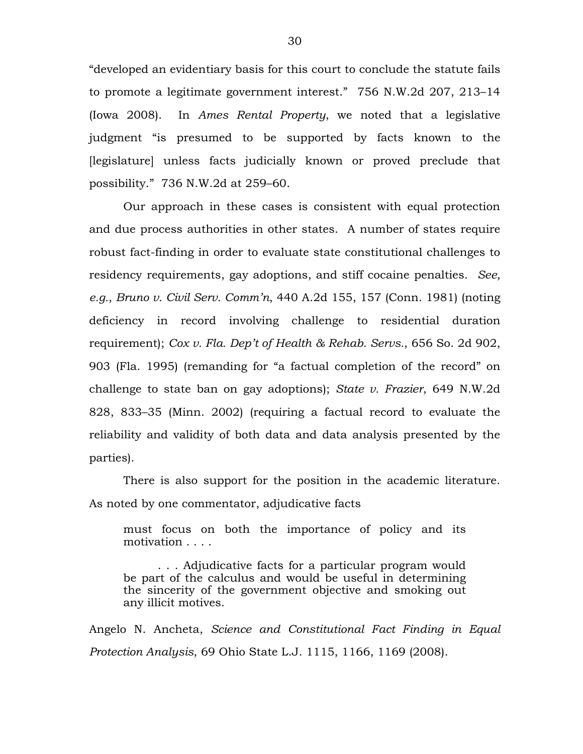"developed an evidentiary basis for this court to conclude the statute fails to promote a legitimate government interest." 756 N.W.2d 207, 213–14 (Iowa 2008). In *Ames Rental Property*, we noted that a legislative judgment "is presumed to be supported by facts known to the [legislature] unless facts judicially known or proved preclude that possibility." 736 N.W.2d at 259–60.

Our approach in these cases is consistent with equal protection and due process authorities in other states. A number of states require robust fact-finding in order to evaluate state constitutional challenges to residency requirements, gay adoptions, and stiff cocaine penalties. *See, e.g.*, *Bruno v. Civil Serv. Comm'n*, 440 A.2d 155, 157 (Conn. 1981) (noting deficiency in record involving challenge to residential duration requirement); *Cox v. Fla. Dep't of Health & Rehab. Servs.*, 656 So. 2d 902, 903 (Fla. 1995) (remanding for "a factual completion of the record" on challenge to state ban on gay adoptions); *State v. Frazier*, 649 N.W.2d 828, 833–35 (Minn. 2002) (requiring a factual record to evaluate the reliability and validity of both data and data analysis presented by the parties).

There is also support for the position in the academic literature. As noted by one commentator, adjudicative facts

> must focus on both the importance of policy and its motivation . . . .
>
> . . . Adjudicative facts for a particular program would be part of the calculus and would be useful in determining the sincerity of the government objective and smoking out any illicit motives.

Angelo N. Ancheta, *Science and Constitutional Fact Finding in Equal Protection Analysis*, 69 Ohio State L.J. 1115, 1166, 1169 (2008).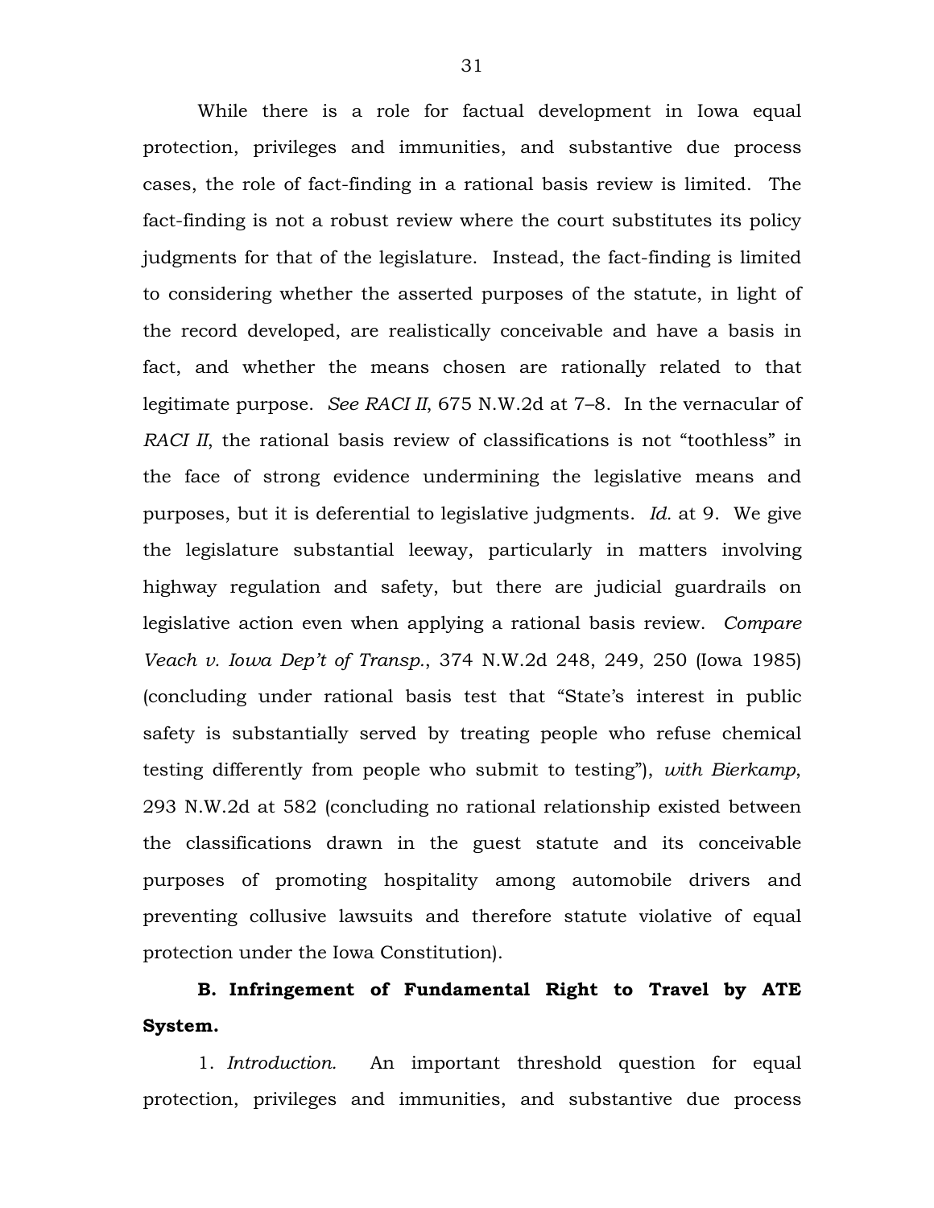While there is a role for factual development in Iowa equal protection, privileges and immunities, and substantive due process cases, the role of fact-finding in a rational basis review is limited. The fact-finding is not a robust review where the court substitutes its policy judgments for that of the legislature. Instead, the fact-finding is limited to considering whether the asserted purposes of the statute, in light of the record developed, are realistically conceivable and have a basis in fact, and whether the means chosen are rationally related to that legitimate purpose. *See RACI II*, 675 N.W.2d at 7–8. In the vernacular of *RACI II*, the rational basis review of classifications is not "toothless" in the face of strong evidence undermining the legislative means and purposes, but it is deferential to legislative judgments. *Id.* at 9. We give the legislature substantial leeway, particularly in matters involving highway regulation and safety, but there are judicial guardrails on legislative action even when applying a rational basis review. *Compare Veach v. Iowa Dep't of Transp.*, 374 N.W.2d 248, 249, 250 (Iowa 1985) (concluding under rational basis test that "State's interest in public safety is substantially served by treating people who refuse chemical testing differently from people who submit to testing"), *with Bierkamp*, 293 N.W.2d at 582 (concluding no rational relationship existed between the classifications drawn in the guest statute and its conceivable purposes of promoting hospitality among automobile drivers and preventing collusive lawsuits and therefore statute violative of equal protection under the Iowa Constitution).

**B. Infringement of Fundamental Right to Travel by ATE System.**

1. *Introduction.* An important threshold question for equal protection, privileges and immunities, and substantive due process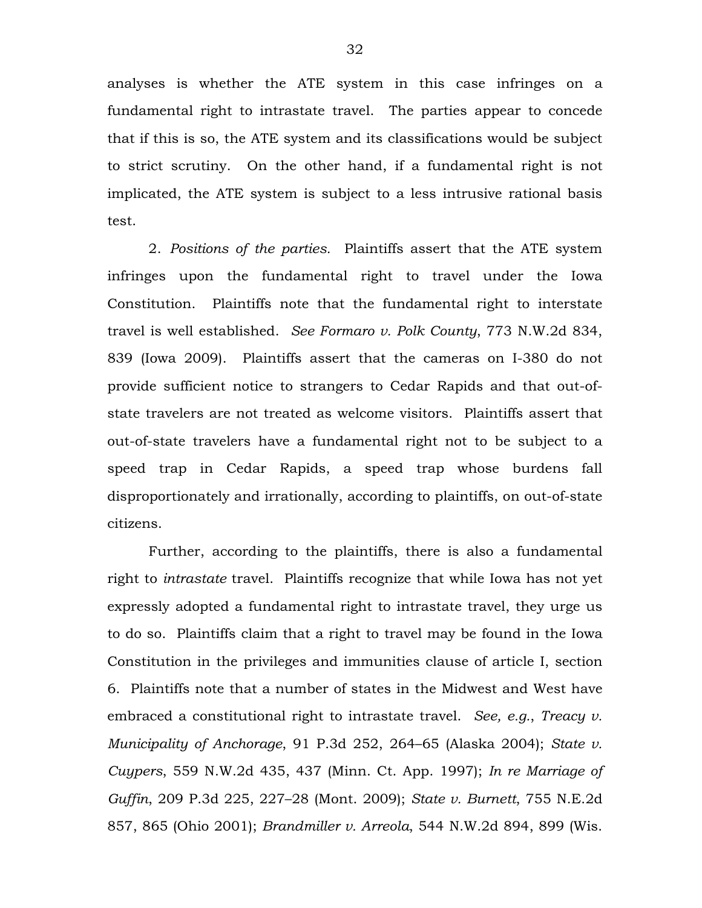analyses is whether the ATE system in this case infringes on a fundamental right to intrastate travel. The parties appear to concede that if this is so, the ATE system and its classifications would be subject to strict scrutiny. On the other hand, if a fundamental right is not implicated, the ATE system is subject to a less intrusive rational basis test.

2. *Positions of the parties.* Plaintiffs assert that the ATE system infringes upon the fundamental right to travel under the Iowa Constitution. Plaintiffs note that the fundamental right to interstate travel is well established. *See Formaro v. Polk County*, 773 N.W.2d 834, 839 (Iowa 2009). Plaintiffs assert that the cameras on I-380 do not provide sufficient notice to strangers to Cedar Rapids and that out-of-state travelers are not treated as welcome visitors. Plaintiffs assert that out-of-state travelers have a fundamental right not to be subject to a speed trap in Cedar Rapids, a speed trap whose burdens fall disproportionately and irrationally, according to plaintiffs, on out-of-state citizens.

Further, according to the plaintiffs, there is also a fundamental right to *intrastate* travel. Plaintiffs recognize that while Iowa has not yet expressly adopted a fundamental right to intrastate travel, they urge us to do so. Plaintiffs claim that a right to travel may be found in the Iowa Constitution in the privileges and immunities clause of article I, section 6. Plaintiffs note that a number of states in the Midwest and West have embraced a constitutional right to intrastate travel. *See, e.g.*, *Treacy v. Municipality of Anchorage*, 91 P.3d 252, 264–65 (Alaska 2004); *State v. Cuypers*, 559 N.W.2d 435, 437 (Minn. Ct. App. 1997); *In re Marriage of Guffin*, 209 P.3d 225, 227–28 (Mont. 2009); *State v. Burnett*, 755 N.E.2d 857, 865 (Ohio 2001); *Brandmiller v. Arreola*, 544 N.W.2d 894, 899 (Wis.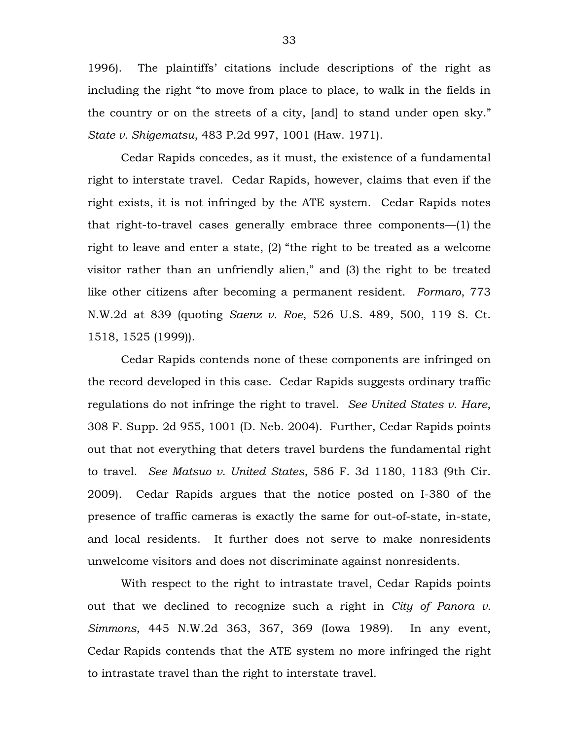1996). The plaintiffs' citations include descriptions of the right as including the right "to move from place to place, to walk in the fields in the country or on the streets of a city, [and] to stand under open sky." *State v. Shigematsu*, 483 P.2d 997, 1001 (Haw. 1971).

Cedar Rapids concedes, as it must, the existence of a fundamental right to interstate travel. Cedar Rapids, however, claims that even if the right exists, it is not infringed by the ATE system. Cedar Rapids notes that right-to-travel cases generally embrace three components—(1) the right to leave and enter a state, (2) "the right to be treated as a welcome visitor rather than an unfriendly alien," and (3) the right to be treated like other citizens after becoming a permanent resident. *Formaro*, 773 N.W.2d at 839 (quoting *Saenz v. Roe*, 526 U.S. 489, 500, 119 S. Ct. 1518, 1525 (1999)).

Cedar Rapids contends none of these components are infringed on the record developed in this case. Cedar Rapids suggests ordinary traffic regulations do not infringe the right to travel. *See United States v. Hare*, 308 F. Supp. 2d 955, 1001 (D. Neb. 2004). Further, Cedar Rapids points out that not everything that deters travel burdens the fundamental right to travel. *See Matsuo v. United States*, 586 F. 3d 1180, 1183 (9th Cir. 2009). Cedar Rapids argues that the notice posted on I-380 of the presence of traffic cameras is exactly the same for out-of-state, in-state, and local residents. It further does not serve to make nonresidents unwelcome visitors and does not discriminate against nonresidents.

With respect to the right to intrastate travel, Cedar Rapids points out that we declined to recognize such a right in *City of Panora v. Simmons*, 445 N.W.2d 363, 367, 369 (Iowa 1989). In any event, Cedar Rapids contends that the ATE system no more infringed the right to intrastate travel than the right to interstate travel.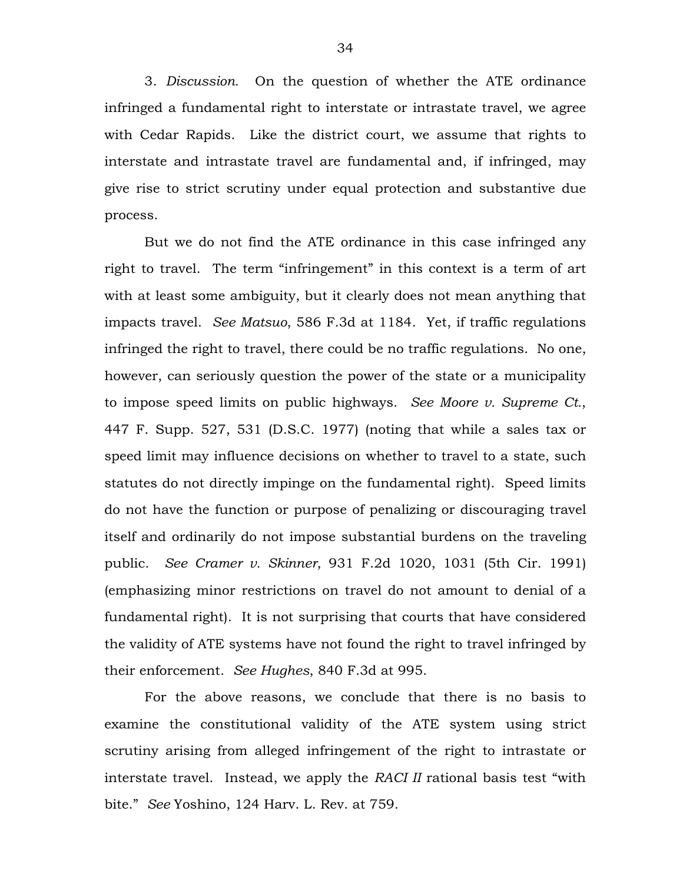3. *Discussion.* On the question of whether the ATE ordinance infringed a fundamental right to interstate or intrastate travel, we agree with Cedar Rapids. Like the district court, we assume that rights to interstate and intrastate travel are fundamental and, if infringed, may give rise to strict scrutiny under equal protection and substantive due process.

But we do not find the ATE ordinance in this case infringed any right to travel. The term "infringement" in this context is a term of art with at least some ambiguity, but it clearly does not mean anything that impacts travel. *See Matsuo*, 586 F.3d at 1184. Yet, if traffic regulations infringed the right to travel, there could be no traffic regulations. No one, however, can seriously question the power of the state or a municipality to impose speed limits on public highways. *See Moore v. Supreme Ct.*, 447 F. Supp. 527, 531 (D.S.C. 1977) (noting that while a sales tax or speed limit may influence decisions on whether to travel to a state, such statutes do not directly impinge on the fundamental right). Speed limits do not have the function or purpose of penalizing or discouraging travel itself and ordinarily do not impose substantial burdens on the traveling public. *See Cramer v. Skinner*, 931 F.2d 1020, 1031 (5th Cir. 1991) (emphasizing minor restrictions on travel do not amount to denial of a fundamental right). It is not surprising that courts that have considered the validity of ATE systems have not found the right to travel infringed by their enforcement. *See Hughes*, 840 F.3d at 995.

For the above reasons, we conclude that there is no basis to examine the constitutional validity of the ATE system using strict scrutiny arising from alleged infringement of the right to intrastate or interstate travel. Instead, we apply the *RACI II* rational basis test "with bite." *See* Yoshino, 124 Harv. L. Rev. at 759.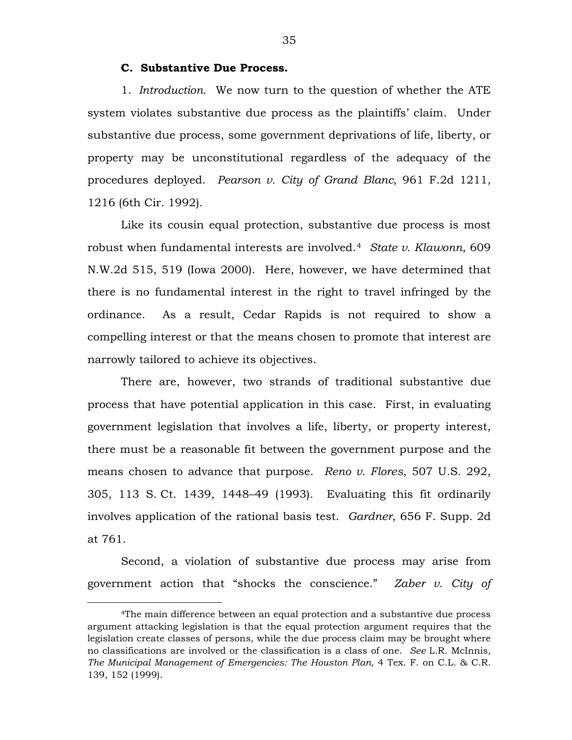### C. Substantive Due Process.

1. *Introduction.* We now turn to the question of whether the ATE system violates substantive due process as the plaintiffs' claim. Under substantive due process, some government deprivations of life, liberty, or property may be unconstitutional regardless of the adequacy of the procedures deployed. *Pearson v. City of Grand Blanc*, 961 F.2d 1211, 1216 (6th Cir. 1992).

Like its cousin equal protection, substantive due process is most robust when fundamental interests are involved.[4] *State v. Klawonn*, 609 N.W.2d 515, 519 (Iowa 2000). Here, however, we have determined that there is no fundamental interest in the right to travel infringed by the ordinance. As a result, Cedar Rapids is not required to show a compelling interest or that the means chosen to promote that interest are narrowly tailored to achieve its objectives.

There are, however, two strands of traditional substantive due process that have potential application in this case. First, in evaluating government legislation that involves a life, liberty, or property interest, there must be a reasonable fit between the government purpose and the means chosen to advance that purpose. *Reno v. Flores*, 507 U.S. 292, 305, 113 S. Ct. 1439, 1448–49 (1993). Evaluating this fit ordinarily involves application of the rational basis test. *Gardner*, 656 F. Supp. 2d at 761.

Second, a violation of substantive due process may arise from government action that "shocks the conscience." *Zaber v. City of*

[4]The main difference between an equal protection and a substantive due process argument attacking legislation is that the equal protection argument requires that the legislation create classes of persons, while the due process claim may be brought where no classifications are involved or the classification is a class of one. *See* L.R. McInnis, *The Municipal Management of Emergencies: The Houston Plan*, 4 Tex. F. on C.L. & C.R. 139, 152 (1999).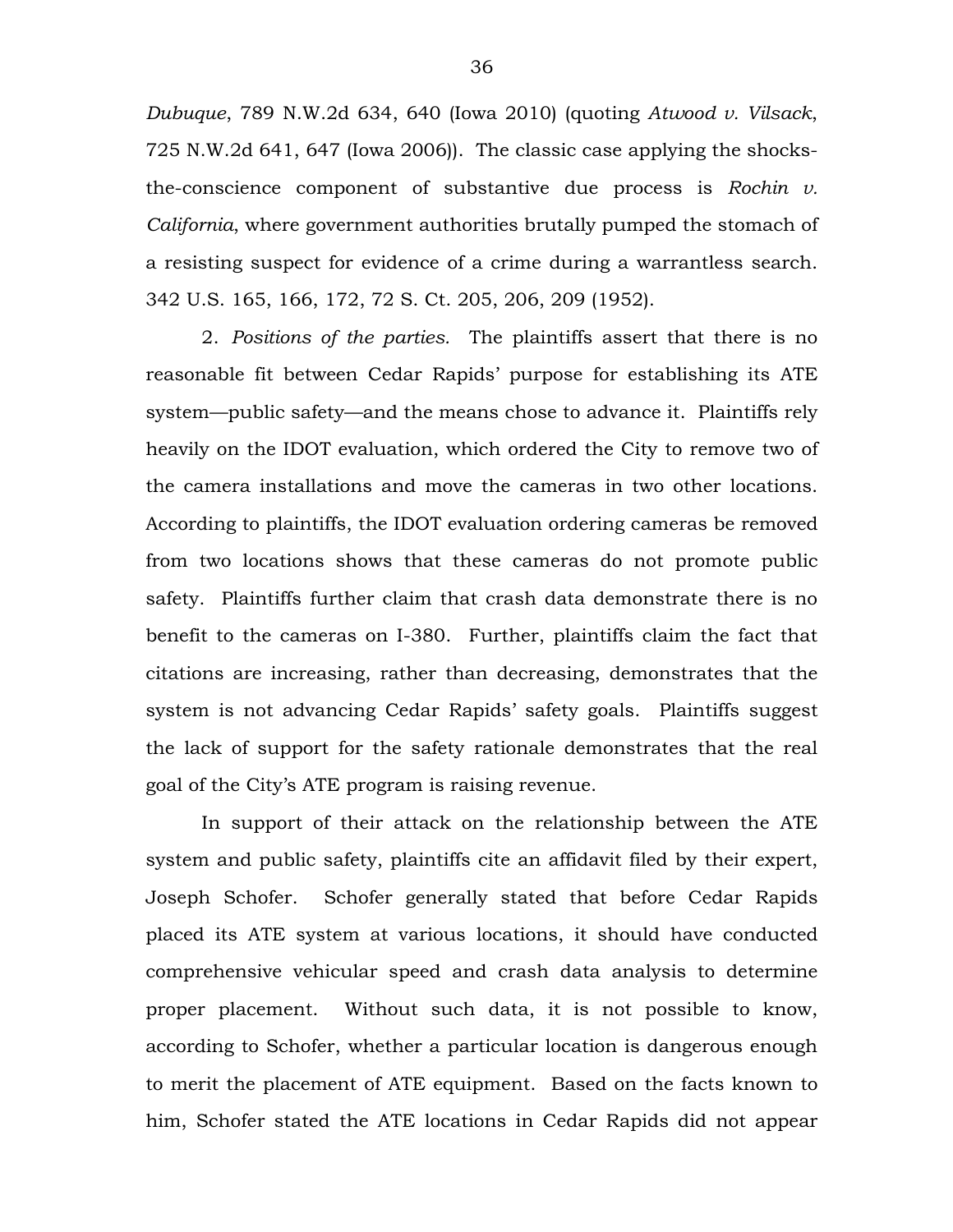*Dubuque*, 789 N.W.2d 634, 640 (Iowa 2010) (quoting *Atwood v. Vilsack*, 725 N.W.2d 641, 647 (Iowa 2006)). The classic case applying the shocks-the-conscience component of substantive due process is *Rochin v. California*, where government authorities brutally pumped the stomach of a resisting suspect for evidence of a crime during a warrantless search. 342 U.S. 165, 166, 172, 72 S. Ct. 205, 206, 209 (1952).

2. *Positions of the parties.* The plaintiffs assert that there is no reasonable fit between Cedar Rapids' purpose for establishing its ATE system—public safety—and the means chose to advance it. Plaintiffs rely heavily on the IDOT evaluation, which ordered the City to remove two of the camera installations and move the cameras in two other locations. According to plaintiffs, the IDOT evaluation ordering cameras be removed from two locations shows that these cameras do not promote public safety. Plaintiffs further claim that crash data demonstrate there is no benefit to the cameras on I-380. Further, plaintiffs claim the fact that citations are increasing, rather than decreasing, demonstrates that the system is not advancing Cedar Rapids' safety goals. Plaintiffs suggest the lack of support for the safety rationale demonstrates that the real goal of the City's ATE program is raising revenue.

In support of their attack on the relationship between the ATE system and public safety, plaintiffs cite an affidavit filed by their expert, Joseph Schofer. Schofer generally stated that before Cedar Rapids placed its ATE system at various locations, it should have conducted comprehensive vehicular speed and crash data analysis to determine proper placement. Without such data, it is not possible to know, according to Schofer, whether a particular location is dangerous enough to merit the placement of ATE equipment. Based on the facts known to him, Schofer stated the ATE locations in Cedar Rapids did not appear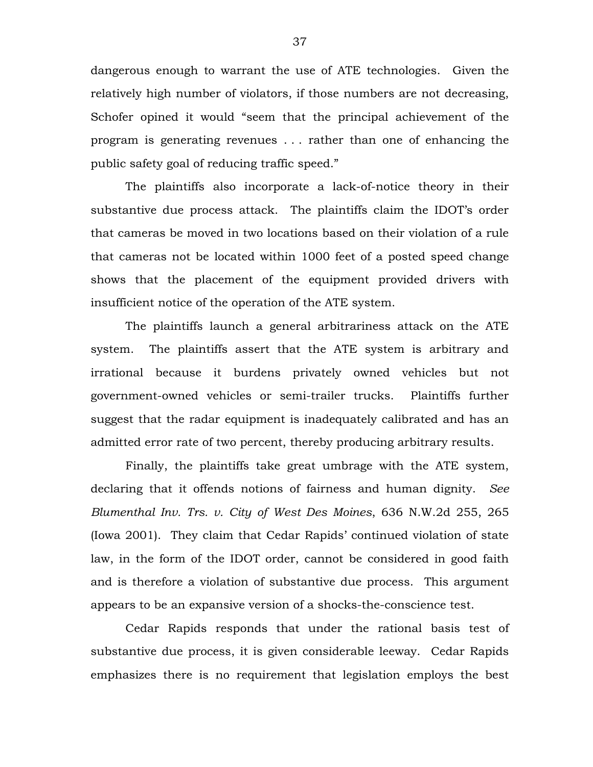dangerous enough to warrant the use of ATE technologies. Given the relatively high number of violators, if those numbers are not decreasing, Schofer opined it would "seem that the principal achievement of the program is generating revenues . . . rather than one of enhancing the public safety goal of reducing traffic speed."

The plaintiffs also incorporate a lack-of-notice theory in their substantive due process attack. The plaintiffs claim the IDOT's order that cameras be moved in two locations based on their violation of a rule that cameras not be located within 1000 feet of a posted speed change shows that the placement of the equipment provided drivers with insufficient notice of the operation of the ATE system.

The plaintiffs launch a general arbitrariness attack on the ATE system. The plaintiffs assert that the ATE system is arbitrary and irrational because it burdens privately owned vehicles but not government-owned vehicles or semi-trailer trucks. Plaintiffs further suggest that the radar equipment is inadequately calibrated and has an admitted error rate of two percent, thereby producing arbitrary results.

Finally, the plaintiffs take great umbrage with the ATE system, declaring that it offends notions of fairness and human dignity. *See Blumenthal Inv. Trs. v. City of West Des Moines*, 636 N.W.2d 255, 265 (Iowa 2001). They claim that Cedar Rapids' continued violation of state law, in the form of the IDOT order, cannot be considered in good faith and is therefore a violation of substantive due process. This argument appears to be an expansive version of a shocks-the-conscience test.

Cedar Rapids responds that under the rational basis test of substantive due process, it is given considerable leeway. Cedar Rapids emphasizes there is no requirement that legislation employs the best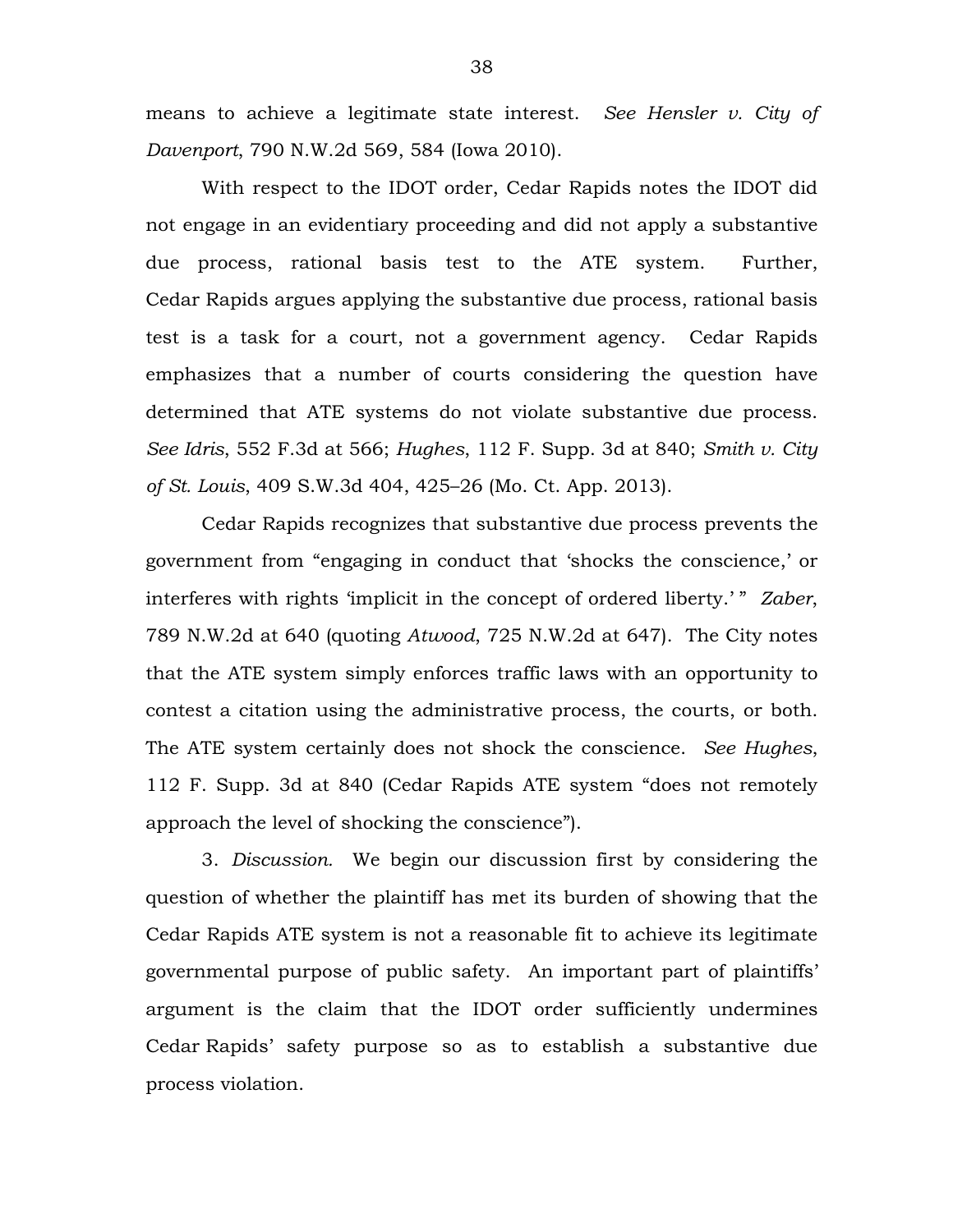means to achieve a legitimate state interest. *See Hensler v. City of Davenport*, 790 N.W.2d 569, 584 (Iowa 2010).

With respect to the IDOT order, Cedar Rapids notes the IDOT did not engage in an evidentiary proceeding and did not apply a substantive due process, rational basis test to the ATE system. Further, Cedar Rapids argues applying the substantive due process, rational basis test is a task for a court, not a government agency. Cedar Rapids emphasizes that a number of courts considering the question have determined that ATE systems do not violate substantive due process. *See Idris*, 552 F.3d at 566; *Hughes*, 112 F. Supp. 3d at 840; *Smith v. City of St. Louis*, 409 S.W.3d 404, 425–26 (Mo. Ct. App. 2013).

Cedar Rapids recognizes that substantive due process prevents the government from "engaging in conduct that 'shocks the conscience,' or interferes with rights 'implicit in the concept of ordered liberty.' " *Zaber*, 789 N.W.2d at 640 (quoting *Atwood*, 725 N.W.2d at 647). The City notes that the ATE system simply enforces traffic laws with an opportunity to contest a citation using the administrative process, the courts, or both. The ATE system certainly does not shock the conscience. *See Hughes*, 112 F. Supp. 3d at 840 (Cedar Rapids ATE system "does not remotely approach the level of shocking the conscience").

3. *Discussion.* We begin our discussion first by considering the question of whether the plaintiff has met its burden of showing that the Cedar Rapids ATE system is not a reasonable fit to achieve its legitimate governmental purpose of public safety. An important part of plaintiffs' argument is the claim that the IDOT order sufficiently undermines Cedar Rapids' safety purpose so as to establish a substantive due process violation.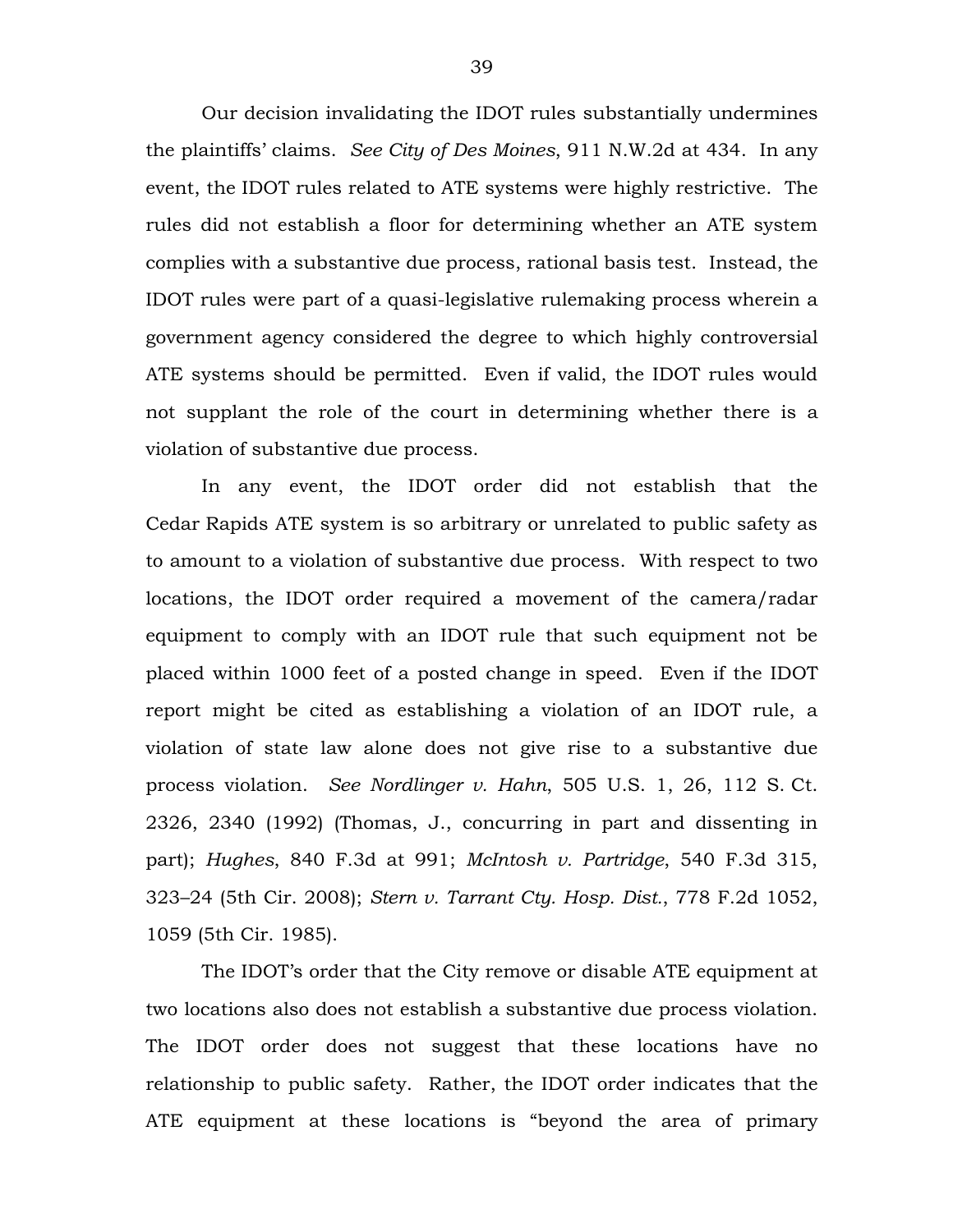Our decision invalidating the IDOT rules substantially undermines the plaintiffs' claims. *See City of Des Moines*, 911 N.W.2d at 434. In any event, the IDOT rules related to ATE systems were highly restrictive. The rules did not establish a floor for determining whether an ATE system complies with a substantive due process, rational basis test. Instead, the IDOT rules were part of a quasi-legislative rulemaking process wherein a government agency considered the degree to which highly controversial ATE systems should be permitted. Even if valid, the IDOT rules would not supplant the role of the court in determining whether there is a violation of substantive due process.

In any event, the IDOT order did not establish that the Cedar Rapids ATE system is so arbitrary or unrelated to public safety as to amount to a violation of substantive due process. With respect to two locations, the IDOT order required a movement of the camera/radar equipment to comply with an IDOT rule that such equipment not be placed within 1000 feet of a posted change in speed. Even if the IDOT report might be cited as establishing a violation of an IDOT rule, a violation of state law alone does not give rise to a substantive due process violation. *See Nordlinger v. Hahn*, 505 U.S. 1, 26, 112 S. Ct. 2326, 2340 (1992) (Thomas, J., concurring in part and dissenting in part); *Hughes*, 840 F.3d at 991; *McIntosh v. Partridge*, 540 F.3d 315, 323–24 (5th Cir. 2008); *Stern v. Tarrant Cty. Hosp. Dist.*, 778 F.2d 1052, 1059 (5th Cir. 1985).

The IDOT's order that the City remove or disable ATE equipment at two locations also does not establish a substantive due process violation. The IDOT order does not suggest that these locations have no relationship to public safety. Rather, the IDOT order indicates that the ATE equipment at these locations is "beyond the area of primary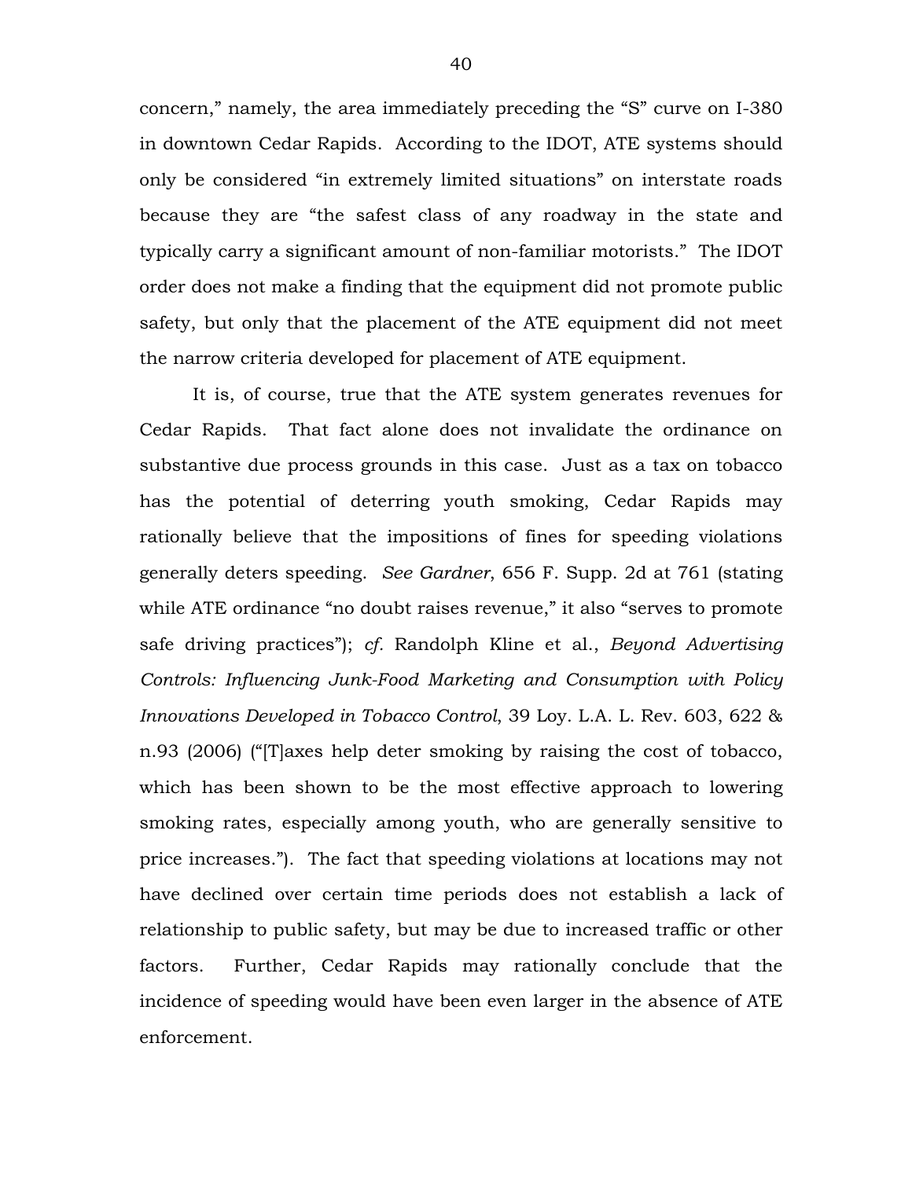concern," namely, the area immediately preceding the "S" curve on I-380 in downtown Cedar Rapids. According to the IDOT, ATE systems should only be considered "in extremely limited situations" on interstate roads because they are "the safest class of any roadway in the state and typically carry a significant amount of non-familiar motorists." The IDOT order does not make a finding that the equipment did not promote public safety, but only that the placement of the ATE equipment did not meet the narrow criteria developed for placement of ATE equipment.

It is, of course, true that the ATE system generates revenues for Cedar Rapids. That fact alone does not invalidate the ordinance on substantive due process grounds in this case. Just as a tax on tobacco has the potential of deterring youth smoking, Cedar Rapids may rationally believe that the impositions of fines for speeding violations generally deters speeding. *See Gardner*, 656 F. Supp. 2d at 761 (stating while ATE ordinance "no doubt raises revenue," it also "serves to promote safe driving practices"); *cf.* Randolph Kline et al., *Beyond Advertising Controls: Influencing Junk-Food Marketing and Consumption with Policy Innovations Developed in Tobacco Control*, 39 Loy. L.A. L. Rev. 603, 622 & n.93 (2006) ("[T]axes help deter smoking by raising the cost of tobacco, which has been shown to be the most effective approach to lowering smoking rates, especially among youth, who are generally sensitive to price increases."). The fact that speeding violations at locations may not have declined over certain time periods does not establish a lack of relationship to public safety, but may be due to increased traffic or other factors. Further, Cedar Rapids may rationally conclude that the incidence of speeding would have been even larger in the absence of ATE enforcement.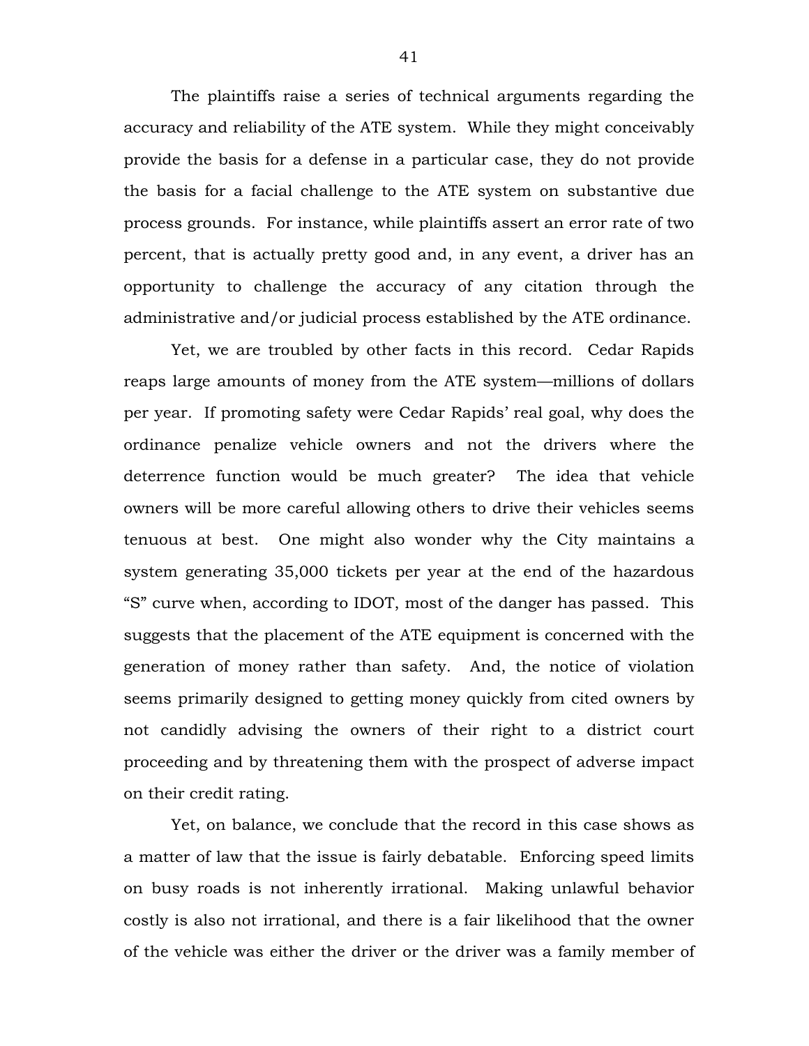The plaintiffs raise a series of technical arguments regarding the accuracy and reliability of the ATE system. While they might conceivably provide the basis for a defense in a particular case, they do not provide the basis for a facial challenge to the ATE system on substantive due process grounds. For instance, while plaintiffs assert an error rate of two percent, that is actually pretty good and, in any event, a driver has an opportunity to challenge the accuracy of any citation through the administrative and/or judicial process established by the ATE ordinance.

Yet, we are troubled by other facts in this record. Cedar Rapids reaps large amounts of money from the ATE system—millions of dollars per year. If promoting safety were Cedar Rapids' real goal, why does the ordinance penalize vehicle owners and not the drivers where the deterrence function would be much greater? The idea that vehicle owners will be more careful allowing others to drive their vehicles seems tenuous at best. One might also wonder why the City maintains a system generating 35,000 tickets per year at the end of the hazardous "S" curve when, according to IDOT, most of the danger has passed. This suggests that the placement of the ATE equipment is concerned with the generation of money rather than safety. And, the notice of violation seems primarily designed to getting money quickly from cited owners by not candidly advising the owners of their right to a district court proceeding and by threatening them with the prospect of adverse impact on their credit rating.

Yet, on balance, we conclude that the record in this case shows as a matter of law that the issue is fairly debatable. Enforcing speed limits on busy roads is not inherently irrational. Making unlawful behavior costly is also not irrational, and there is a fair likelihood that the owner of the vehicle was either the driver or the driver was a family member of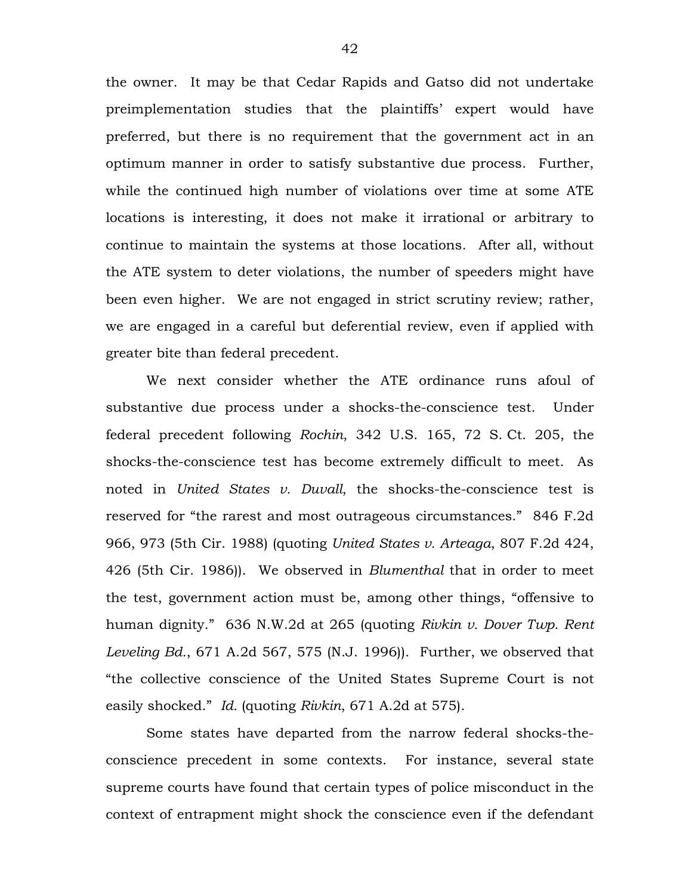the owner. It may be that Cedar Rapids and Gatso did not undertake preimplementation studies that the plaintiffs' expert would have preferred, but there is no requirement that the government act in an optimum manner in order to satisfy substantive due process. Further, while the continued high number of violations over time at some ATE locations is interesting, it does not make it irrational or arbitrary to continue to maintain the systems at those locations. After all, without the ATE system to deter violations, the number of speeders might have been even higher. We are not engaged in strict scrutiny review; rather, we are engaged in a careful but deferential review, even if applied with greater bite than federal precedent.

We next consider whether the ATE ordinance runs afoul of substantive due process under a shocks-the-conscience test. Under federal precedent following *Rochin*, 342 U.S. 165, 72 S. Ct. 205, the shocks-the-conscience test has become extremely difficult to meet. As noted in *United States v. Duvall*, the shocks-the-conscience test is reserved for "the rarest and most outrageous circumstances." 846 F.2d 966, 973 (5th Cir. 1988) (quoting *United States v. Arteaga*, 807 F.2d 424, 426 (5th Cir. 1986)). We observed in *Blumenthal* that in order to meet the test, government action must be, among other things, "offensive to human dignity." 636 N.W.2d at 265 (quoting *Rivkin v. Dover Twp. Rent Leveling Bd.*, 671 A.2d 567, 575 (N.J. 1996)). Further, we observed that "the collective conscience of the United States Supreme Court is not easily shocked." *Id.* (quoting *Rivkin*, 671 A.2d at 575).

Some states have departed from the narrow federal shocks-the-conscience precedent in some contexts. For instance, several state supreme courts have found that certain types of police misconduct in the context of entrapment might shock the conscience even if the defendant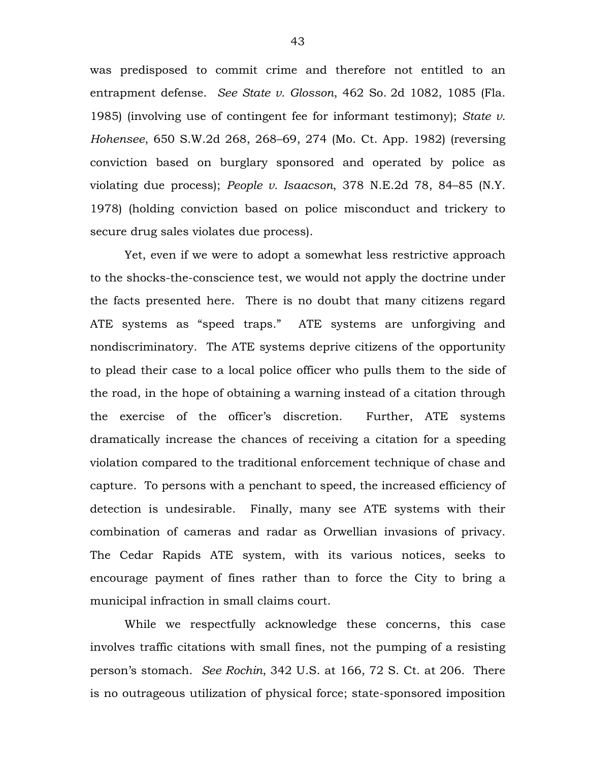was predisposed to commit crime and therefore not entitled to an entrapment defense. *See State v. Glosson*, 462 So. 2d 1082, 1085 (Fla. 1985) (involving use of contingent fee for informant testimony); *State v. Hohensee*, 650 S.W.2d 268, 268–69, 274 (Mo. Ct. App. 1982) (reversing conviction based on burglary sponsored and operated by police as violating due process); *People v. Isaacson*, 378 N.E.2d 78, 84–85 (N.Y. 1978) (holding conviction based on police misconduct and trickery to secure drug sales violates due process).

Yet, even if we were to adopt a somewhat less restrictive approach to the shocks-the-conscience test, we would not apply the doctrine under the facts presented here. There is no doubt that many citizens regard ATE systems as "speed traps." ATE systems are unforgiving and nondiscriminatory. The ATE systems deprive citizens of the opportunity to plead their case to a local police officer who pulls them to the side of the road, in the hope of obtaining a warning instead of a citation through the exercise of the officer's discretion. Further, ATE systems dramatically increase the chances of receiving a citation for a speeding violation compared to the traditional enforcement technique of chase and capture. To persons with a penchant to speed, the increased efficiency of detection is undesirable. Finally, many see ATE systems with their combination of cameras and radar as Orwellian invasions of privacy. The Cedar Rapids ATE system, with its various notices, seeks to encourage payment of fines rather than to force the City to bring a municipal infraction in small claims court.

While we respectfully acknowledge these concerns, this case involves traffic citations with small fines, not the pumping of a resisting person's stomach. *See Rochin*, 342 U.S. at 166, 72 S. Ct. at 206. There is no outrageous utilization of physical force; state-sponsored imposition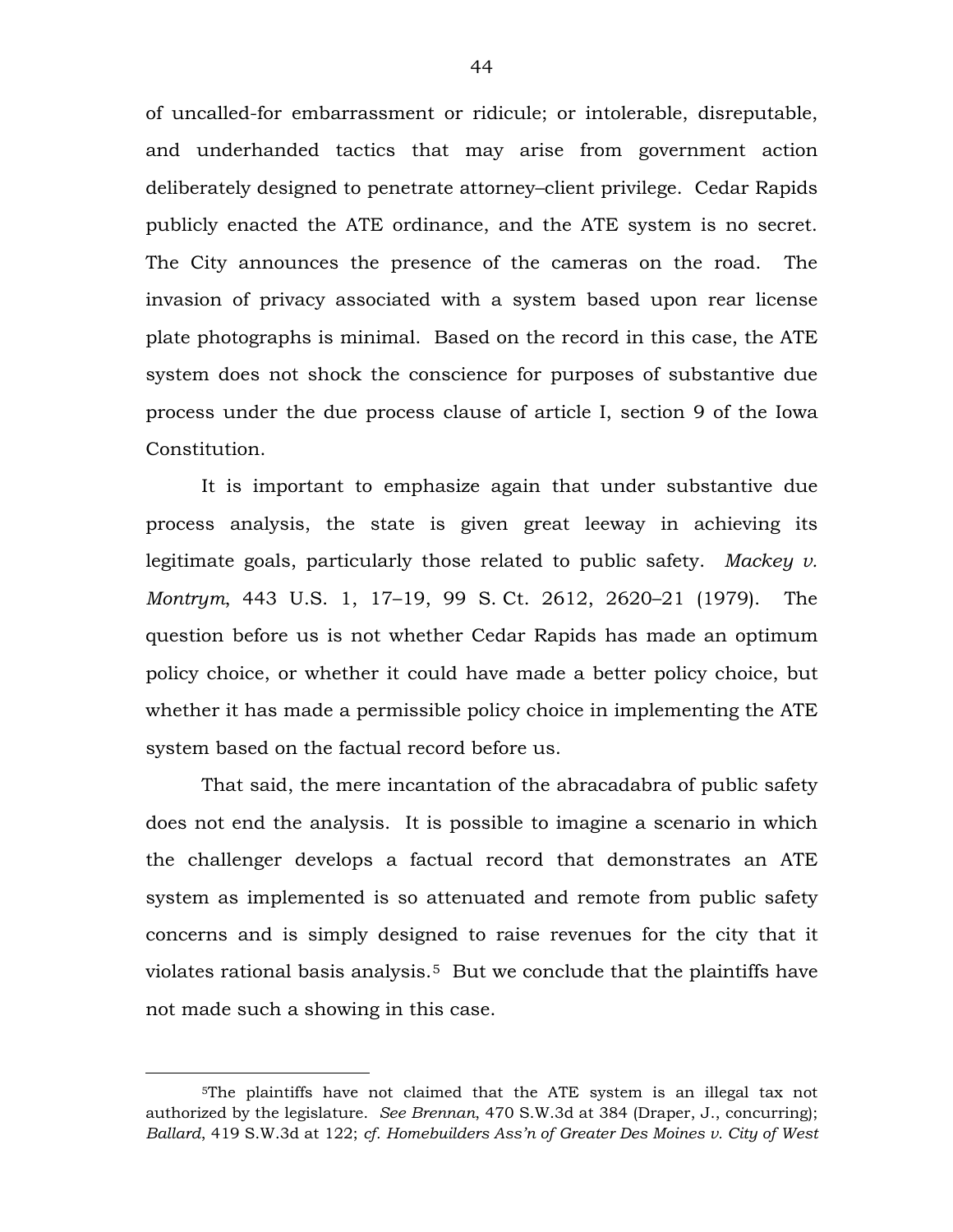of uncalled-for embarrassment or ridicule; or intolerable, disreputable, and underhanded tactics that may arise from government action deliberately designed to penetrate attorney–client privilege. Cedar Rapids publicly enacted the ATE ordinance, and the ATE system is no secret. The City announces the presence of the cameras on the road. The invasion of privacy associated with a system based upon rear license plate photographs is minimal. Based on the record in this case, the ATE system does not shock the conscience for purposes of substantive due process under the due process clause of article I, section 9 of the Iowa Constitution.

It is important to emphasize again that under substantive due process analysis, the state is given great leeway in achieving its legitimate goals, particularly those related to public safety. *Mackey v. Montrym*, 443 U.S. 1, 17–19, 99 S. Ct. 2612, 2620–21 (1979). The question before us is not whether Cedar Rapids has made an optimum policy choice, or whether it could have made a better policy choice, but whether it has made a permissible policy choice in implementing the ATE system based on the factual record before us.

That said, the mere incantation of the abracadabra of public safety does not end the analysis. It is possible to imagine a scenario in which the challenger develops a factual record that demonstrates an ATE system as implemented is so attenuated and remote from public safety concerns and is simply designed to raise revenues for the city that it violates rational basis analysis.[5] But we conclude that the plaintiffs have not made such a showing in this case.

---

[5]The plaintiffs have not claimed that the ATE system is an illegal tax not authorized by the legislature. *See Brennan*, 470 S.W.3d at 384 (Draper, J., concurring); *Ballard*, 419 S.W.3d at 122; *cf. Homebuilders Ass'n of Greater Des Moines v. City of West*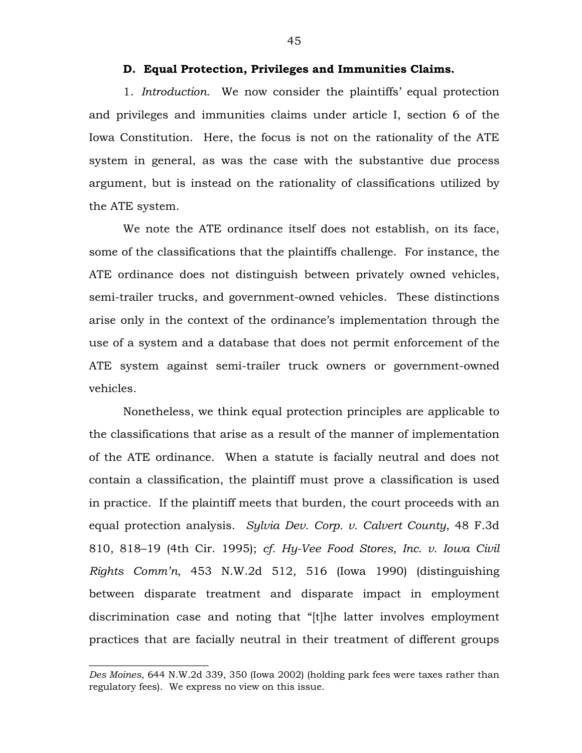### D. Equal Protection, Privileges and Immunities Claims.

1. *Introduction.* We now consider the plaintiffs' equal protection and privileges and immunities claims under article I, section 6 of the Iowa Constitution. Here, the focus is not on the rationality of the ATE system in general, as was the case with the substantive due process argument, but is instead on the rationality of classifications utilized by the ATE system.

We note the ATE ordinance itself does not establish, on its face, some of the classifications that the plaintiffs challenge. For instance, the ATE ordinance does not distinguish between privately owned vehicles, semi-trailer trucks, and government-owned vehicles. These distinctions arise only in the context of the ordinance's implementation through the use of a system and a database that does not permit enforcement of the ATE system against semi-trailer truck owners or government-owned vehicles.

Nonetheless, we think equal protection principles are applicable to the classifications that arise as a result of the manner of implementation of the ATE ordinance. When a statute is facially neutral and does not contain a classification, the plaintiff must prove a classification is used in practice. If the plaintiff meets that burden, the court proceeds with an equal protection analysis. *Sylvia Dev. Corp. v. Calvert County*, 48 F.3d 810, 818–19 (4th Cir. 1995); *cf. Hy-Vee Food Stores, Inc. v. Iowa Civil Rights Comm'n*, 453 N.W.2d 512, 516 (Iowa 1990) (distinguishing between disparate treatment and disparate impact in employment discrimination case and noting that "[t]he latter involves employment practices that are facially neutral in their treatment of different groups

---

*Des Moines*, 644 N.W.2d 339, 350 (Iowa 2002) (holding park fees were taxes rather than regulatory fees). We express no view on this issue.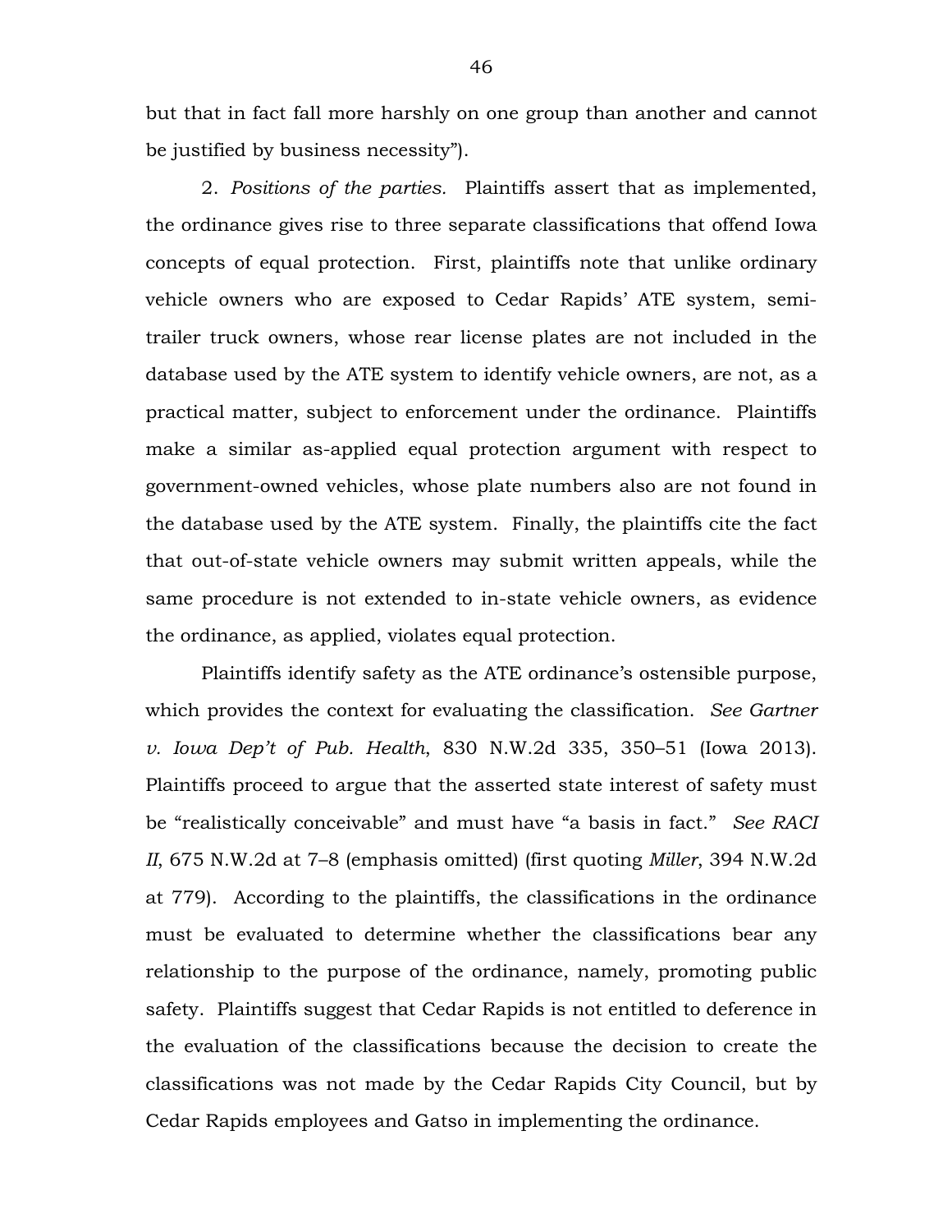but that in fact fall more harshly on one group than another and cannot be justified by business necessity").

2. *Positions of the parties.* Plaintiffs assert that as implemented, the ordinance gives rise to three separate classifications that offend Iowa concepts of equal protection. First, plaintiffs note that unlike ordinary vehicle owners who are exposed to Cedar Rapids' ATE system, semi-trailer truck owners, whose rear license plates are not included in the database used by the ATE system to identify vehicle owners, are not, as a practical matter, subject to enforcement under the ordinance. Plaintiffs make a similar as-applied equal protection argument with respect to government-owned vehicles, whose plate numbers also are not found in the database used by the ATE system. Finally, the plaintiffs cite the fact that out-of-state vehicle owners may submit written appeals, while the same procedure is not extended to in-state vehicle owners, as evidence the ordinance, as applied, violates equal protection.

Plaintiffs identify safety as the ATE ordinance's ostensible purpose, which provides the context for evaluating the classification. *See Gartner v. Iowa Dep't of Pub. Health*, 830 N.W.2d 335, 350–51 (Iowa 2013). Plaintiffs proceed to argue that the asserted state interest of safety must be "realistically conceivable" and must have "a basis in fact." *See RACI II*, 675 N.W.2d at 7–8 (emphasis omitted) (first quoting *Miller*, 394 N.W.2d at 779). According to the plaintiffs, the classifications in the ordinance must be evaluated to determine whether the classifications bear any relationship to the purpose of the ordinance, namely, promoting public safety. Plaintiffs suggest that Cedar Rapids is not entitled to deference in the evaluation of the classifications because the decision to create the classifications was not made by the Cedar Rapids City Council, but by Cedar Rapids employees and Gatso in implementing the ordinance.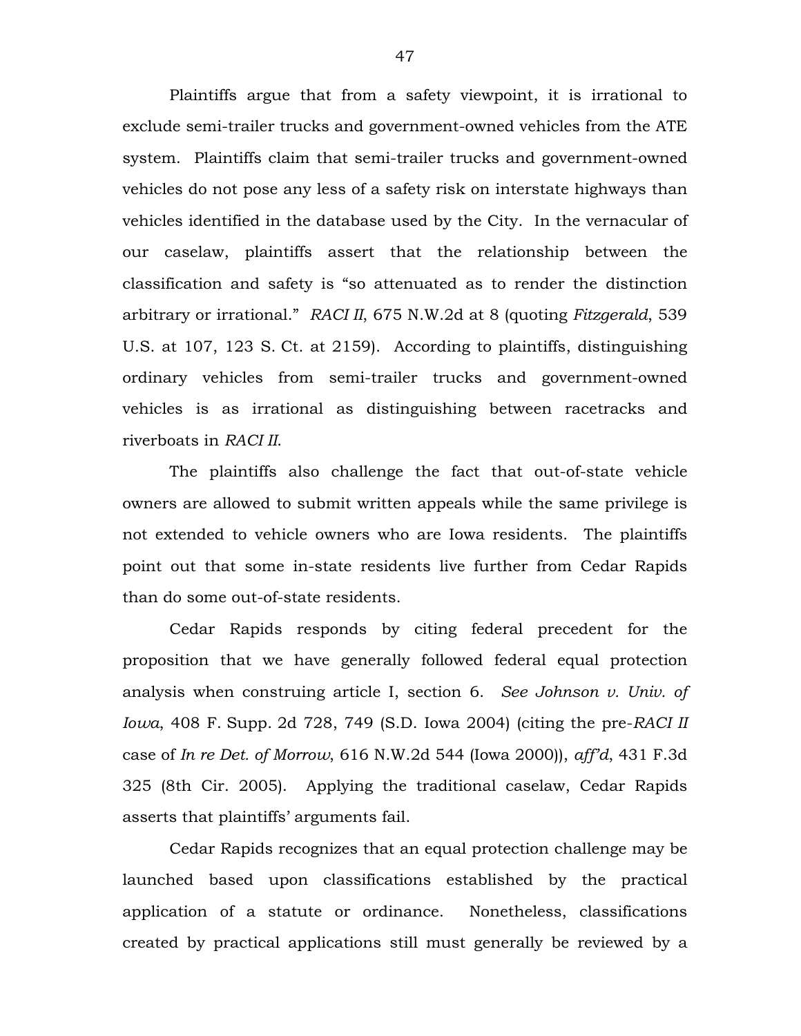Plaintiffs argue that from a safety viewpoint, it is irrational to exclude semi-trailer trucks and government-owned vehicles from the ATE system. Plaintiffs claim that semi-trailer trucks and government-owned vehicles do not pose any less of a safety risk on interstate highways than vehicles identified in the database used by the City. In the vernacular of our caselaw, plaintiffs assert that the relationship between the classification and safety is "so attenuated as to render the distinction arbitrary or irrational." *RACI II*, 675 N.W.2d at 8 (quoting *Fitzgerald*, 539 U.S. at 107, 123 S. Ct. at 2159). According to plaintiffs, distinguishing ordinary vehicles from semi-trailer trucks and government-owned vehicles is as irrational as distinguishing between racetracks and riverboats in *RACI II*.

The plaintiffs also challenge the fact that out-of-state vehicle owners are allowed to submit written appeals while the same privilege is not extended to vehicle owners who are Iowa residents. The plaintiffs point out that some in-state residents live further from Cedar Rapids than do some out-of-state residents.

Cedar Rapids responds by citing federal precedent for the proposition that we have generally followed federal equal protection analysis when construing article I, section 6. *See Johnson v. Univ. of Iowa*, 408 F. Supp. 2d 728, 749 (S.D. Iowa 2004) (citing the pre-*RACI II* case of *In re Det. of Morrow*, 616 N.W.2d 544 (Iowa 2000)), *aff'd*, 431 F.3d 325 (8th Cir. 2005). Applying the traditional caselaw, Cedar Rapids asserts that plaintiffs' arguments fail.

Cedar Rapids recognizes that an equal protection challenge may be launched based upon classifications established by the practical application of a statute or ordinance. Nonetheless, classifications created by practical applications still must generally be reviewed by a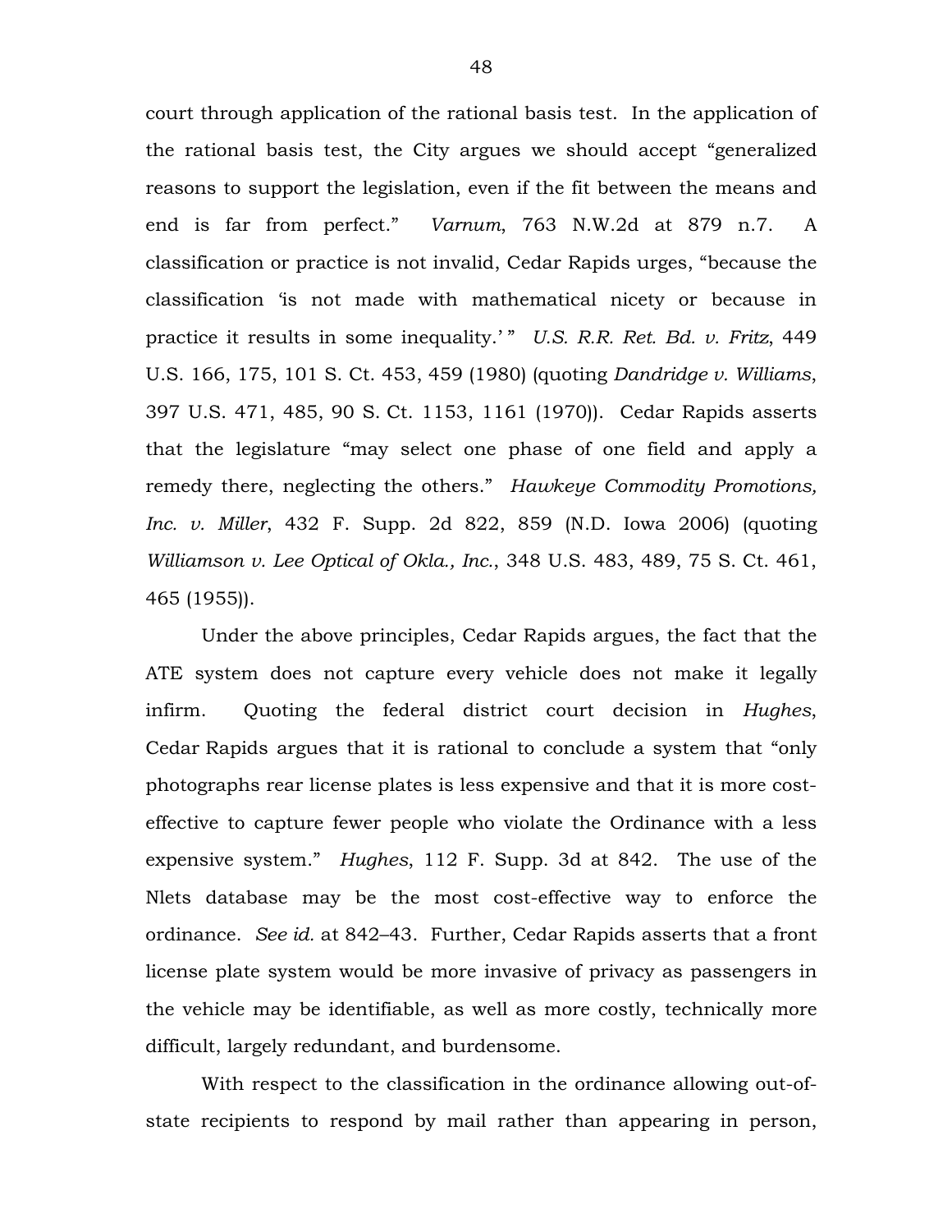court through application of the rational basis test. In the application of the rational basis test, the City argues we should accept "generalized reasons to support the legislation, even if the fit between the means and end is far from perfect." *Varnum*, 763 N.W.2d at 879 n.7. A classification or practice is not invalid, Cedar Rapids urges, "because the classification 'is not made with mathematical nicety or because in practice it results in some inequality.' " *U.S. R.R. Ret. Bd. v. Fritz*, 449 U.S. 166, 175, 101 S. Ct. 453, 459 (1980) (quoting *Dandridge v. Williams*, 397 U.S. 471, 485, 90 S. Ct. 1153, 1161 (1970)). Cedar Rapids asserts that the legislature "may select one phase of one field and apply a remedy there, neglecting the others." *Hawkeye Commodity Promotions, Inc. v. Miller*, 432 F. Supp. 2d 822, 859 (N.D. Iowa 2006) (quoting *Williamson v. Lee Optical of Okla., Inc.*, 348 U.S. 483, 489, 75 S. Ct. 461, 465 (1955)).

Under the above principles, Cedar Rapids argues, the fact that the ATE system does not capture every vehicle does not make it legally infirm. Quoting the federal district court decision in *Hughes*, Cedar Rapids argues that it is rational to conclude a system that "only photographs rear license plates is less expensive and that it is more cost-effective to capture fewer people who violate the Ordinance with a less expensive system." *Hughes*, 112 F. Supp. 3d at 842. The use of the Nlets database may be the most cost-effective way to enforce the ordinance. *See id.* at 842–43. Further, Cedar Rapids asserts that a front license plate system would be more invasive of privacy as passengers in the vehicle may be identifiable, as well as more costly, technically more difficult, largely redundant, and burdensome.

With respect to the classification in the ordinance allowing out-of-state recipients to respond by mail rather than appearing in person,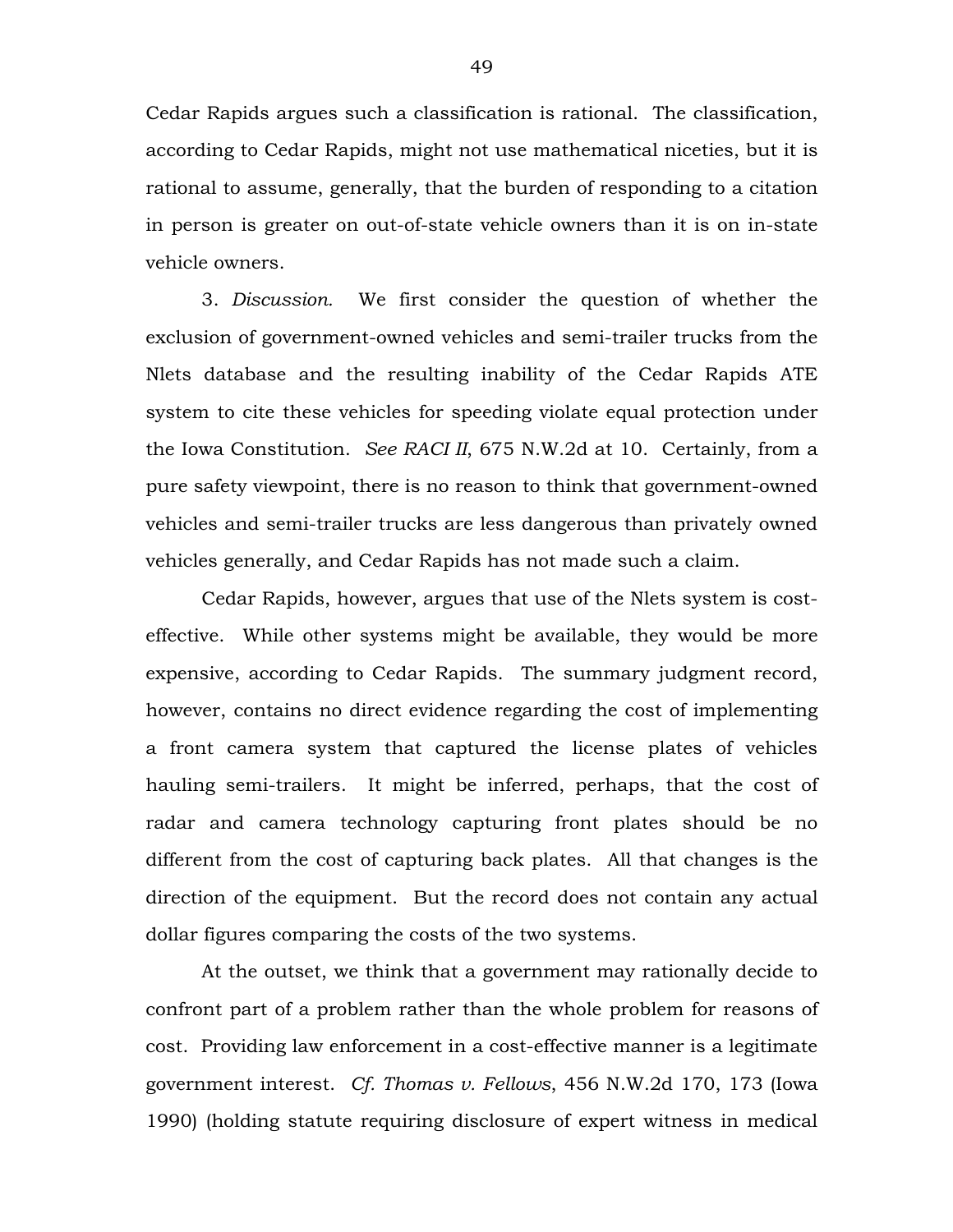Cedar Rapids argues such a classification is rational. The classification, according to Cedar Rapids, might not use mathematical niceties, but it is rational to assume, generally, that the burden of responding to a citation in person is greater on out-of-state vehicle owners than it is on in-state vehicle owners.

3. *Discussion.* We first consider the question of whether the exclusion of government-owned vehicles and semi-trailer trucks from the Nlets database and the resulting inability of the Cedar Rapids ATE system to cite these vehicles for speeding violate equal protection under the Iowa Constitution. *See RACI II*, 675 N.W.2d at 10. Certainly, from a pure safety viewpoint, there is no reason to think that government-owned vehicles and semi-trailer trucks are less dangerous than privately owned vehicles generally, and Cedar Rapids has not made such a claim.

Cedar Rapids, however, argues that use of the Nlets system is cost-effective. While other systems might be available, they would be more expensive, according to Cedar Rapids. The summary judgment record, however, contains no direct evidence regarding the cost of implementing a front camera system that captured the license plates of vehicles hauling semi-trailers. It might be inferred, perhaps, that the cost of radar and camera technology capturing front plates should be no different from the cost of capturing back plates. All that changes is the direction of the equipment. But the record does not contain any actual dollar figures comparing the costs of the two systems.

At the outset, we think that a government may rationally decide to confront part of a problem rather than the whole problem for reasons of cost. Providing law enforcement in a cost-effective manner is a legitimate government interest. *Cf. Thomas v. Fellows*, 456 N.W.2d 170, 173 (Iowa 1990) (holding statute requiring disclosure of expert witness in medical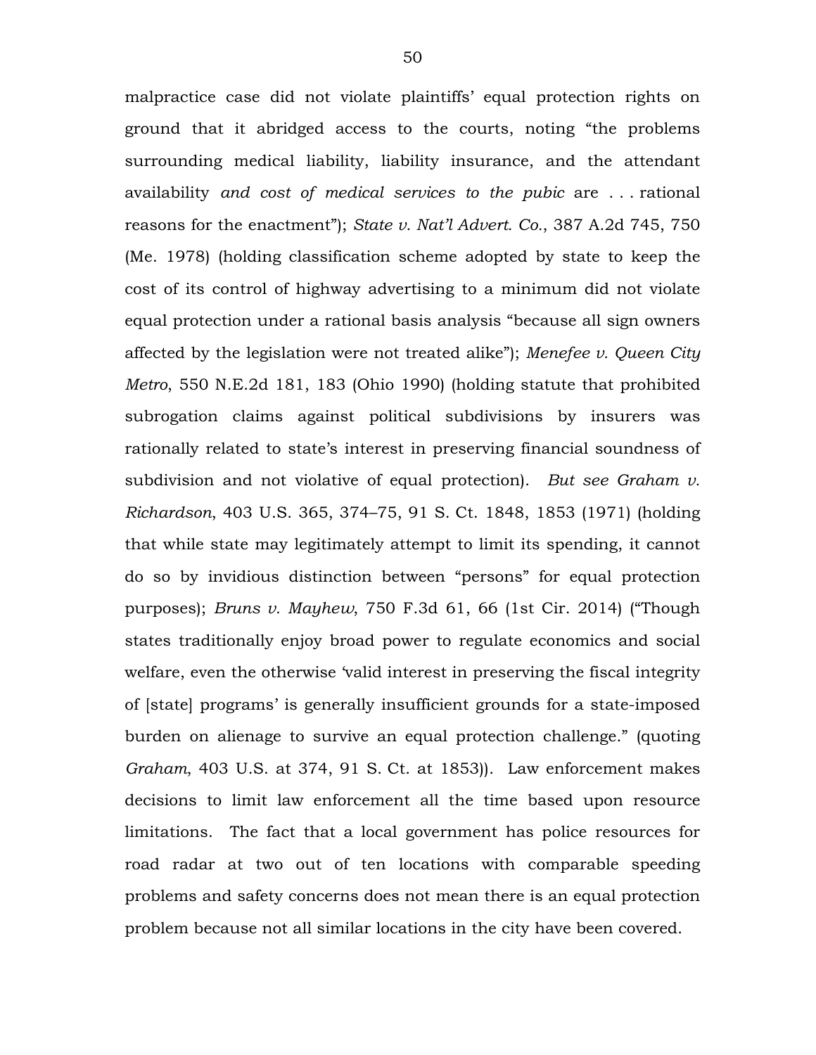malpractice case did not violate plaintiffs' equal protection rights on ground that it abridged access to the courts, noting "the problems surrounding medical liability, liability insurance, and the attendant availability *and cost of medical services to the pubic* are . . . rational reasons for the enactment"); *State v. Nat'l Advert. Co.*, 387 A.2d 745, 750 (Me. 1978) (holding classification scheme adopted by state to keep the cost of its control of highway advertising to a minimum did not violate equal protection under a rational basis analysis "because all sign owners affected by the legislation were not treated alike"); *Menefee v. Queen City Metro*, 550 N.E.2d 181, 183 (Ohio 1990) (holding statute that prohibited subrogation claims against political subdivisions by insurers was rationally related to state's interest in preserving financial soundness of subdivision and not violative of equal protection). *But see Graham v. Richardson*, 403 U.S. 365, 374–75, 91 S. Ct. 1848, 1853 (1971) (holding that while state may legitimately attempt to limit its spending, it cannot do so by invidious distinction between "persons" for equal protection purposes); *Bruns v. Mayhew*, 750 F.3d 61, 66 (1st Cir. 2014) ("Though states traditionally enjoy broad power to regulate economics and social welfare, even the otherwise 'valid interest in preserving the fiscal integrity of [state] programs' is generally insufficient grounds for a state-imposed burden on alienage to survive an equal protection challenge." (quoting *Graham*, 403 U.S. at 374, 91 S. Ct. at 1853)). Law enforcement makes decisions to limit law enforcement all the time based upon resource limitations. The fact that a local government has police resources for road radar at two out of ten locations with comparable speeding problems and safety concerns does not mean there is an equal protection problem because not all similar locations in the city have been covered.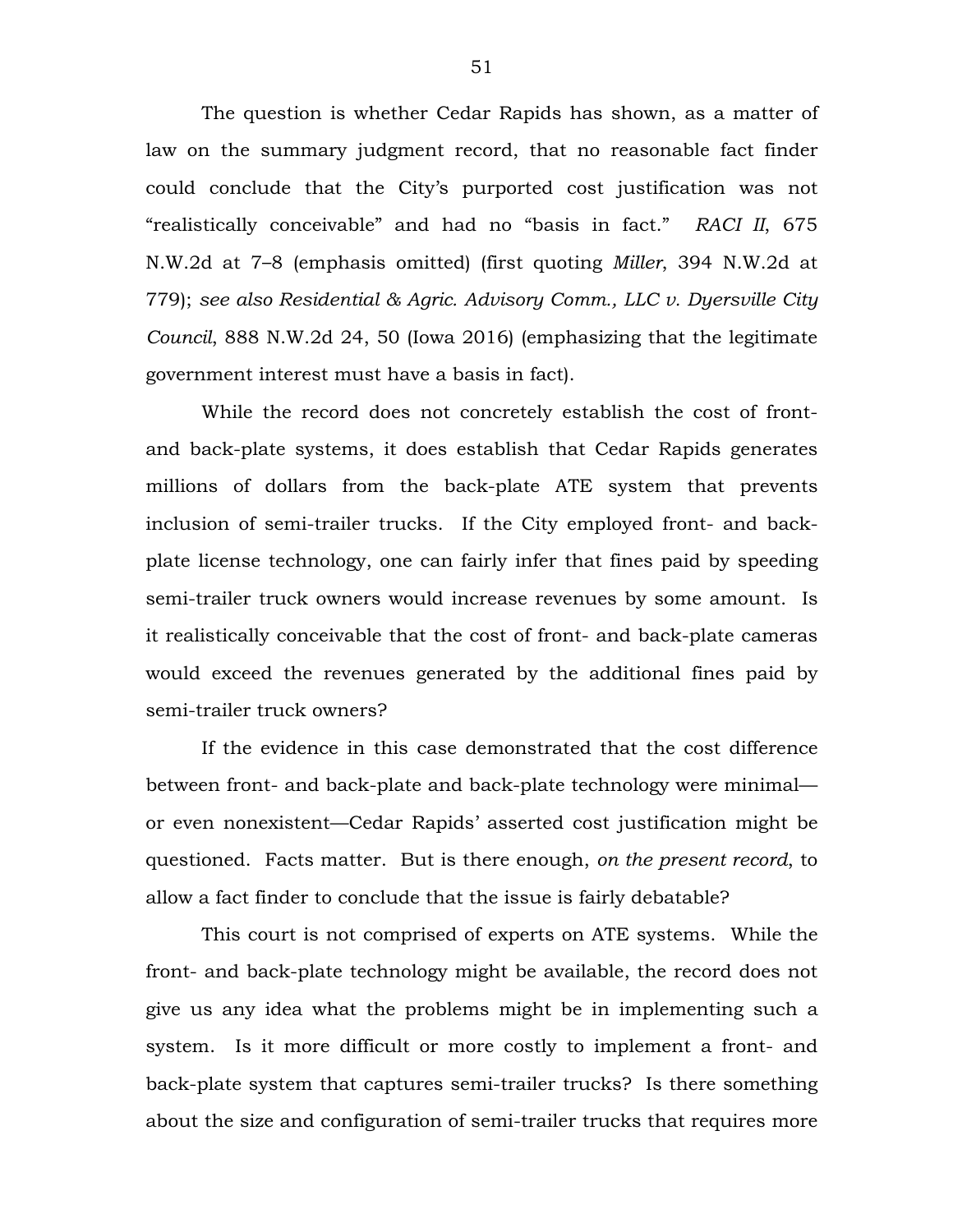The question is whether Cedar Rapids has shown, as a matter of law on the summary judgment record, that no reasonable fact finder could conclude that the City's purported cost justification was not "realistically conceivable" and had no "basis in fact." *RACI II*, 675 N.W.2d at 7–8 (emphasis omitted) (first quoting *Miller*, 394 N.W.2d at 779); *see also Residential & Agric. Advisory Comm., LLC v. Dyersville City Council*, 888 N.W.2d 24, 50 (Iowa 2016) (emphasizing that the legitimate government interest must have a basis in fact).

While the record does not concretely establish the cost of front- and back-plate systems, it does establish that Cedar Rapids generates millions of dollars from the back-plate ATE system that prevents inclusion of semi-trailer trucks. If the City employed front- and back-plate license technology, one can fairly infer that fines paid by speeding semi-trailer truck owners would increase revenues by some amount. Is it realistically conceivable that the cost of front- and back-plate cameras would exceed the revenues generated by the additional fines paid by semi-trailer truck owners?

If the evidence in this case demonstrated that the cost difference between front- and back-plate and back-plate technology were minimal—or even nonexistent—Cedar Rapids' asserted cost justification might be questioned. Facts matter. But is there enough, *on the present record*, to allow a fact finder to conclude that the issue is fairly debatable?

This court is not comprised of experts on ATE systems. While the front- and back-plate technology might be available, the record does not give us any idea what the problems might be in implementing such a system. Is it more difficult or more costly to implement a front- and back-plate system that captures semi-trailer trucks? Is there something about the size and configuration of semi-trailer trucks that requires more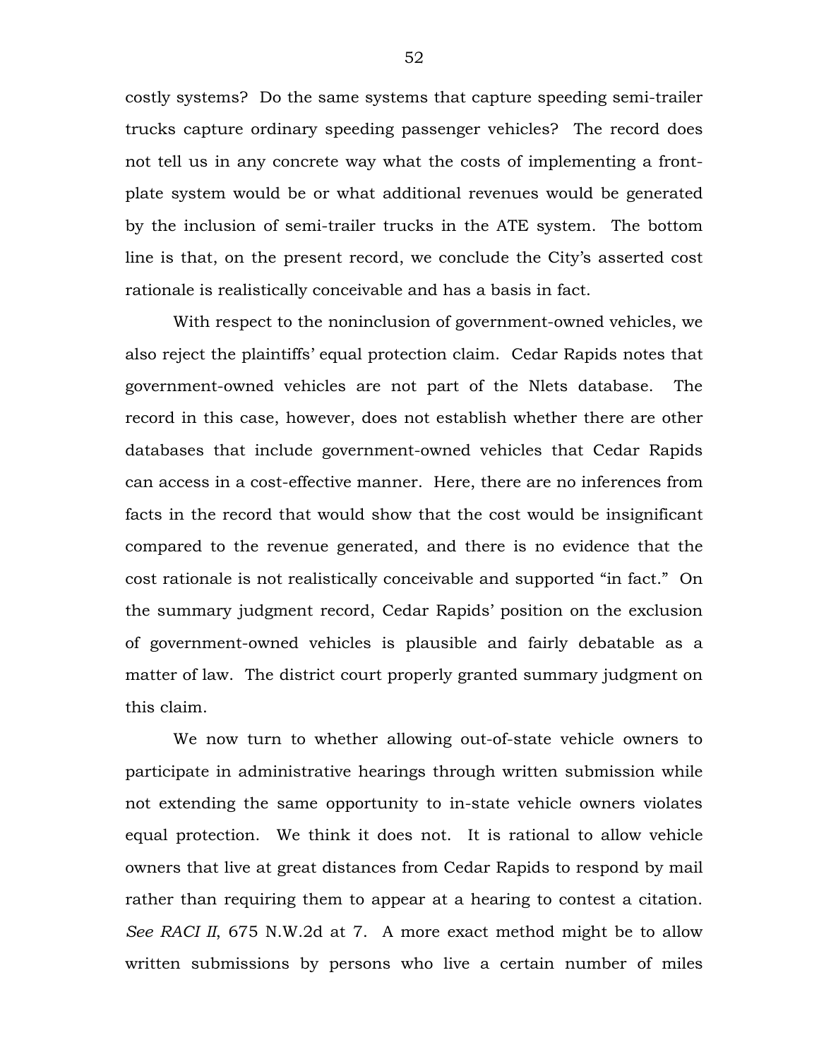costly systems? Do the same systems that capture speeding semi-trailer trucks capture ordinary speeding passenger vehicles? The record does not tell us in any concrete way what the costs of implementing a front-plate system would be or what additional revenues would be generated by the inclusion of semi-trailer trucks in the ATE system. The bottom line is that, on the present record, we conclude the City's asserted cost rationale is realistically conceivable and has a basis in fact.

With respect to the noninclusion of government-owned vehicles, we also reject the plaintiffs' equal protection claim. Cedar Rapids notes that government-owned vehicles are not part of the Nlets database. The record in this case, however, does not establish whether there are other databases that include government-owned vehicles that Cedar Rapids can access in a cost-effective manner. Here, there are no inferences from facts in the record that would show that the cost would be insignificant compared to the revenue generated, and there is no evidence that the cost rationale is not realistically conceivable and supported "in fact." On the summary judgment record, Cedar Rapids' position on the exclusion of government-owned vehicles is plausible and fairly debatable as a matter of law. The district court properly granted summary judgment on this claim.

We now turn to whether allowing out-of-state vehicle owners to participate in administrative hearings through written submission while not extending the same opportunity to in-state vehicle owners violates equal protection. We think it does not. It is rational to allow vehicle owners that live at great distances from Cedar Rapids to respond by mail rather than requiring them to appear at a hearing to contest a citation. *See RACI II*, 675 N.W.2d at 7. A more exact method might be to allow written submissions by persons who live a certain number of miles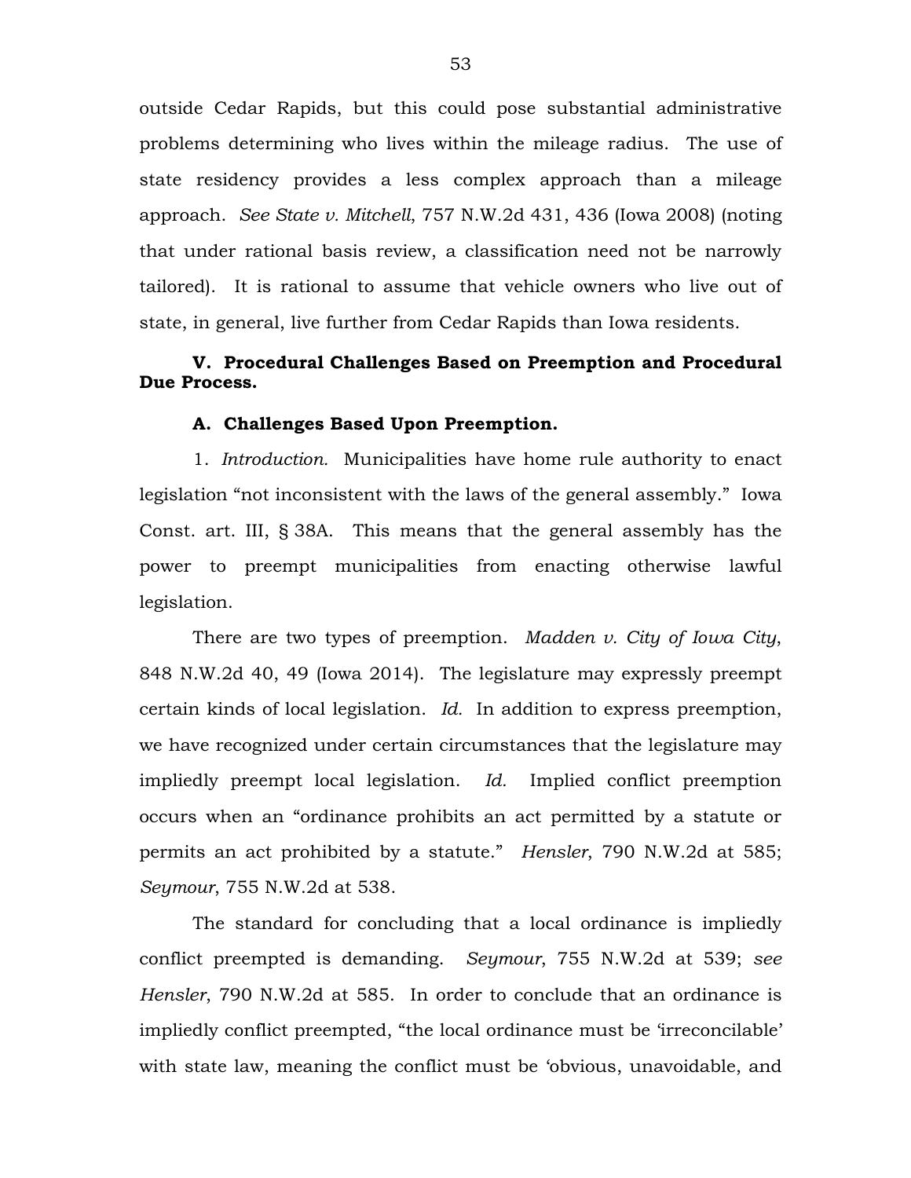outside Cedar Rapids, but this could pose substantial administrative problems determining who lives within the mileage radius. The use of state residency provides a less complex approach than a mileage approach. *See State v. Mitchell*, 757 N.W.2d 431, 436 (Iowa 2008) (noting that under rational basis review, a classification need not be narrowly tailored). It is rational to assume that vehicle owners who live out of state, in general, live further from Cedar Rapids than Iowa residents.

**V. Procedural Challenges Based on Preemption and Procedural Due Process.**

**A. Challenges Based Upon Preemption.**

1. *Introduction.* Municipalities have home rule authority to enact legislation "not inconsistent with the laws of the general assembly." Iowa Const. art. III, § 38A. This means that the general assembly has the power to preempt municipalities from enacting otherwise lawful legislation.

There are two types of preemption. *Madden v. City of Iowa City*, 848 N.W.2d 40, 49 (Iowa 2014). The legislature may expressly preempt certain kinds of local legislation. *Id.* In addition to express preemption, we have recognized under certain circumstances that the legislature may impliedly preempt local legislation. *Id.* Implied conflict preemption occurs when an "ordinance prohibits an act permitted by a statute or permits an act prohibited by a statute." *Hensler*, 790 N.W.2d at 585; *Seymour*, 755 N.W.2d at 538.

The standard for concluding that a local ordinance is impliedly conflict preempted is demanding. *Seymour*, 755 N.W.2d at 539; *see Hensler*, 790 N.W.2d at 585. In order to conclude that an ordinance is impliedly conflict preempted, "the local ordinance must be 'irreconcilable' with state law, meaning the conflict must be 'obvious, unavoidable, and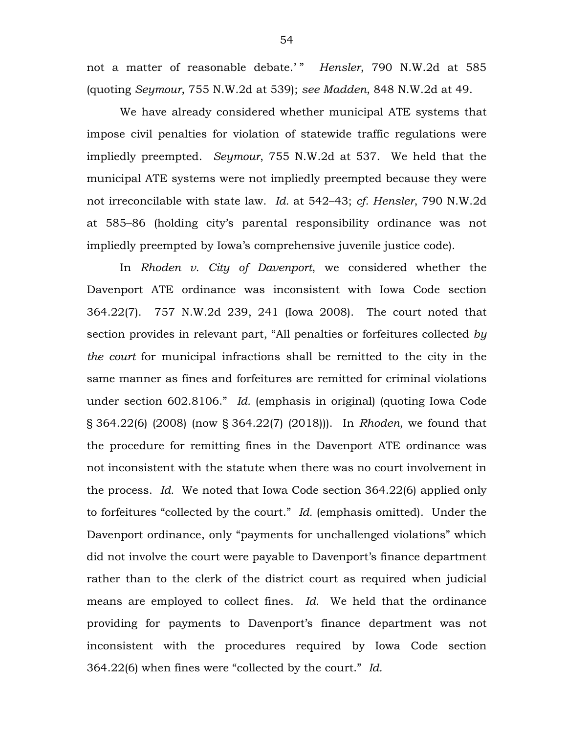not a matter of reasonable debate.' " *Hensler*, 790 N.W.2d at 585 (quoting *Seymour*, 755 N.W.2d at 539); *see Madden*, 848 N.W.2d at 49.

We have already considered whether municipal ATE systems that impose civil penalties for violation of statewide traffic regulations were impliedly preempted. *Seymour*, 755 N.W.2d at 537. We held that the municipal ATE systems were not impliedly preempted because they were not irreconcilable with state law. *Id.* at 542–43; *cf. Hensler*, 790 N.W.2d at 585–86 (holding city's parental responsibility ordinance was not impliedly preempted by Iowa's comprehensive juvenile justice code).

In *Rhoden v. City of Davenport*, we considered whether the Davenport ATE ordinance was inconsistent with Iowa Code section 364.22(7). 757 N.W.2d 239, 241 (Iowa 2008). The court noted that section provides in relevant part, "All penalties or forfeitures collected *by the court* for municipal infractions shall be remitted to the city in the same manner as fines and forfeitures are remitted for criminal violations under section 602.8106." *Id.* (emphasis in original) (quoting Iowa Code § 364.22(6) (2008) (now § 364.22(7) (2018))). In *Rhoden*, we found that the procedure for remitting fines in the Davenport ATE ordinance was not inconsistent with the statute when there was no court involvement in the process. *Id.* We noted that Iowa Code section 364.22(6) applied only to forfeitures "collected by the court." *Id.* (emphasis omitted). Under the Davenport ordinance, only "payments for unchallenged violations" which did not involve the court were payable to Davenport's finance department rather than to the clerk of the district court as required when judicial means are employed to collect fines. *Id.* We held that the ordinance providing for payments to Davenport's finance department was not inconsistent with the procedures required by Iowa Code section 364.22(6) when fines were "collected by the court." *Id.*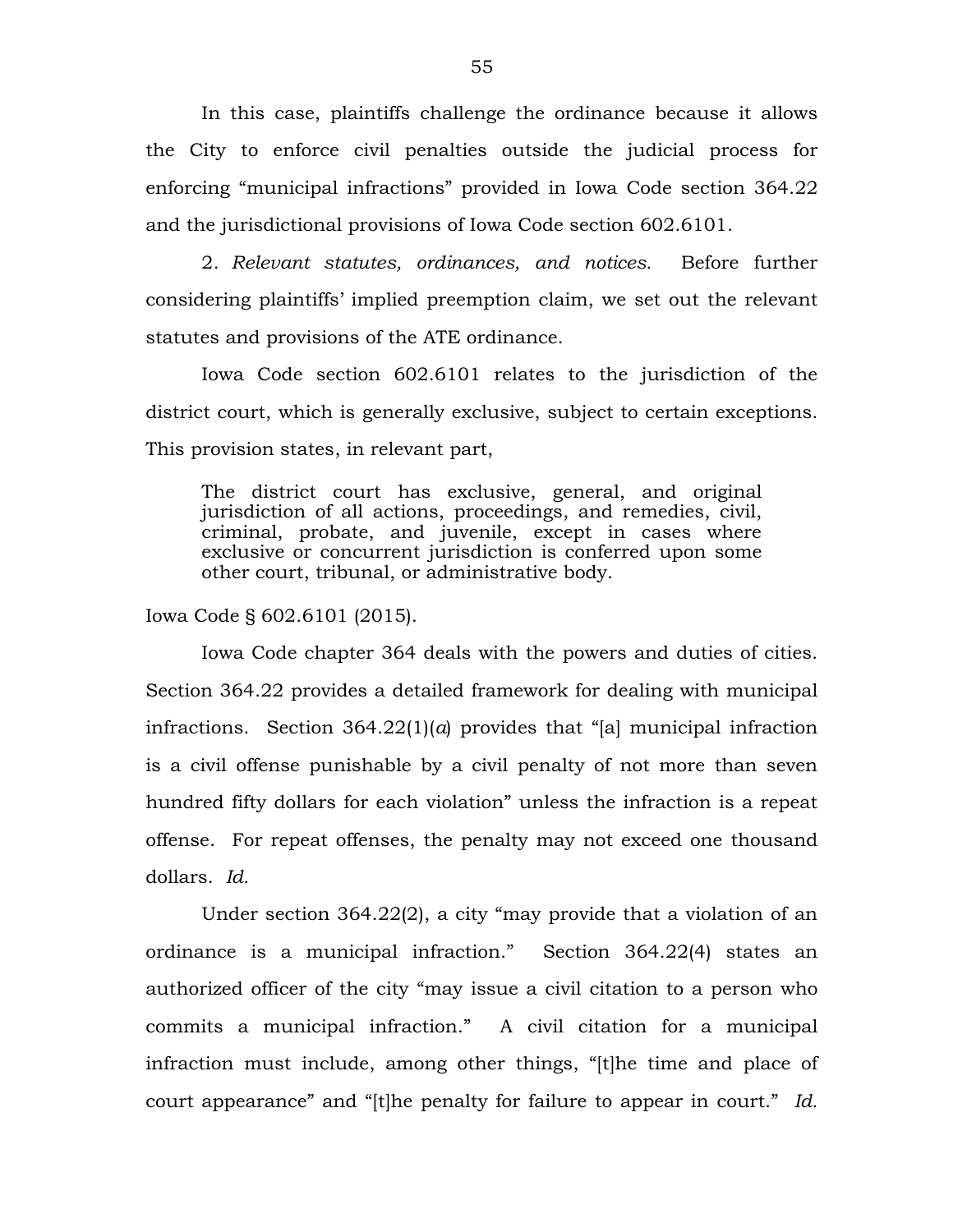In this case, plaintiffs challenge the ordinance because it allows the City to enforce civil penalties outside the judicial process for enforcing "municipal infractions" provided in Iowa Code section 364.22 and the jurisdictional provisions of Iowa Code section 602.6101.

2. *Relevant statutes, ordinances, and notices.* Before further considering plaintiffs' implied preemption claim, we set out the relevant statutes and provisions of the ATE ordinance.

Iowa Code section 602.6101 relates to the jurisdiction of the district court, which is generally exclusive, subject to certain exceptions. This provision states, in relevant part,

> The district court has exclusive, general, and original jurisdiction of all actions, proceedings, and remedies, civil, criminal, probate, and juvenile, except in cases where exclusive or concurrent jurisdiction is conferred upon some other court, tribunal, or administrative body.

Iowa Code § 602.6101 (2015).

Iowa Code chapter 364 deals with the powers and duties of cities. Section 364.22 provides a detailed framework for dealing with municipal infractions. Section 364.22(1)(*a*) provides that "[a] municipal infraction is a civil offense punishable by a civil penalty of not more than seven hundred fifty dollars for each violation" unless the infraction is a repeat offense. For repeat offenses, the penalty may not exceed one thousand dollars. *Id.*

Under section 364.22(2), a city "may provide that a violation of an ordinance is a municipal infraction." Section 364.22(4) states an authorized officer of the city "may issue a civil citation to a person who commits a municipal infraction." A civil citation for a municipal infraction must include, among other things, "[t]he time and place of court appearance" and "[t]he penalty for failure to appear in court." *Id.*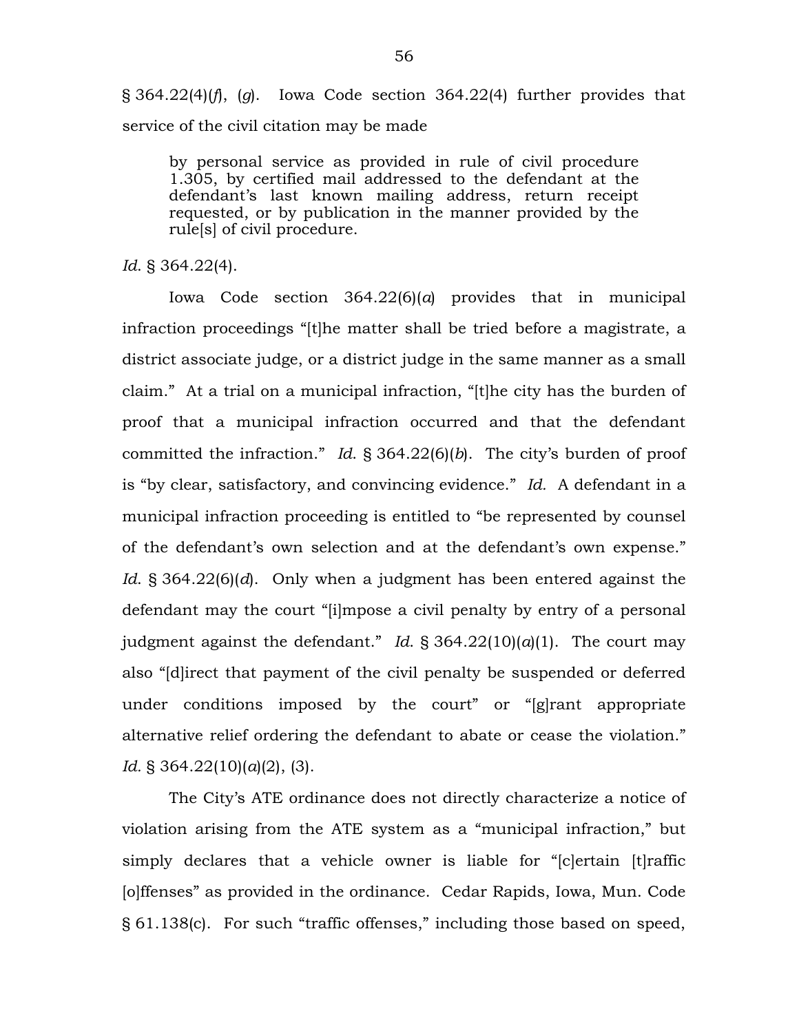§ 364.22(4)(*f*), (*g*). Iowa Code section 364.22(4) further provides that service of the civil citation may be made

> by personal service as provided in rule of civil procedure 1.305, by certified mail addressed to the defendant at the defendant's last known mailing address, return receipt requested, or by publication in the manner provided by the rule[s] of civil procedure.

*Id.* § 364.22(4).

Iowa Code section 364.22(6)(*a*) provides that in municipal infraction proceedings "[t]he matter shall be tried before a magistrate, a district associate judge, or a district judge in the same manner as a small claim." At a trial on a municipal infraction, "[t]he city has the burden of proof that a municipal infraction occurred and that the defendant committed the infraction." *Id.* § 364.22(6)(*b*). The city's burden of proof is "by clear, satisfactory, and convincing evidence." *Id.* A defendant in a municipal infraction proceeding is entitled to "be represented by counsel of the defendant's own selection and at the defendant's own expense." *Id.* § 364.22(6)(*d*). Only when a judgment has been entered against the defendant may the court "[i]mpose a civil penalty by entry of a personal judgment against the defendant." *Id.* § 364.22(10)(*a*)(1). The court may also "[d]irect that payment of the civil penalty be suspended or deferred under conditions imposed by the court" or "[g]rant appropriate alternative relief ordering the defendant to abate or cease the violation." *Id.* § 364.22(10)(*a*)(2), (3).

The City's ATE ordinance does not directly characterize a notice of violation arising from the ATE system as a "municipal infraction," but simply declares that a vehicle owner is liable for "[c]ertain [t]raffic [o]ffenses" as provided in the ordinance. Cedar Rapids, Iowa, Mun. Code § 61.138(c). For such "traffic offenses," including those based on speed,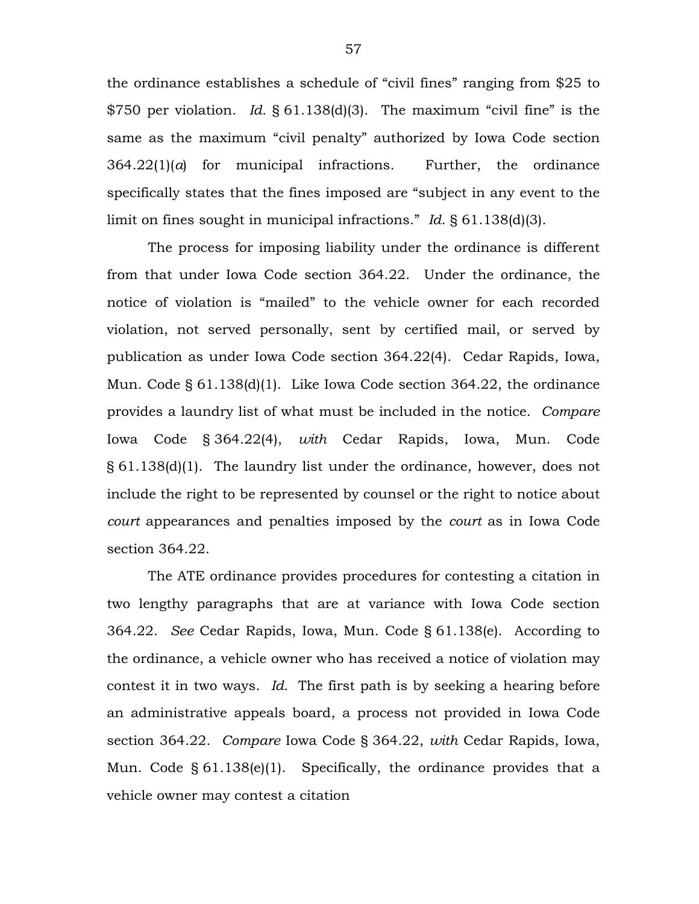the ordinance establishes a schedule of "civil fines" ranging from $25 to $750 per violation. *Id.* § 61.138(d)(3). The maximum "civil fine" is the same as the maximum "civil penalty" authorized by Iowa Code section 364.22(1)(*a*) for municipal infractions. Further, the ordinance specifically states that the fines imposed are "subject in any event to the limit on fines sought in municipal infractions." *Id.* § 61.138(d)(3).

The process for imposing liability under the ordinance is different from that under Iowa Code section 364.22. Under the ordinance, the notice of violation is "mailed" to the vehicle owner for each recorded violation, not served personally, sent by certified mail, or served by publication as under Iowa Code section 364.22(4). Cedar Rapids, Iowa, Mun. Code § 61.138(d)(1). Like Iowa Code section 364.22, the ordinance provides a laundry list of what must be included in the notice. *Compare* Iowa Code § 364.22(4), *with* Cedar Rapids, Iowa, Mun. Code § 61.138(d)(1). The laundry list under the ordinance, however, does not include the right to be represented by counsel or the right to notice about *court* appearances and penalties imposed by the *court* as in Iowa Code section 364.22.

The ATE ordinance provides procedures for contesting a citation in two lengthy paragraphs that are at variance with Iowa Code section 364.22. *See* Cedar Rapids, Iowa, Mun. Code § 61.138(e). According to the ordinance, a vehicle owner who has received a notice of violation may contest it in two ways. *Id.* The first path is by seeking a hearing before an administrative appeals board, a process not provided in Iowa Code section 364.22. *Compare* Iowa Code § 364.22, *with* Cedar Rapids, Iowa, Mun. Code § 61.138(e)(1). Specifically, the ordinance provides that a vehicle owner may contest a citation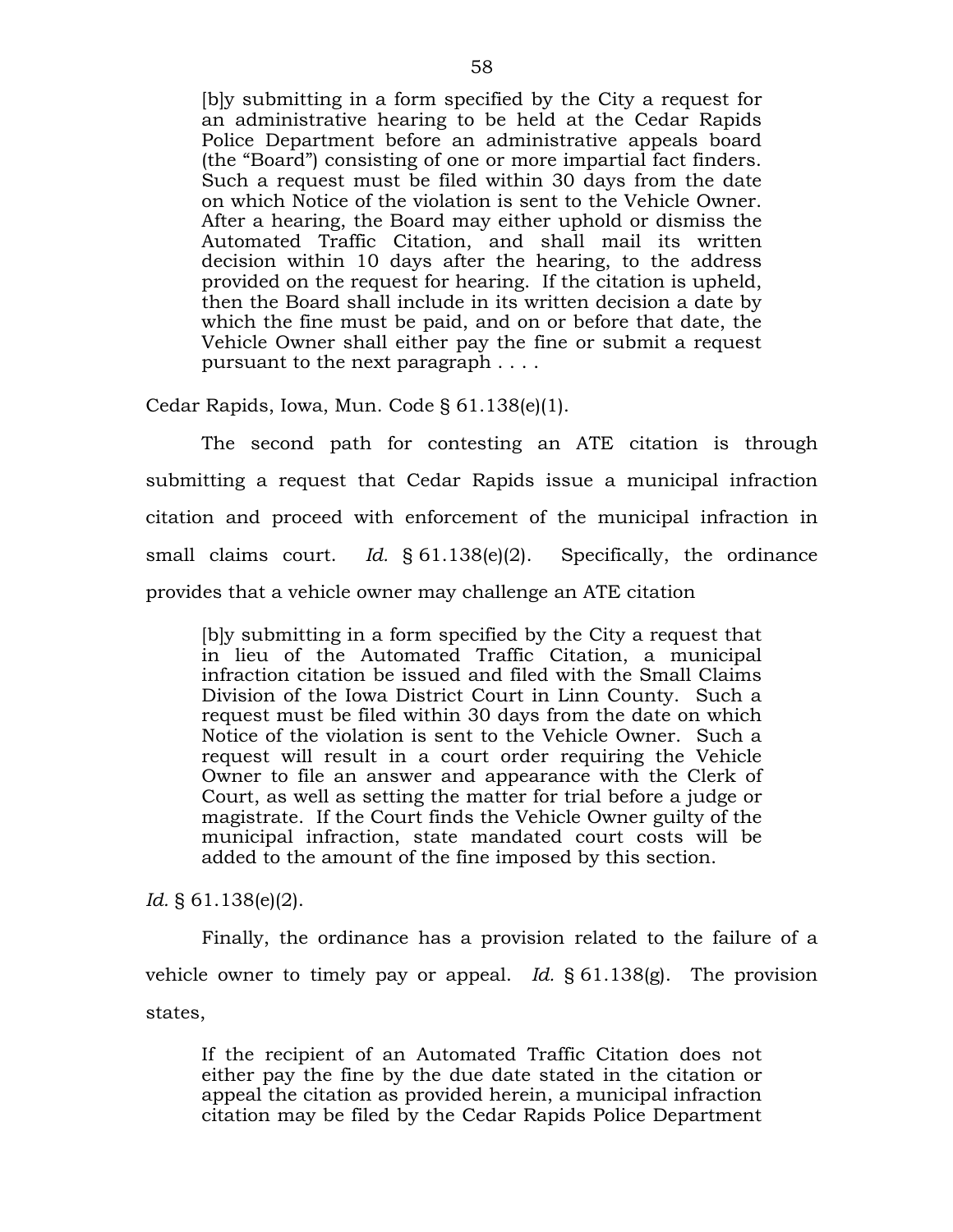> [b]y submitting in a form specified by the City a request for an administrative hearing to be held at the Cedar Rapids Police Department before an administrative appeals board (the "Board") consisting of one or more impartial fact finders. Such a request must be filed within 30 days from the date on which Notice of the violation is sent to the Vehicle Owner. After a hearing, the Board may either uphold or dismiss the Automated Traffic Citation, and shall mail its written decision within 10 days after the hearing, to the address provided on the request for hearing. If the citation is upheld, then the Board shall include in its written decision a date by which the fine must be paid, and on or before that date, the Vehicle Owner shall either pay the fine or submit a request pursuant to the next paragraph . . . .

Cedar Rapids, Iowa, Mun. Code § 61.138(e)(1).

The second path for contesting an ATE citation is through submitting a request that Cedar Rapids issue a municipal infraction citation and proceed with enforcement of the municipal infraction in small claims court. *Id.* § 61.138(e)(2). Specifically, the ordinance provides that a vehicle owner may challenge an ATE citation

> [b]y submitting in a form specified by the City a request that in lieu of the Automated Traffic Citation, a municipal infraction citation be issued and filed with the Small Claims Division of the Iowa District Court in Linn County. Such a request must be filed within 30 days from the date on which Notice of the violation is sent to the Vehicle Owner. Such a request will result in a court order requiring the Vehicle Owner to file an answer and appearance with the Clerk of Court, as well as setting the matter for trial before a judge or magistrate. If the Court finds the Vehicle Owner guilty of the municipal infraction, state mandated court costs will be added to the amount of the fine imposed by this section.

*Id.* § 61.138(e)(2).

Finally, the ordinance has a provision related to the failure of a vehicle owner to timely pay or appeal. *Id.* § 61.138(g). The provision states,

> If the recipient of an Automated Traffic Citation does not either pay the fine by the due date stated in the citation or appeal the citation as provided herein, a municipal infraction citation may be filed by the Cedar Rapids Police Department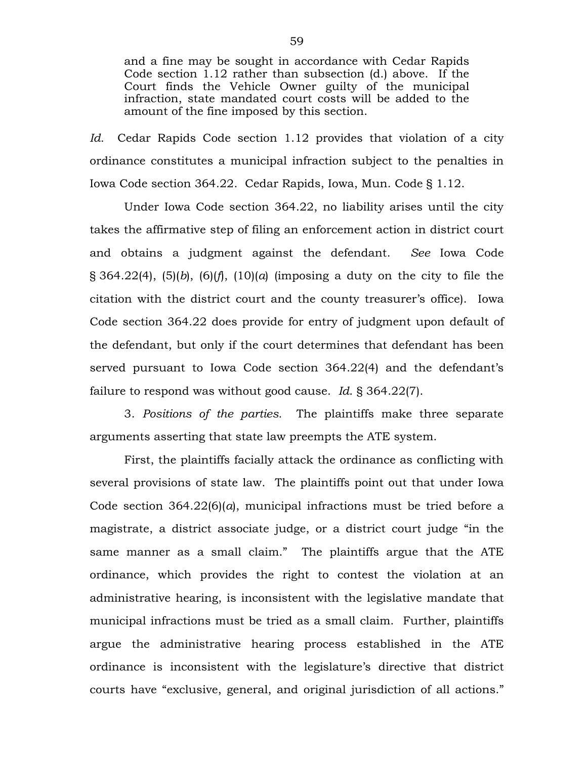> and a fine may be sought in accordance with Cedar Rapids Code section 1.12 rather than subsection (d.) above. If the Court finds the Vehicle Owner guilty of the municipal infraction, state mandated court costs will be added to the amount of the fine imposed by this section.

*Id.* Cedar Rapids Code section 1.12 provides that violation of a city ordinance constitutes a municipal infraction subject to the penalties in Iowa Code section 364.22. Cedar Rapids, Iowa, Mun. Code § 1.12.

Under Iowa Code section 364.22, no liability arises until the city takes the affirmative step of filing an enforcement action in district court and obtains a judgment against the defendant. *See* Iowa Code § 364.22(4), (5)(*b*), (6)(*f*), (10)(*a*) (imposing a duty on the city to file the citation with the district court and the county treasurer's office). Iowa Code section 364.22 does provide for entry of judgment upon default of the defendant, but only if the court determines that defendant has been served pursuant to Iowa Code section 364.22(4) and the defendant's failure to respond was without good cause. *Id.* § 364.22(7).

3. *Positions of the parties.* The plaintiffs make three separate arguments asserting that state law preempts the ATE system.

First, the plaintiffs facially attack the ordinance as conflicting with several provisions of state law. The plaintiffs point out that under Iowa Code section 364.22(6)(*a*), municipal infractions must be tried before a magistrate, a district associate judge, or a district court judge "in the same manner as a small claim." The plaintiffs argue that the ATE ordinance, which provides the right to contest the violation at an administrative hearing, is inconsistent with the legislative mandate that municipal infractions must be tried as a small claim. Further, plaintiffs argue the administrative hearing process established in the ATE ordinance is inconsistent with the legislature's directive that district courts have "exclusive, general, and original jurisdiction of all actions."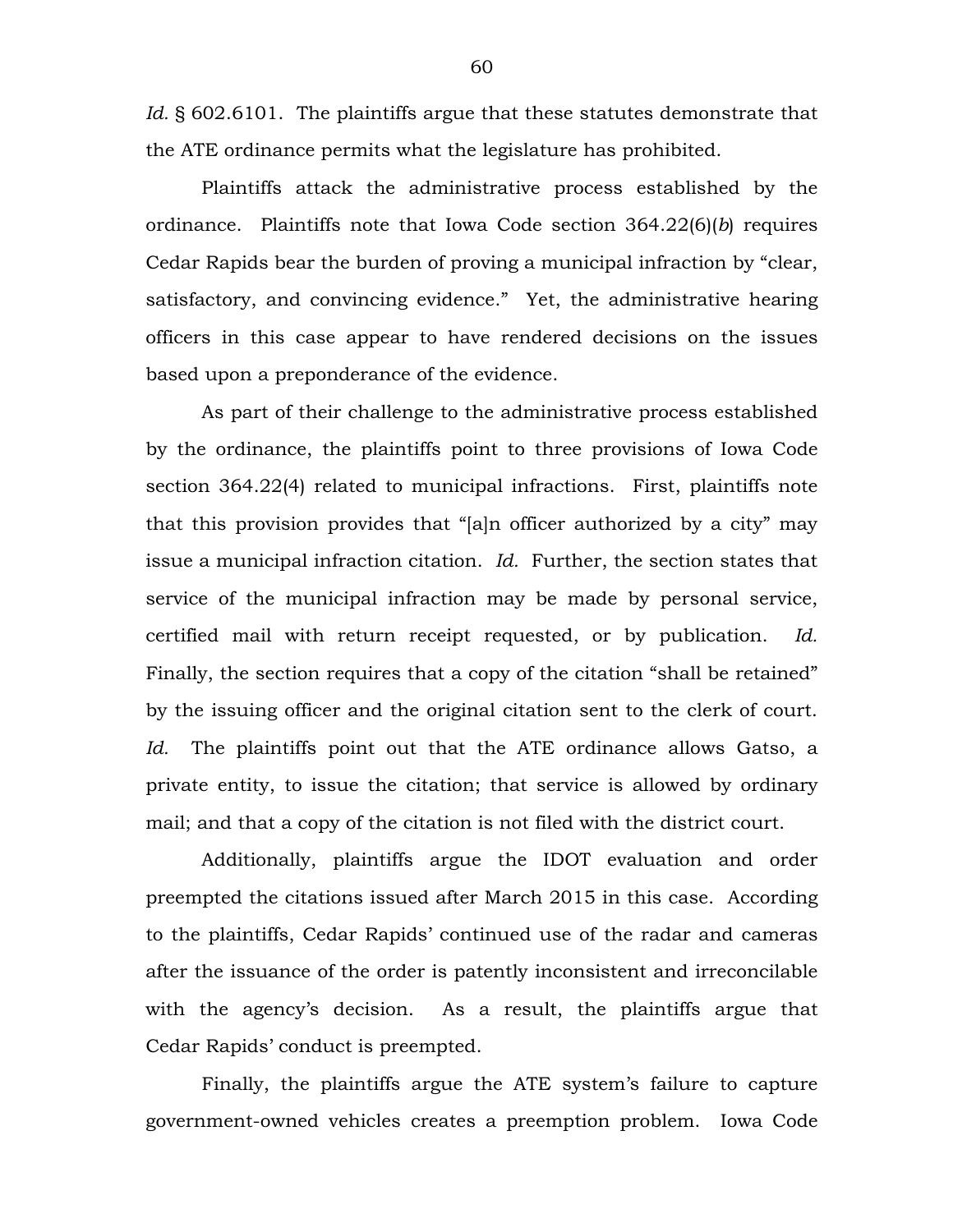*Id.* § 602.6101. The plaintiffs argue that these statutes demonstrate that the ATE ordinance permits what the legislature has prohibited.

Plaintiffs attack the administrative process established by the ordinance. Plaintiffs note that Iowa Code section 364.22(6)(*b*) requires Cedar Rapids bear the burden of proving a municipal infraction by "clear, satisfactory, and convincing evidence." Yet, the administrative hearing officers in this case appear to have rendered decisions on the issues based upon a preponderance of the evidence.

As part of their challenge to the administrative process established by the ordinance, the plaintiffs point to three provisions of Iowa Code section 364.22(4) related to municipal infractions. First, plaintiffs note that this provision provides that "[a]n officer authorized by a city" may issue a municipal infraction citation. *Id.* Further, the section states that service of the municipal infraction may be made by personal service, certified mail with return receipt requested, or by publication. *Id.* Finally, the section requires that a copy of the citation "shall be retained" by the issuing officer and the original citation sent to the clerk of court. *Id.* The plaintiffs point out that the ATE ordinance allows Gatso, a private entity, to issue the citation; that service is allowed by ordinary mail; and that a copy of the citation is not filed with the district court.

Additionally, plaintiffs argue the IDOT evaluation and order preempted the citations issued after March 2015 in this case. According to the plaintiffs, Cedar Rapids' continued use of the radar and cameras after the issuance of the order is patently inconsistent and irreconcilable with the agency's decision. As a result, the plaintiffs argue that Cedar Rapids' conduct is preempted.

Finally, the plaintiffs argue the ATE system's failure to capture government-owned vehicles creates a preemption problem. Iowa Code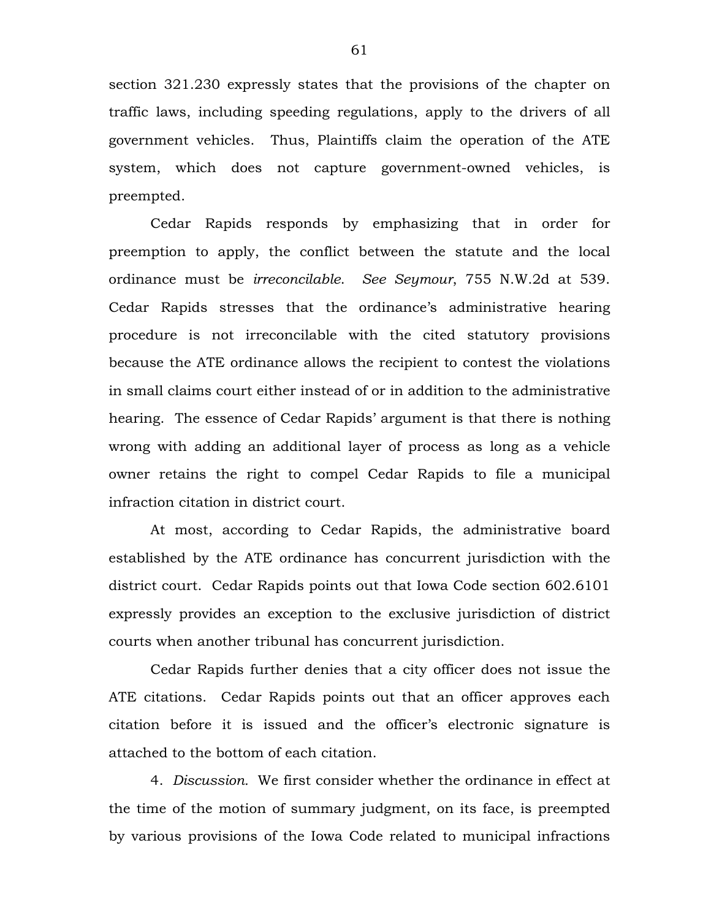section 321.230 expressly states that the provisions of the chapter on traffic laws, including speeding regulations, apply to the drivers of all government vehicles. Thus, Plaintiffs claim the operation of the ATE system, which does not capture government-owned vehicles, is preempted.

Cedar Rapids responds by emphasizing that in order for preemption to apply, the conflict between the statute and the local ordinance must be *irreconcilable*. *See Seymour*, 755 N.W.2d at 539. Cedar Rapids stresses that the ordinance's administrative hearing procedure is not irreconcilable with the cited statutory provisions because the ATE ordinance allows the recipient to contest the violations in small claims court either instead of or in addition to the administrative hearing. The essence of Cedar Rapids' argument is that there is nothing wrong with adding an additional layer of process as long as a vehicle owner retains the right to compel Cedar Rapids to file a municipal infraction citation in district court.

At most, according to Cedar Rapids, the administrative board established by the ATE ordinance has concurrent jurisdiction with the district court. Cedar Rapids points out that Iowa Code section 602.6101 expressly provides an exception to the exclusive jurisdiction of district courts when another tribunal has concurrent jurisdiction.

Cedar Rapids further denies that a city officer does not issue the ATE citations. Cedar Rapids points out that an officer approves each citation before it is issued and the officer's electronic signature is attached to the bottom of each citation.

4. *Discussion.* We first consider whether the ordinance in effect at the time of the motion of summary judgment, on its face, is preempted by various provisions of the Iowa Code related to municipal infractions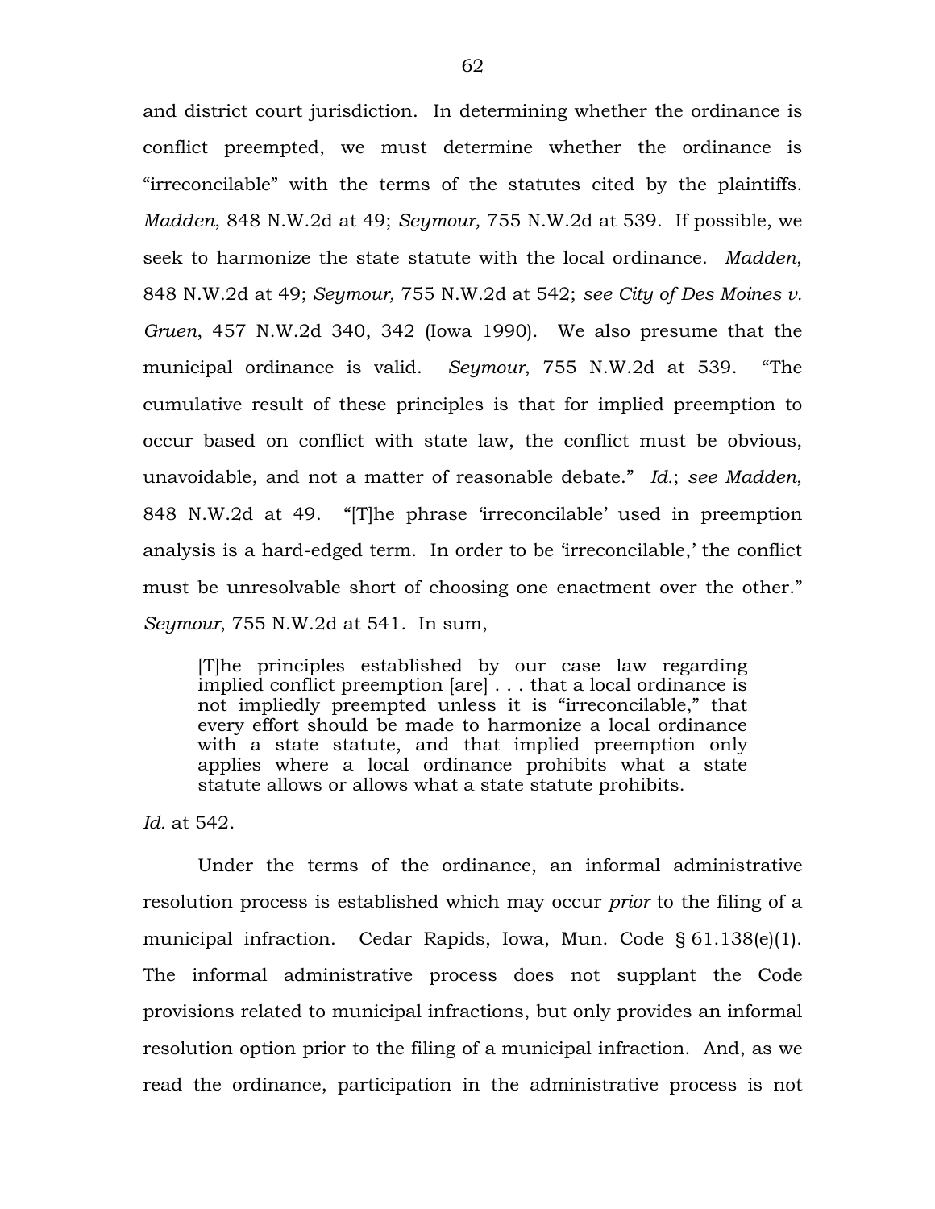and district court jurisdiction. In determining whether the ordinance is conflict preempted, we must determine whether the ordinance is "irreconcilable" with the terms of the statutes cited by the plaintiffs. *Madden*, 848 N.W.2d at 49; *Seymour,* 755 N.W.2d at 539. If possible, we seek to harmonize the state statute with the local ordinance. *Madden*, 848 N.W.2d at 49; *Seymour,* 755 N.W.2d at 542; *see City of Des Moines v. Gruen*, 457 N.W.2d 340, 342 (Iowa 1990). We also presume that the municipal ordinance is valid. *Seymour*, 755 N.W.2d at 539. "The cumulative result of these principles is that for implied preemption to occur based on conflict with state law, the conflict must be obvious, unavoidable, and not a matter of reasonable debate." *Id.*; *see Madden*, 848 N.W.2d at 49. "[T]he phrase 'irreconcilable' used in preemption analysis is a hard-edged term. In order to be 'irreconcilable,' the conflict must be unresolvable short of choosing one enactment over the other." *Seymour*, 755 N.W.2d at 541. In sum,

> [T]he principles established by our case law regarding implied conflict preemption [are] . . . that a local ordinance is not impliedly preempted unless it is "irreconcilable," that every effort should be made to harmonize a local ordinance with a state statute, and that implied preemption only applies where a local ordinance prohibits what a state statute allows or allows what a state statute prohibits.

*Id.* at 542.

Under the terms of the ordinance, an informal administrative resolution process is established which may occur *prior* to the filing of a municipal infraction. Cedar Rapids, Iowa, Mun. Code § 61.138(e)(1). The informal administrative process does not supplant the Code provisions related to municipal infractions, but only provides an informal resolution option prior to the filing of a municipal infraction. And, as we read the ordinance, participation in the administrative process is not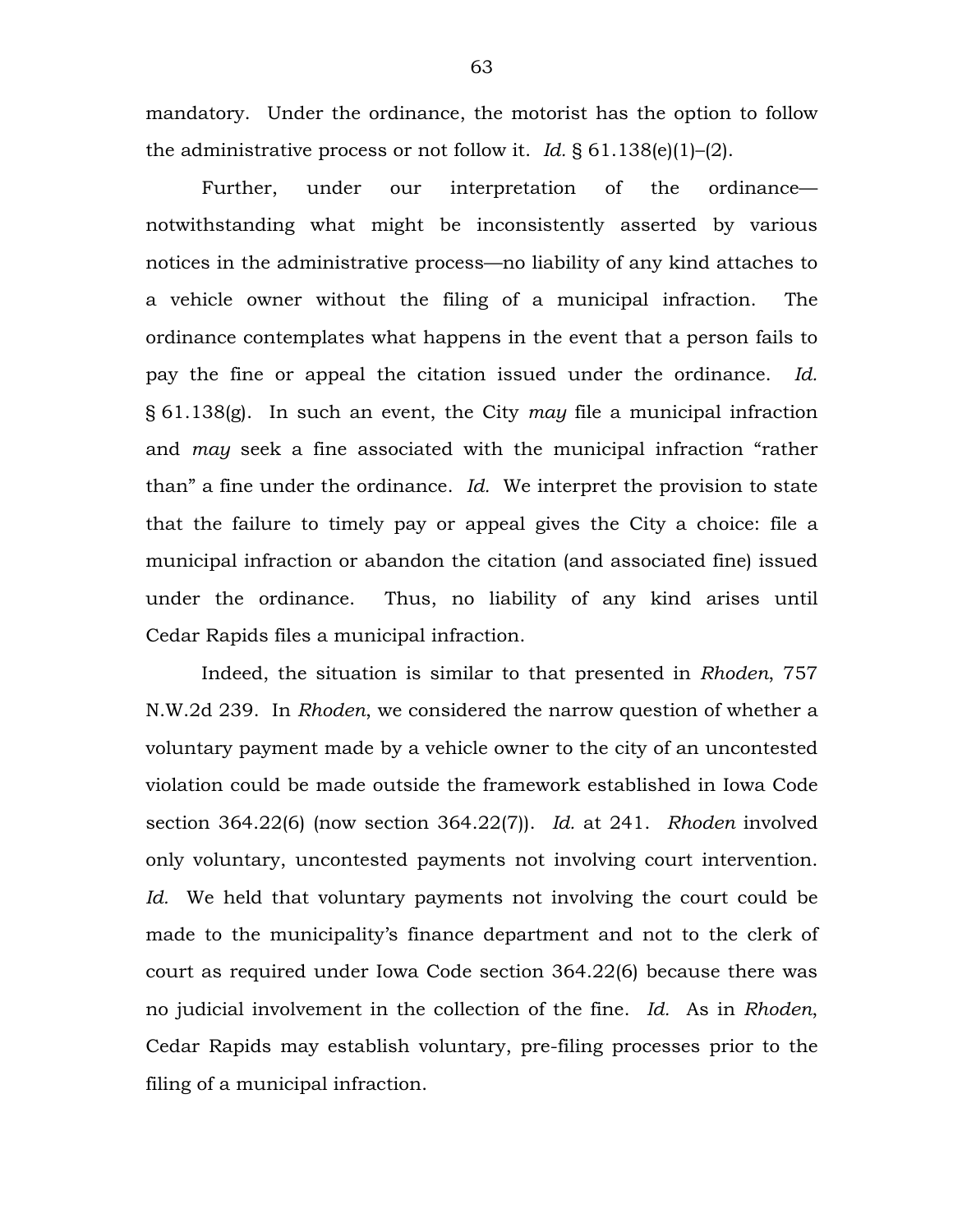mandatory. Under the ordinance, the motorist has the option to follow the administrative process or not follow it. *Id.* § 61.138(e)(1)–(2).

Further, under our interpretation of the ordinance—notwithstanding what might be inconsistently asserted by various notices in the administrative process—no liability of any kind attaches to a vehicle owner without the filing of a municipal infraction. The ordinance contemplates what happens in the event that a person fails to pay the fine or appeal the citation issued under the ordinance. *Id.* § 61.138(g). In such an event, the City *may* file a municipal infraction and *may* seek a fine associated with the municipal infraction "rather than" a fine under the ordinance. *Id.* We interpret the provision to state that the failure to timely pay or appeal gives the City a choice: file a municipal infraction or abandon the citation (and associated fine) issued under the ordinance. Thus, no liability of any kind arises until Cedar Rapids files a municipal infraction.

Indeed, the situation is similar to that presented in *Rhoden*, 757 N.W.2d 239. In *Rhoden*, we considered the narrow question of whether a voluntary payment made by a vehicle owner to the city of an uncontested violation could be made outside the framework established in Iowa Code section 364.22(6) (now section 364.22(7)). *Id.* at 241. *Rhoden* involved only voluntary, uncontested payments not involving court intervention. *Id.* We held that voluntary payments not involving the court could be made to the municipality's finance department and not to the clerk of court as required under Iowa Code section 364.22(6) because there was no judicial involvement in the collection of the fine. *Id.* As in *Rhoden*, Cedar Rapids may establish voluntary, pre-filing processes prior to the filing of a municipal infraction.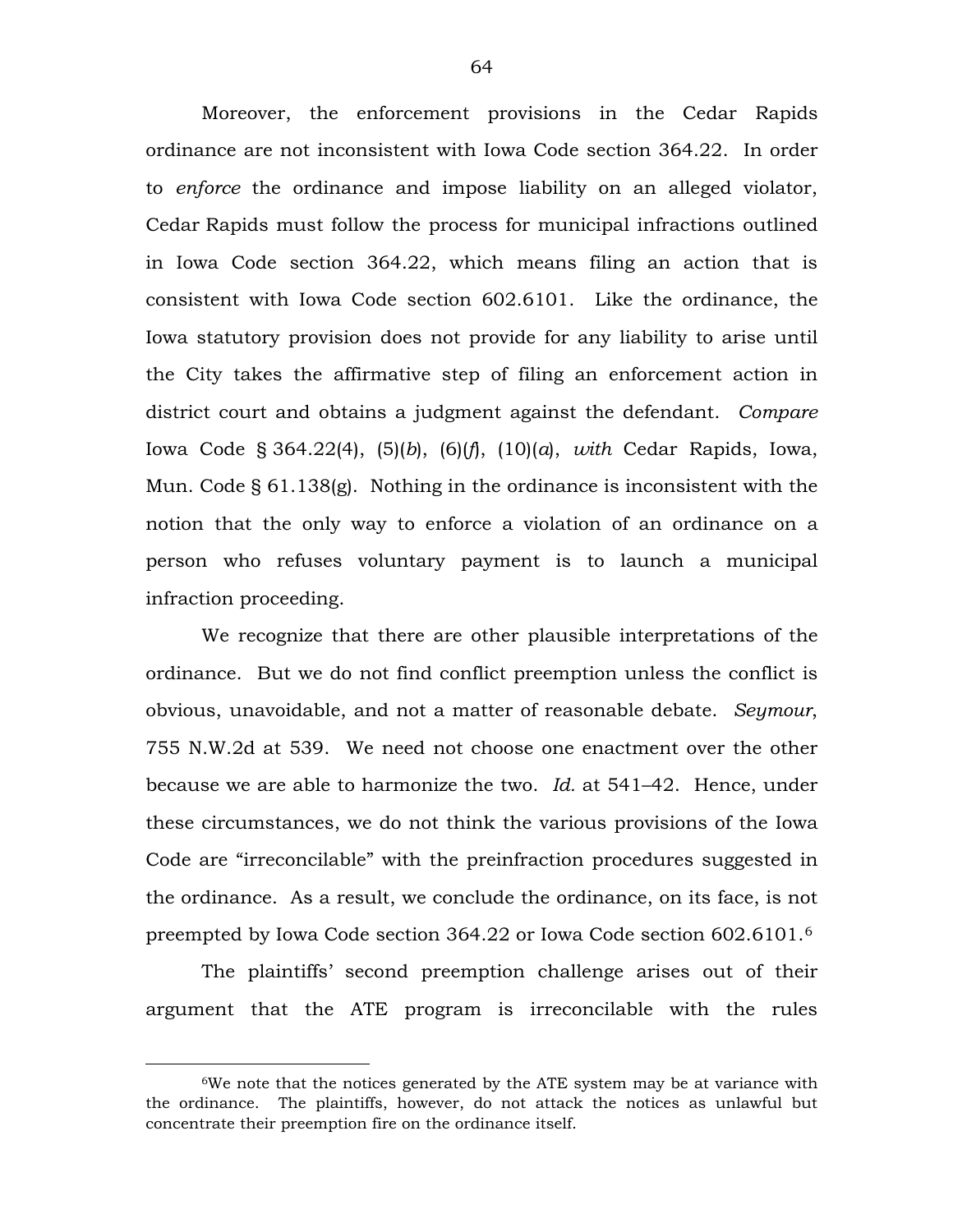Moreover, the enforcement provisions in the Cedar Rapids ordinance are not inconsistent with Iowa Code section 364.22. In order to *enforce* the ordinance and impose liability on an alleged violator, Cedar Rapids must follow the process for municipal infractions outlined in Iowa Code section 364.22, which means filing an action that is consistent with Iowa Code section 602.6101. Like the ordinance, the Iowa statutory provision does not provide for any liability to arise until the City takes the affirmative step of filing an enforcement action in district court and obtains a judgment against the defendant. *Compare* Iowa Code § 364.22(4), (5)(*b*), (6)(*f*), (10)(*a*), *with* Cedar Rapids, Iowa, Mun. Code § 61.138(g). Nothing in the ordinance is inconsistent with the notion that the only way to enforce a violation of an ordinance on a person who refuses voluntary payment is to launch a municipal infraction proceeding.

We recognize that there are other plausible interpretations of the ordinance. But we do not find conflict preemption unless the conflict is obvious, unavoidable, and not a matter of reasonable debate. *Seymour*, 755 N.W.2d at 539. We need not choose one enactment over the other because we are able to harmonize the two. *Id.* at 541–42. Hence, under these circumstances, we do not think the various provisions of the Iowa Code are "irreconcilable" with the preinfraction procedures suggested in the ordinance. As a result, we conclude the ordinance, on its face, is not preempted by Iowa Code section 364.22 or Iowa Code section 602.6101.[6]

The plaintiffs' second preemption challenge arises out of their argument that the ATE program is irreconcilable with the rules

---

[6]We note that the notices generated by the ATE system may be at variance with the ordinance. The plaintiffs, however, do not attack the notices as unlawful but concentrate their preemption fire on the ordinance itself.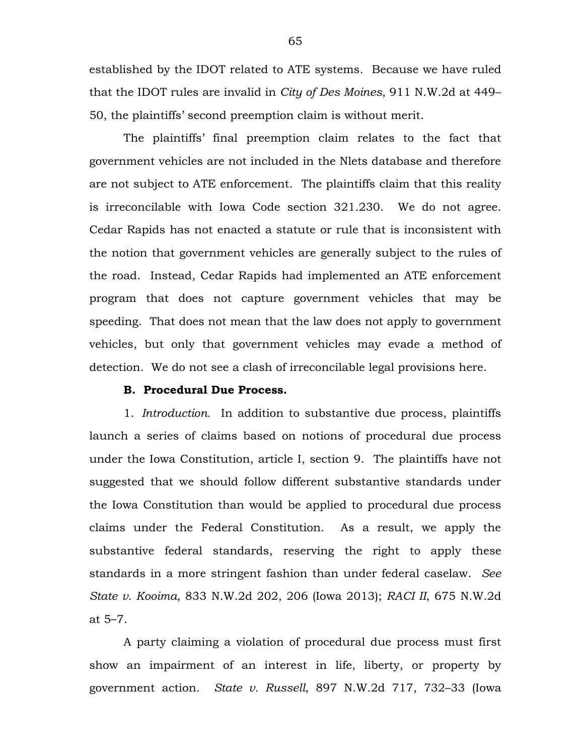established by the IDOT related to ATE systems. Because we have ruled that the IDOT rules are invalid in *City of Des Moines*, 911 N.W.2d at 449–50, the plaintiffs' second preemption claim is without merit.

The plaintiffs' final preemption claim relates to the fact that government vehicles are not included in the Nlets database and therefore are not subject to ATE enforcement. The plaintiffs claim that this reality is irreconcilable with Iowa Code section 321.230. We do not agree. Cedar Rapids has not enacted a statute or rule that is inconsistent with the notion that government vehicles are generally subject to the rules of the road. Instead, Cedar Rapids had implemented an ATE enforcement program that does not capture government vehicles that may be speeding. That does not mean that the law does not apply to government vehicles, but only that government vehicles may evade a method of detection. We do not see a clash of irreconcilable legal provisions here.

**B. Procedural Due Process.**

1. *Introduction.* In addition to substantive due process, plaintiffs launch a series of claims based on notions of procedural due process under the Iowa Constitution, article I, section 9. The plaintiffs have not suggested that we should follow different substantive standards under the Iowa Constitution than would be applied to procedural due process claims under the Federal Constitution. As a result, we apply the substantive federal standards, reserving the right to apply these standards in a more stringent fashion than under federal caselaw. *See State v. Kooima*, 833 N.W.2d 202, 206 (Iowa 2013); *RACI II*, 675 N.W.2d at 5–7.

A party claiming a violation of procedural due process must first show an impairment of an interest in life, liberty, or property by government action. *State v. Russell*, 897 N.W.2d 717, 732–33 (Iowa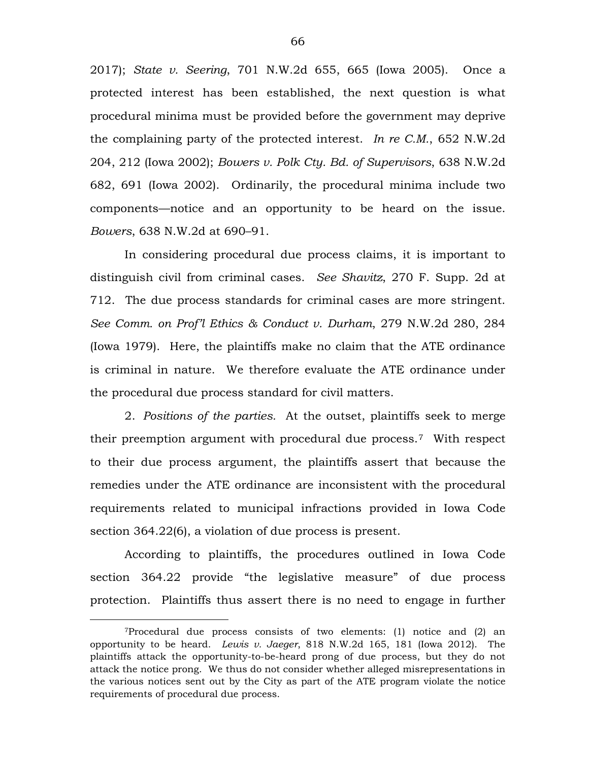2017); *State v. Seering*, 701 N.W.2d 655, 665 (Iowa 2005). Once a protected interest has been established, the next question is what procedural minima must be provided before the government may deprive the complaining party of the protected interest. *In re C.M.*, 652 N.W.2d 204, 212 (Iowa 2002); *Bowers v. Polk Cty. Bd. of Supervisors*, 638 N.W.2d 682, 691 (Iowa 2002). Ordinarily, the procedural minima include two components—notice and an opportunity to be heard on the issue. *Bowers*, 638 N.W.2d at 690–91.

In considering procedural due process claims, it is important to distinguish civil from criminal cases. *See Shavitz*, 270 F. Supp. 2d at 712. The due process standards for criminal cases are more stringent. *See Comm. on Prof'l Ethics & Conduct v. Durham*, 279 N.W.2d 280, 284 (Iowa 1979). Here, the plaintiffs make no claim that the ATE ordinance is criminal in nature. We therefore evaluate the ATE ordinance under the procedural due process standard for civil matters.

2. *Positions of the parties.* At the outset, plaintiffs seek to merge their preemption argument with procedural due process.[7] With respect to their due process argument, the plaintiffs assert that because the remedies under the ATE ordinance are inconsistent with the procedural requirements related to municipal infractions provided in Iowa Code section 364.22(6), a violation of due process is present.

According to plaintiffs, the procedures outlined in Iowa Code section 364.22 provide "the legislative measure" of due process protection. Plaintiffs thus assert there is no need to engage in further

---

[7]Procedural due process consists of two elements: (1) notice and (2) an opportunity to be heard. *Lewis v. Jaeger*, 818 N.W.2d 165, 181 (Iowa 2012). The plaintiffs attack the opportunity-to-be-heard prong of due process, but they do not attack the notice prong. We thus do not consider whether alleged misrepresentations in the various notices sent out by the City as part of the ATE program violate the notice requirements of procedural due process.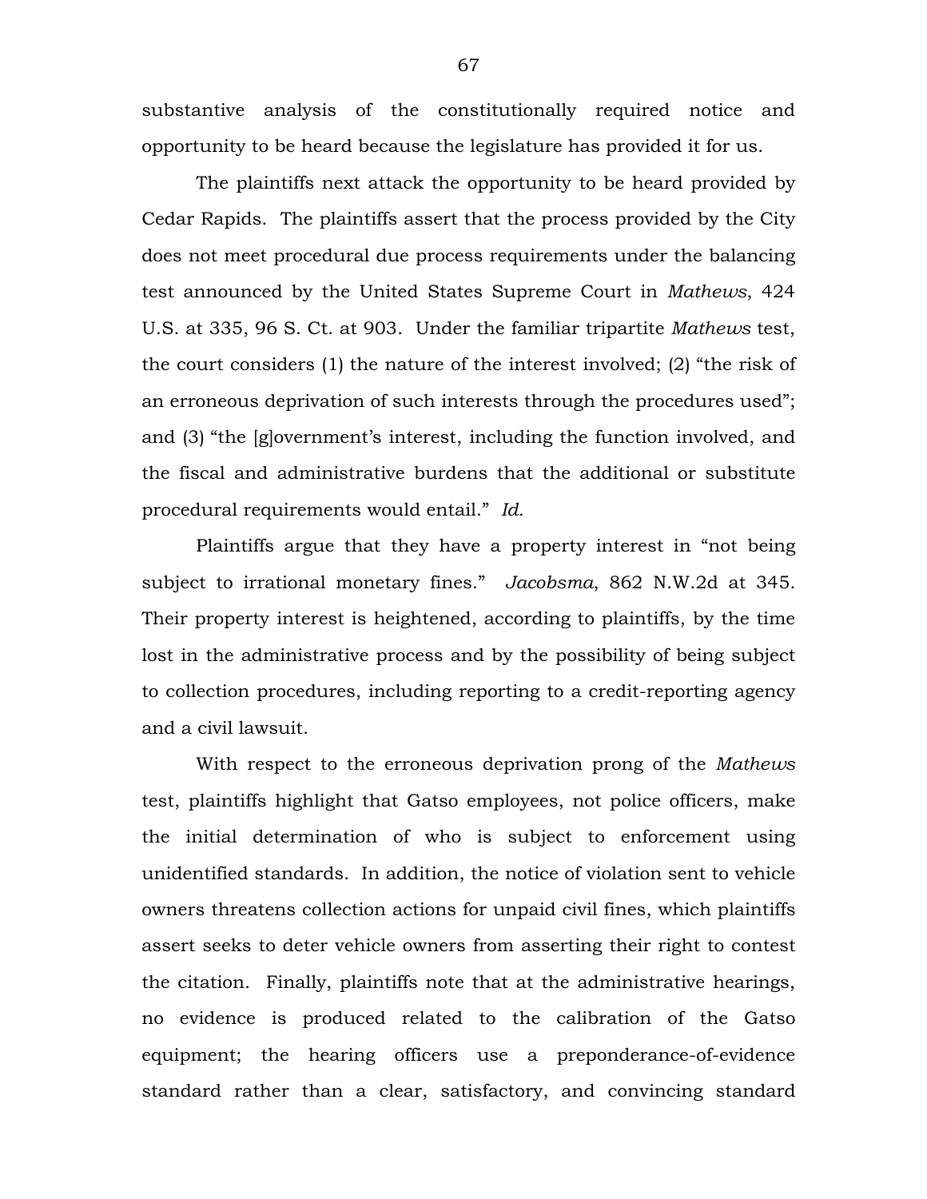substantive analysis of the constitutionally required notice and opportunity to be heard because the legislature has provided it for us.

The plaintiffs next attack the opportunity to be heard provided by Cedar Rapids. The plaintiffs assert that the process provided by the City does not meet procedural due process requirements under the balancing test announced by the United States Supreme Court in *Mathews*, 424 U.S. at 335, 96 S. Ct. at 903. Under the familiar tripartite *Mathews* test, the court considers (1) the nature of the interest involved; (2) "the risk of an erroneous deprivation of such interests through the procedures used"; and (3) "the [g]overnment's interest, including the function involved, and the fiscal and administrative burdens that the additional or substitute procedural requirements would entail." *Id.*

Plaintiffs argue that they have a property interest in "not being subject to irrational monetary fines." *Jacobsma*, 862 N.W.2d at 345. Their property interest is heightened, according to plaintiffs, by the time lost in the administrative process and by the possibility of being subject to collection procedures, including reporting to a credit-reporting agency and a civil lawsuit.

With respect to the erroneous deprivation prong of the *Mathews* test, plaintiffs highlight that Gatso employees, not police officers, make the initial determination of who is subject to enforcement using unidentified standards. In addition, the notice of violation sent to vehicle owners threatens collection actions for unpaid civil fines, which plaintiffs assert seeks to deter vehicle owners from asserting their right to contest the citation. Finally, plaintiffs note that at the administrative hearings, no evidence is produced related to the calibration of the Gatso equipment; the hearing officers use a preponderance-of-evidence standard rather than a clear, satisfactory, and convincing standard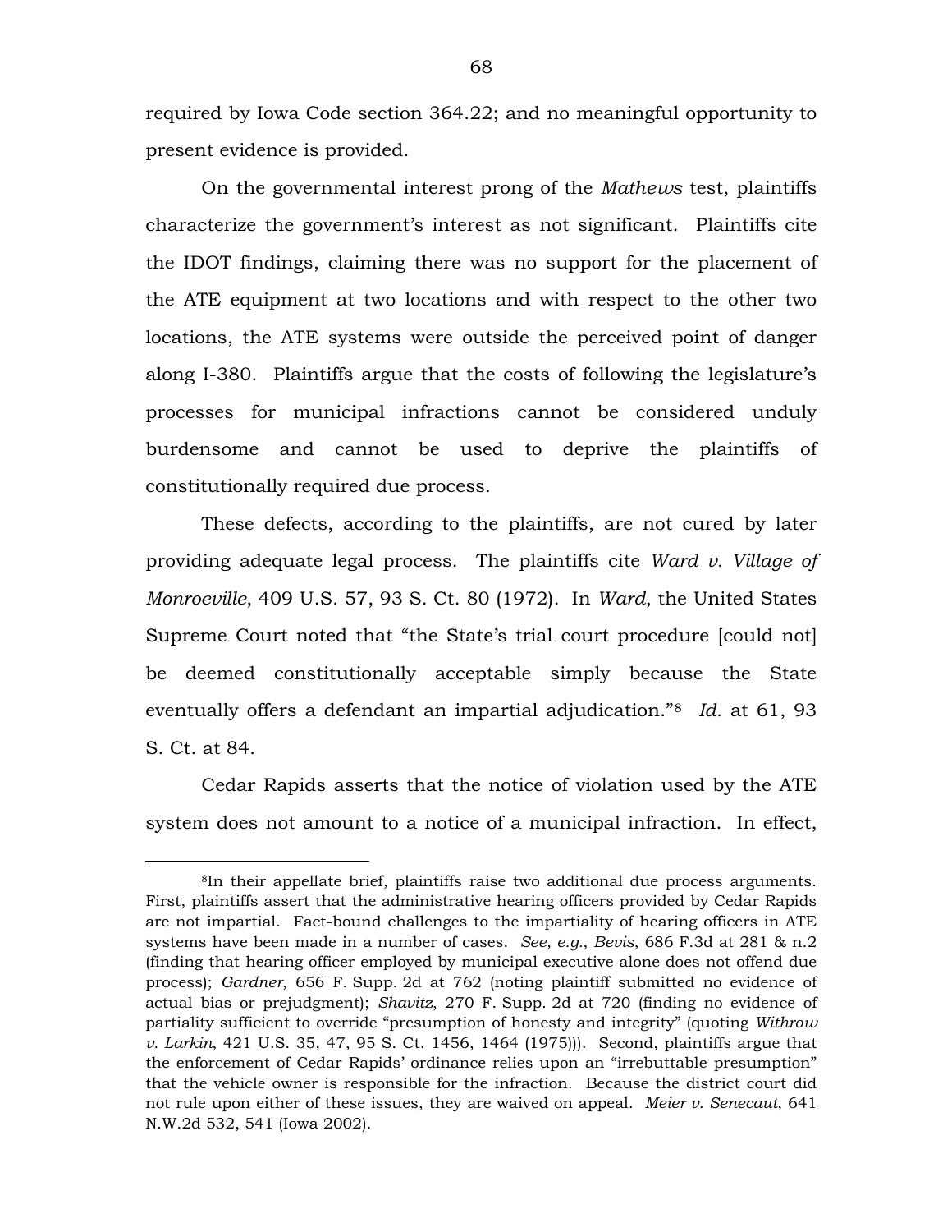required by Iowa Code section 364.22; and no meaningful opportunity to present evidence is provided.

On the governmental interest prong of the *Mathews* test, plaintiffs characterize the government's interest as not significant. Plaintiffs cite the IDOT findings, claiming there was no support for the placement of the ATE equipment at two locations and with respect to the other two locations, the ATE systems were outside the perceived point of danger along I-380. Plaintiffs argue that the costs of following the legislature's processes for municipal infractions cannot be considered unduly burdensome and cannot be used to deprive the plaintiffs of constitutionally required due process.

These defects, according to the plaintiffs, are not cured by later providing adequate legal process. The plaintiffs cite *Ward v. Village of Monroeville*, 409 U.S. 57, 93 S. Ct. 80 (1972). In *Ward*, the United States Supreme Court noted that "the State's trial court procedure [could not] be deemed constitutionally acceptable simply because the State eventually offers a defendant an impartial adjudication."[8] *Id.* at 61, 93 S. Ct. at 84.

Cedar Rapids asserts that the notice of violation used by the ATE system does not amount to a notice of a municipal infraction. In effect,

---

[8]In their appellate brief, plaintiffs raise two additional due process arguments. First, plaintiffs assert that the administrative hearing officers provided by Cedar Rapids are not impartial. Fact-bound challenges to the impartiality of hearing officers in ATE systems have been made in a number of cases. *See, e.g.*, *Bevis*, 686 F.3d at 281 & n.2 (finding that hearing officer employed by municipal executive alone does not offend due process); *Gardner*, 656 F. Supp. 2d at 762 (noting plaintiff submitted no evidence of actual bias or prejudgment); *Shavitz*, 270 F. Supp. 2d at 720 (finding no evidence of partiality sufficient to override "presumption of honesty and integrity" (quoting *Withrow v. Larkin*, 421 U.S. 35, 47, 95 S. Ct. 1456, 1464 (1975))). Second, plaintiffs argue that the enforcement of Cedar Rapids' ordinance relies upon an "irrebuttable presumption" that the vehicle owner is responsible for the infraction. Because the district court did not rule upon either of these issues, they are waived on appeal. *Meier v. Senecaut*, 641 N.W.2d 532, 541 (Iowa 2002).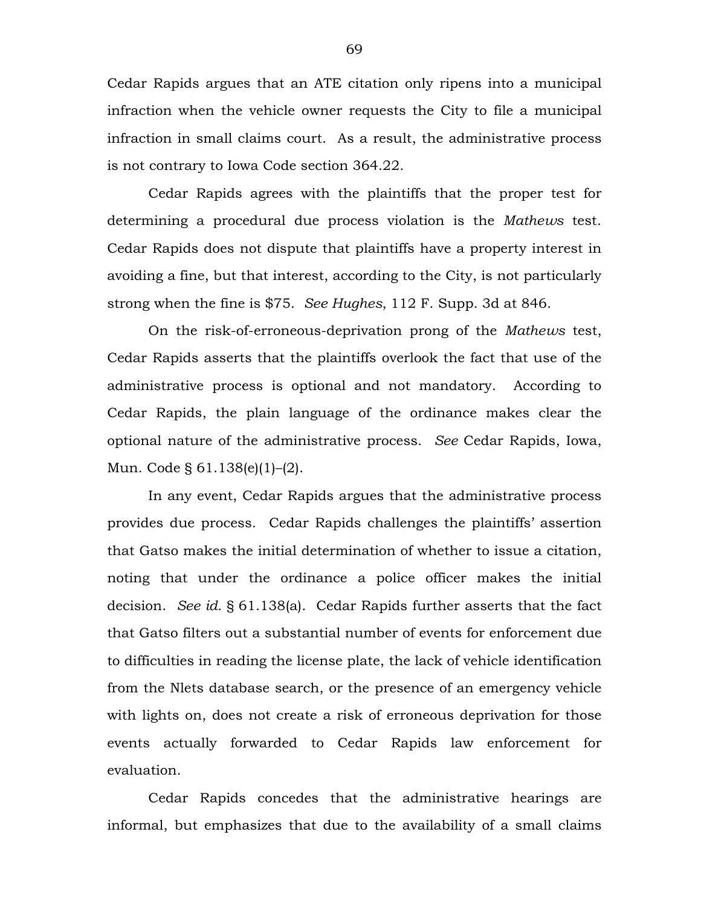Cedar Rapids argues that an ATE citation only ripens into a municipal infraction when the vehicle owner requests the City to file a municipal infraction in small claims court. As a result, the administrative process is not contrary to Iowa Code section 364.22.

Cedar Rapids agrees with the plaintiffs that the proper test for determining a procedural due process violation is the *Mathews* test. Cedar Rapids does not dispute that plaintiffs have a property interest in avoiding a fine, but that interest, according to the City, is not particularly strong when the fine is $75. *See Hughes*, 112 F. Supp. 3d at 846.

On the risk-of-erroneous-deprivation prong of the *Mathews* test, Cedar Rapids asserts that the plaintiffs overlook the fact that use of the administrative process is optional and not mandatory. According to Cedar Rapids, the plain language of the ordinance makes clear the optional nature of the administrative process. *See* Cedar Rapids, Iowa, Mun. Code § 61.138(e)(1)–(2).

In any event, Cedar Rapids argues that the administrative process provides due process. Cedar Rapids challenges the plaintiffs' assertion that Gatso makes the initial determination of whether to issue a citation, noting that under the ordinance a police officer makes the initial decision. *See id.* § 61.138(a). Cedar Rapids further asserts that the fact that Gatso filters out a substantial number of events for enforcement due to difficulties in reading the license plate, the lack of vehicle identification from the Nlets database search, or the presence of an emergency vehicle with lights on, does not create a risk of erroneous deprivation for those events actually forwarded to Cedar Rapids law enforcement for evaluation.

Cedar Rapids concedes that the administrative hearings are informal, but emphasizes that due to the availability of a small claims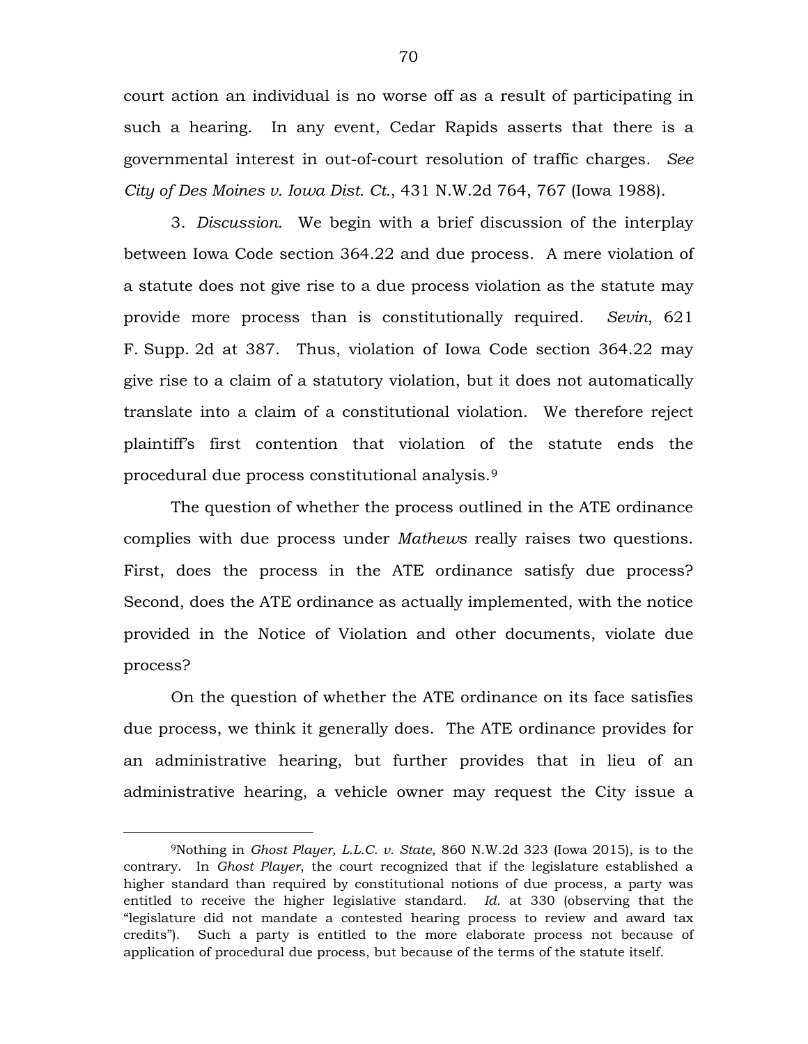court action an individual is no worse off as a result of participating in such a hearing. In any event, Cedar Rapids asserts that there is a governmental interest in out-of-court resolution of traffic charges. *See City of Des Moines v. Iowa Dist. Ct.*, 431 N.W.2d 764, 767 (Iowa 1988).

3. *Discussion.* We begin with a brief discussion of the interplay between Iowa Code section 364.22 and due process. A mere violation of a statute does not give rise to a due process violation as the statute may provide more process than is constitutionally required. *Sevin*, 621 F. Supp. 2d at 387. Thus, violation of Iowa Code section 364.22 may give rise to a claim of a statutory violation, but it does not automatically translate into a claim of a constitutional violation. We therefore reject plaintiff's first contention that violation of the statute ends the procedural due process constitutional analysis.[9]

The question of whether the process outlined in the ATE ordinance complies with due process under *Mathews* really raises two questions. First, does the process in the ATE ordinance satisfy due process? Second, does the ATE ordinance as actually implemented, with the notice provided in the Notice of Violation and other documents, violate due process?

On the question of whether the ATE ordinance on its face satisfies due process, we think it generally does. The ATE ordinance provides for an administrative hearing, but further provides that in lieu of an administrative hearing, a vehicle owner may request the City issue a

---

[9]Nothing in *Ghost Player, L.L.C. v. State*, 860 N.W.2d 323 (Iowa 2015), is to the contrary. In *Ghost Player*, the court recognized that if the legislature established a higher standard than required by constitutional notions of due process, a party was entitled to receive the higher legislative standard. *Id.* at 330 (observing that the "legislature did not mandate a contested hearing process to review and award tax credits"). Such a party is entitled to the more elaborate process not because of application of procedural due process, but because of the terms of the statute itself.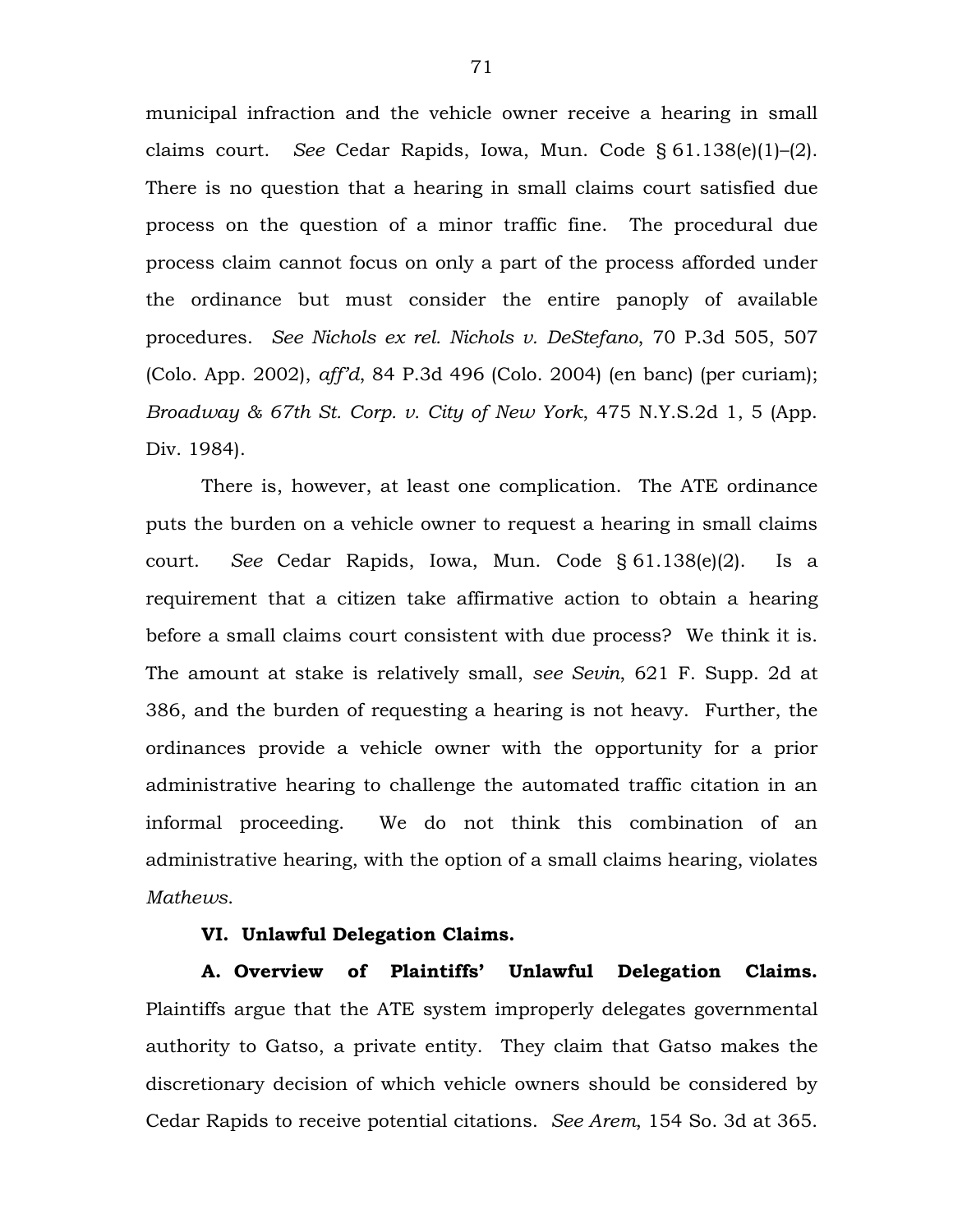municipal infraction and the vehicle owner receive a hearing in small claims court. *See* Cedar Rapids, Iowa, Mun. Code § 61.138(e)(1)–(2). There is no question that a hearing in small claims court satisfied due process on the question of a minor traffic fine. The procedural due process claim cannot focus on only a part of the process afforded under the ordinance but must consider the entire panoply of available procedures. *See Nichols ex rel. Nichols v. DeStefano*, 70 P.3d 505, 507 (Colo. App. 2002), *aff'd*, 84 P.3d 496 (Colo. 2004) (en banc) (per curiam); *Broadway & 67th St. Corp. v. City of New York*, 475 N.Y.S.2d 1, 5 (App. Div. 1984).

There is, however, at least one complication. The ATE ordinance puts the burden on a vehicle owner to request a hearing in small claims court. *See* Cedar Rapids, Iowa, Mun. Code § 61.138(e)(2). Is a requirement that a citizen take affirmative action to obtain a hearing before a small claims court consistent with due process? We think it is. The amount at stake is relatively small, *see Sevin*, 621 F. Supp. 2d at 386, and the burden of requesting a hearing is not heavy. Further, the ordinances provide a vehicle owner with the opportunity for a prior administrative hearing to challenge the automated traffic citation in an informal proceeding. We do not think this combination of an administrative hearing, with the option of a small claims hearing, violates *Mathews*.

## VI. Unlawful Delegation Claims.

**A. Overview of Plaintiffs' Unlawful Delegation Claims.** Plaintiffs argue that the ATE system improperly delegates governmental authority to Gatso, a private entity. They claim that Gatso makes the discretionary decision of which vehicle owners should be considered by Cedar Rapids to receive potential citations. *See Arem*, 154 So. 3d at 365.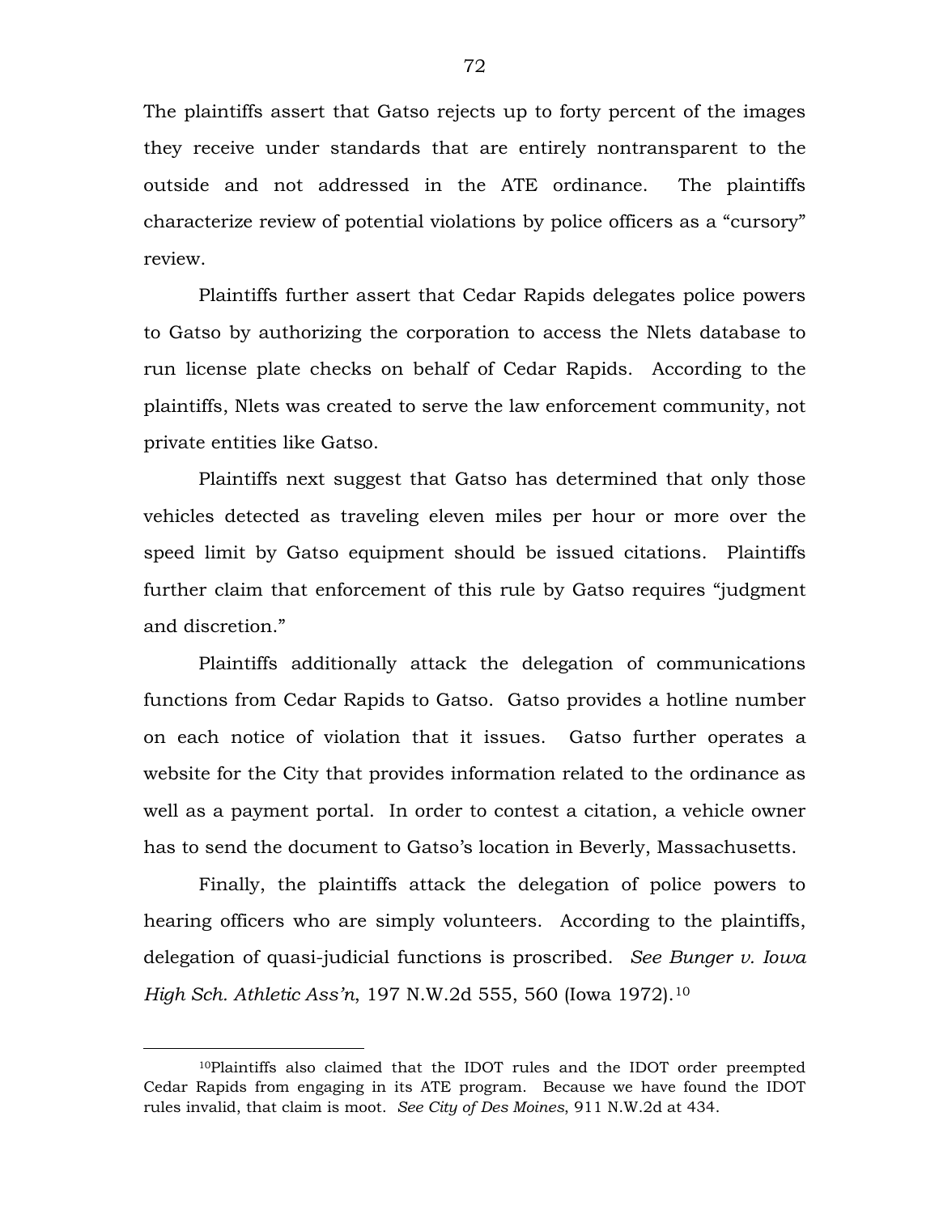The plaintiffs assert that Gatso rejects up to forty percent of the images they receive under standards that are entirely nontransparent to the outside and not addressed in the ATE ordinance. The plaintiffs characterize review of potential violations by police officers as a "cursory" review.

Plaintiffs further assert that Cedar Rapids delegates police powers to Gatso by authorizing the corporation to access the Nlets database to run license plate checks on behalf of Cedar Rapids. According to the plaintiffs, Nlets was created to serve the law enforcement community, not private entities like Gatso.

Plaintiffs next suggest that Gatso has determined that only those vehicles detected as traveling eleven miles per hour or more over the speed limit by Gatso equipment should be issued citations. Plaintiffs further claim that enforcement of this rule by Gatso requires "judgment and discretion."

Plaintiffs additionally attack the delegation of communications functions from Cedar Rapids to Gatso. Gatso provides a hotline number on each notice of violation that it issues. Gatso further operates a website for the City that provides information related to the ordinance as well as a payment portal. In order to contest a citation, a vehicle owner has to send the document to Gatso's location in Beverly, Massachusetts.

Finally, the plaintiffs attack the delegation of police powers to hearing officers who are simply volunteers. According to the plaintiffs, delegation of quasi-judicial functions is proscribed. *See Bunger v. Iowa High Sch. Athletic Ass'n*, 197 N.W.2d 555, 560 (Iowa 1972).[10]

---

[10]Plaintiffs also claimed that the IDOT rules and the IDOT order preempted Cedar Rapids from engaging in its ATE program. Because we have found the IDOT rules invalid, that claim is moot. *See City of Des Moines*, 911 N.W.2d at 434.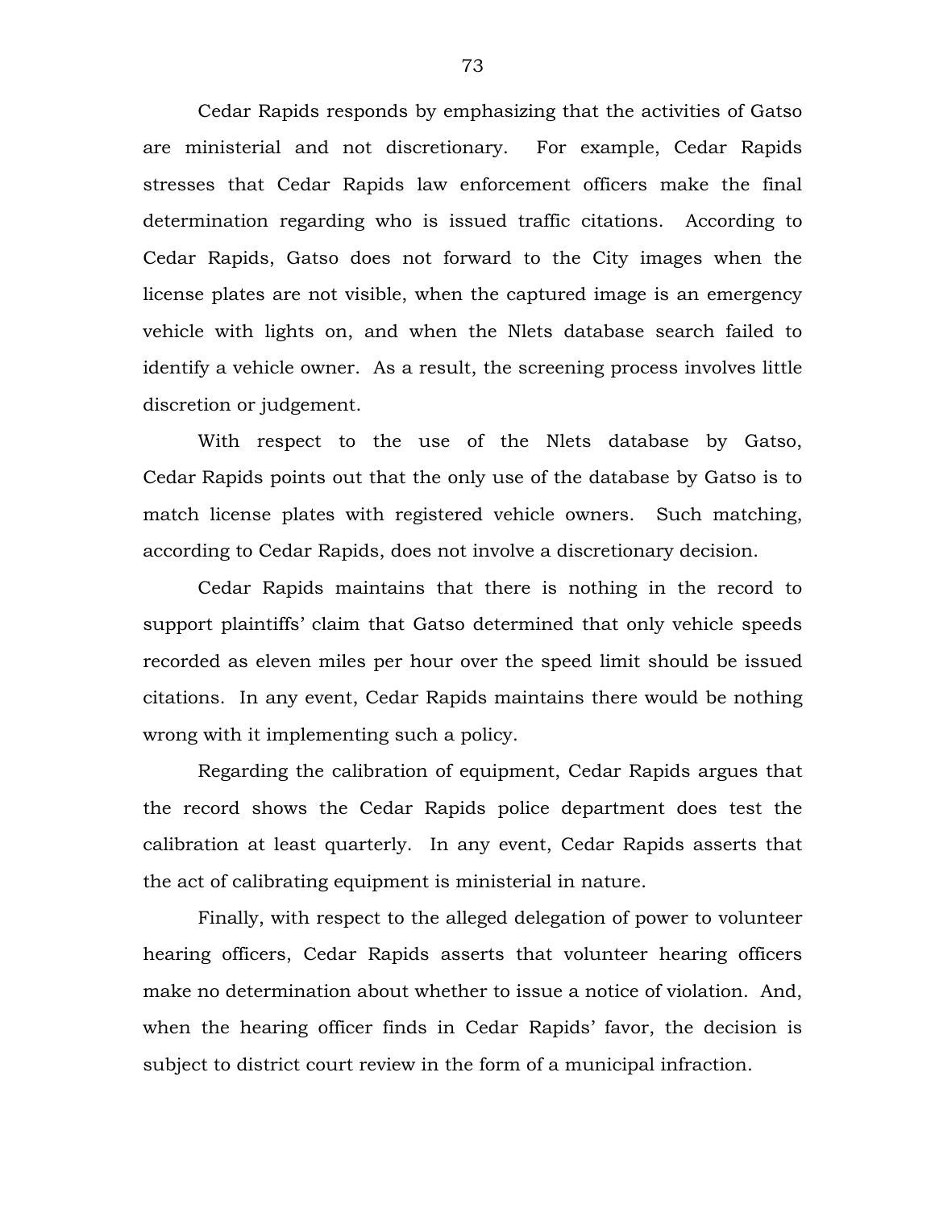Cedar Rapids responds by emphasizing that the activities of Gatso are ministerial and not discretionary. For example, Cedar Rapids stresses that Cedar Rapids law enforcement officers make the final determination regarding who is issued traffic citations. According to Cedar Rapids, Gatso does not forward to the City images when the license plates are not visible, when the captured image is an emergency vehicle with lights on, and when the Nlets database search failed to identify a vehicle owner. As a result, the screening process involves little discretion or judgement.

With respect to the use of the Nlets database by Gatso, Cedar Rapids points out that the only use of the database by Gatso is to match license plates with registered vehicle owners. Such matching, according to Cedar Rapids, does not involve a discretionary decision.

Cedar Rapids maintains that there is nothing in the record to support plaintiffs' claim that Gatso determined that only vehicle speeds recorded as eleven miles per hour over the speed limit should be issued citations. In any event, Cedar Rapids maintains there would be nothing wrong with it implementing such a policy.

Regarding the calibration of equipment, Cedar Rapids argues that the record shows the Cedar Rapids police department does test the calibration at least quarterly. In any event, Cedar Rapids asserts that the act of calibrating equipment is ministerial in nature.

Finally, with respect to the alleged delegation of power to volunteer hearing officers, Cedar Rapids asserts that volunteer hearing officers make no determination about whether to issue a notice of violation. And, when the hearing officer finds in Cedar Rapids' favor, the decision is subject to district court review in the form of a municipal infraction.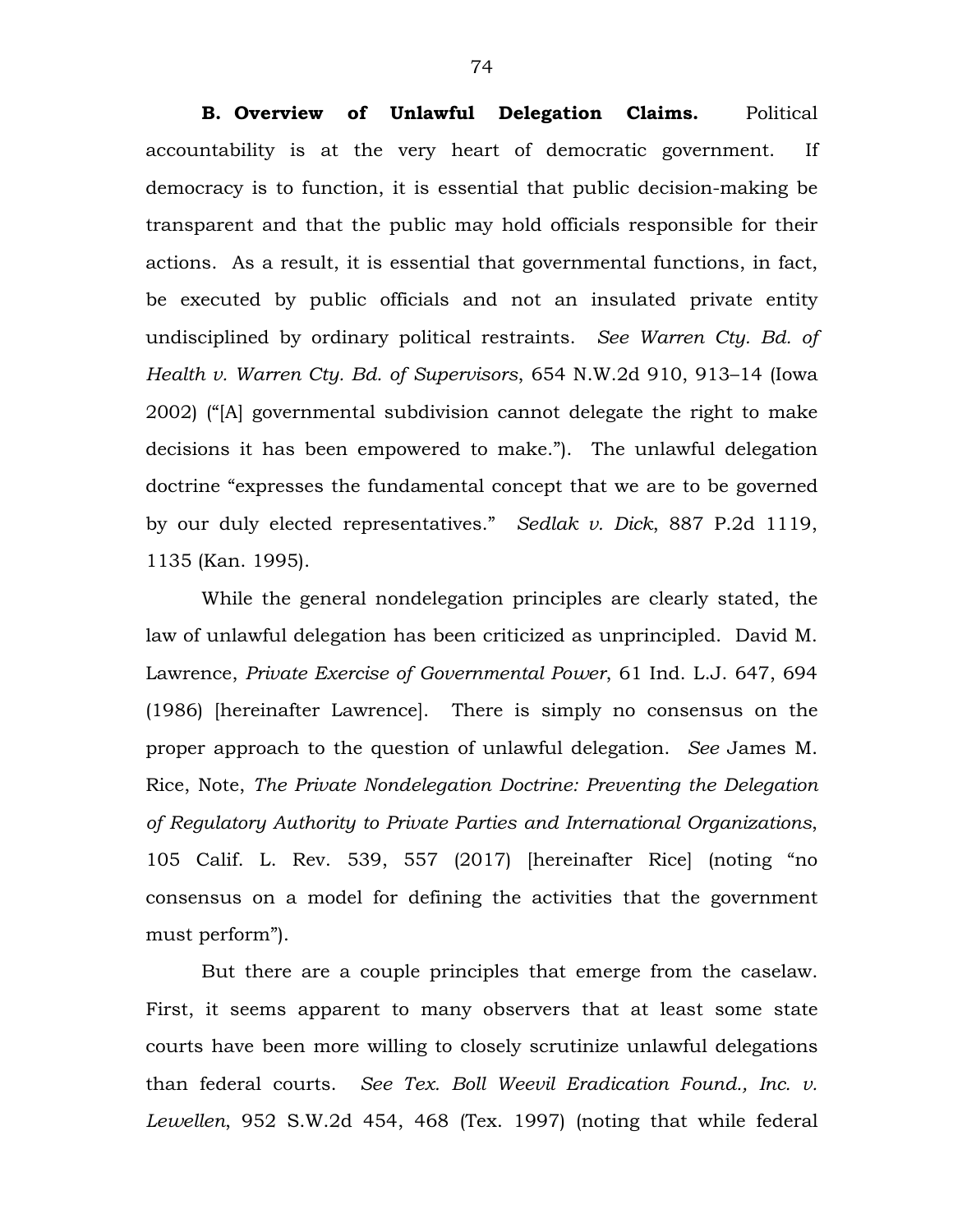**B. Overview of Unlawful Delegation Claims.** Political accountability is at the very heart of democratic government. If democracy is to function, it is essential that public decision-making be transparent and that the public may hold officials responsible for their actions. As a result, it is essential that governmental functions, in fact, be executed by public officials and not an insulated private entity undisciplined by ordinary political restraints. *See Warren Cty. Bd. of Health v. Warren Cty. Bd. of Supervisors*, 654 N.W.2d 910, 913–14 (Iowa 2002) ("[A] governmental subdivision cannot delegate the right to make decisions it has been empowered to make."). The unlawful delegation doctrine "expresses the fundamental concept that we are to be governed by our duly elected representatives." *Sedlak v. Dick*, 887 P.2d 1119, 1135 (Kan. 1995).

While the general nondelegation principles are clearly stated, the law of unlawful delegation has been criticized as unprincipled. David M. Lawrence, *Private Exercise of Governmental Power*, 61 Ind. L.J. 647, 694 (1986) [hereinafter Lawrence]. There is simply no consensus on the proper approach to the question of unlawful delegation. *See* James M. Rice, Note, *The Private Nondelegation Doctrine: Preventing the Delegation of Regulatory Authority to Private Parties and International Organizations*, 105 Calif. L. Rev. 539, 557 (2017) [hereinafter Rice] (noting "no consensus on a model for defining the activities that the government must perform").

But there are a couple principles that emerge from the caselaw. First, it seems apparent to many observers that at least some state courts have been more willing to closely scrutinize unlawful delegations than federal courts. *See Tex. Boll Weevil Eradication Found., Inc. v. Lewellen*, 952 S.W.2d 454, 468 (Tex. 1997) (noting that while federal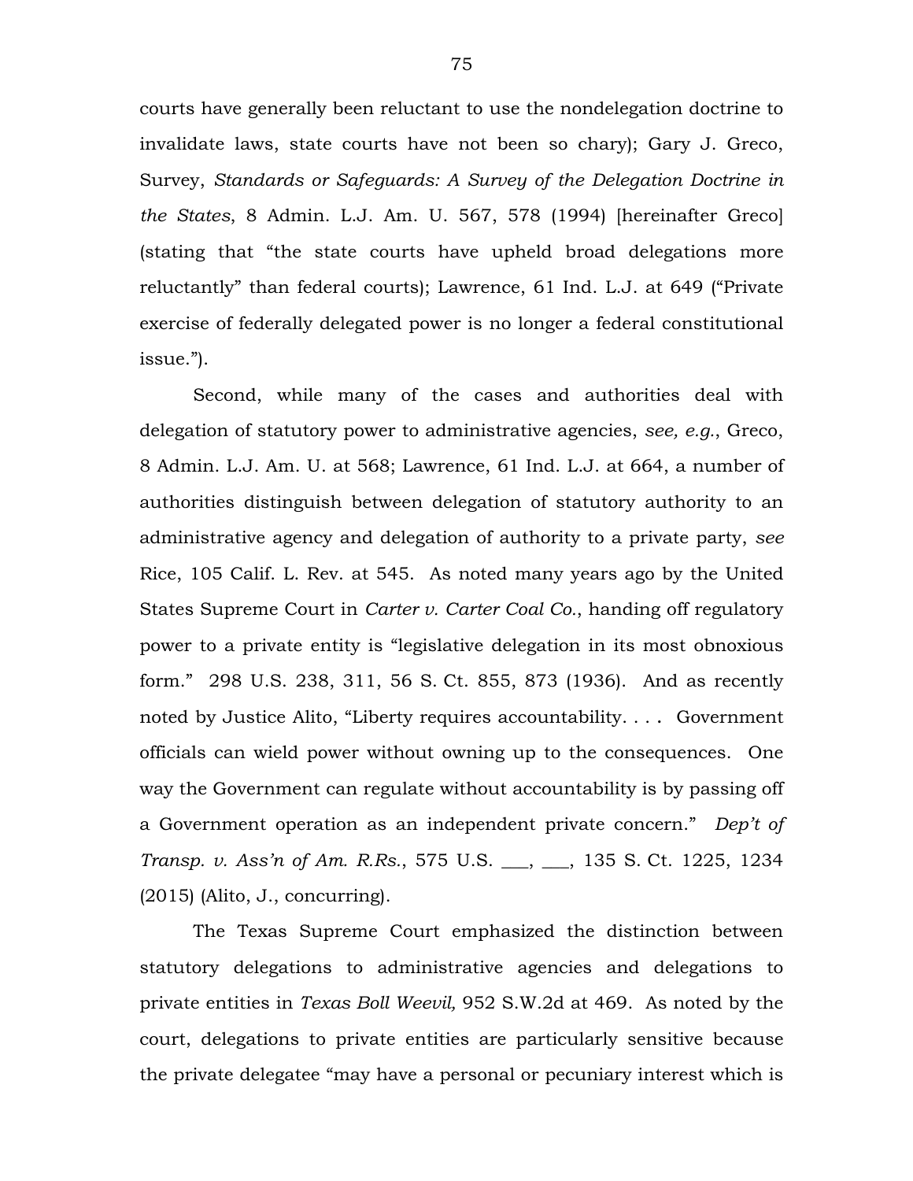courts have generally been reluctant to use the nondelegation doctrine to invalidate laws, state courts have not been so chary); Gary J. Greco, Survey, *Standards or Safeguards: A Survey of the Delegation Doctrine in the States*, 8 Admin. L.J. Am. U. 567, 578 (1994) [hereinafter Greco] (stating that "the state courts have upheld broad delegations more reluctantly" than federal courts); Lawrence, 61 Ind. L.J. at 649 ("Private exercise of federally delegated power is no longer a federal constitutional issue.").

Second, while many of the cases and authorities deal with delegation of statutory power to administrative agencies, *see, e.g.*, Greco, 8 Admin. L.J. Am. U. at 568; Lawrence, 61 Ind. L.J. at 664, a number of authorities distinguish between delegation of statutory authority to an administrative agency and delegation of authority to a private party, *see* Rice, 105 Calif. L. Rev. at 545. As noted many years ago by the United States Supreme Court in *Carter v. Carter Coal Co.*, handing off regulatory power to a private entity is "legislative delegation in its most obnoxious form." 298 U.S. 238, 311, 56 S. Ct. 855, 873 (1936). And as recently noted by Justice Alito, "Liberty requires accountability. . . . Government officials can wield power without owning up to the consequences. One way the Government can regulate without accountability is by passing off a Government operation as an independent private concern." *Dep't of Transp. v. Ass'n of Am. R.Rs.*, 575 U.S. ___, ___, 135 S. Ct. 1225, 1234 (2015) (Alito, J., concurring).

The Texas Supreme Court emphasized the distinction between statutory delegations to administrative agencies and delegations to private entities in *Texas Boll Weevil,* 952 S.W.2d at 469. As noted by the court, delegations to private entities are particularly sensitive because the private delegatee "may have a personal or pecuniary interest which is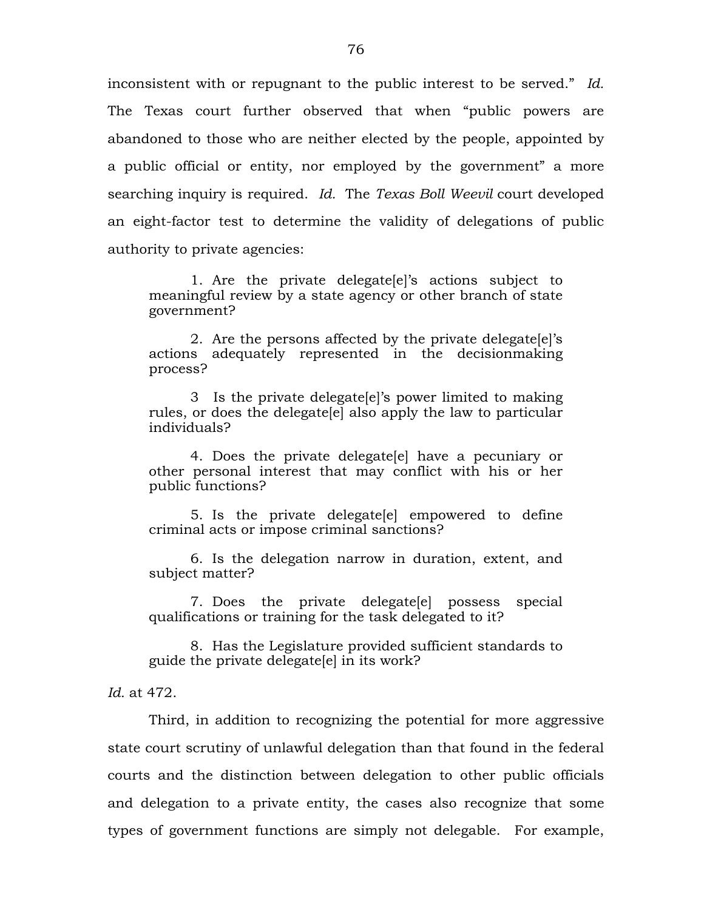inconsistent with or repugnant to the public interest to be served." *Id.* The Texas court further observed that when "public powers are abandoned to those who are neither elected by the people, appointed by a public official or entity, nor employed by the government" a more searching inquiry is required. *Id.* The *Texas Boll Weevil* court developed an eight-factor test to determine the validity of delegations of public authority to private agencies:

> 1. Are the private delegate[e]'s actions subject to meaningful review by a state agency or other branch of state government?
>
> 2. Are the persons affected by the private delegate[e]'s actions adequately represented in the decisionmaking process?
>
> 3 Is the private delegate[e]'s power limited to making rules, or does the delegate[e] also apply the law to particular individuals?
>
> 4. Does the private delegate[e] have a pecuniary or other personal interest that may conflict with his or her public functions?
>
> 5. Is the private delegate[e] empowered to define criminal acts or impose criminal sanctions?
>
> 6. Is the delegation narrow in duration, extent, and subject matter?
>
> 7. Does the private delegate[e] possess special qualifications or training for the task delegated to it?
>
> 8. Has the Legislature provided sufficient standards to guide the private delegate[e] in its work?

*Id.* at 472.

Third, in addition to recognizing the potential for more aggressive state court scrutiny of unlawful delegation than that found in the federal courts and the distinction between delegation to other public officials and delegation to a private entity, the cases also recognize that some types of government functions are simply not delegable. For example,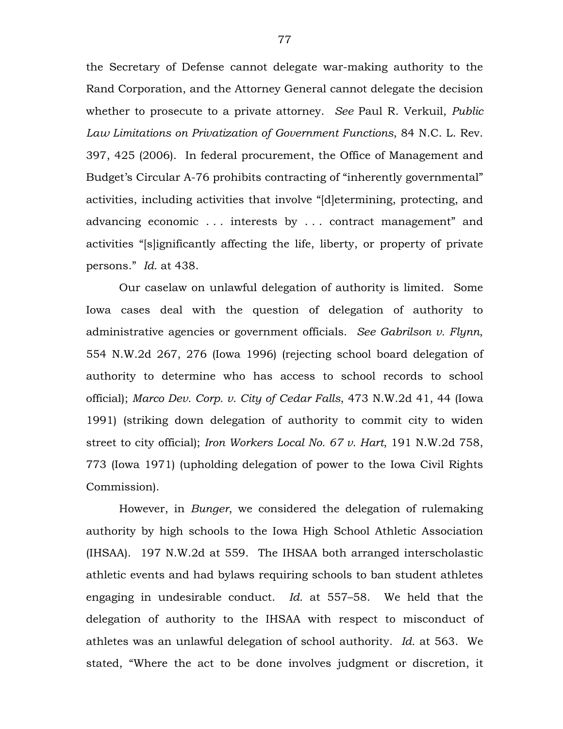the Secretary of Defense cannot delegate war-making authority to the Rand Corporation, and the Attorney General cannot delegate the decision whether to prosecute to a private attorney. *See* Paul R. Verkuil, *Public Law Limitations on Privatization of Government Functions*, 84 N.C. L. Rev. 397, 425 (2006). In federal procurement, the Office of Management and Budget's Circular A-76 prohibits contracting of "inherently governmental" activities, including activities that involve "[d]etermining, protecting, and advancing economic . . . interests by . . . contract management" and activities "[s]ignificantly affecting the life, liberty, or property of private persons." *Id.* at 438.

Our caselaw on unlawful delegation of authority is limited. Some Iowa cases deal with the question of delegation of authority to administrative agencies or government officials. *See Gabrilson v. Flynn*, 554 N.W.2d 267, 276 (Iowa 1996) (rejecting school board delegation of authority to determine who has access to school records to school official); *Marco Dev. Corp. v. City of Cedar Falls*, 473 N.W.2d 41, 44 (Iowa 1991) (striking down delegation of authority to commit city to widen street to city official); *Iron Workers Local No. 67 v. Hart*, 191 N.W.2d 758, 773 (Iowa 1971) (upholding delegation of power to the Iowa Civil Rights Commission).

However, in *Bunger*, we considered the delegation of rulemaking authority by high schools to the Iowa High School Athletic Association (IHSAA). 197 N.W.2d at 559. The IHSAA both arranged interscholastic athletic events and had bylaws requiring schools to ban student athletes engaging in undesirable conduct. *Id.* at 557–58. We held that the delegation of authority to the IHSAA with respect to misconduct of athletes was an unlawful delegation of school authority. *Id.* at 563. We stated, "Where the act to be done involves judgment or discretion, it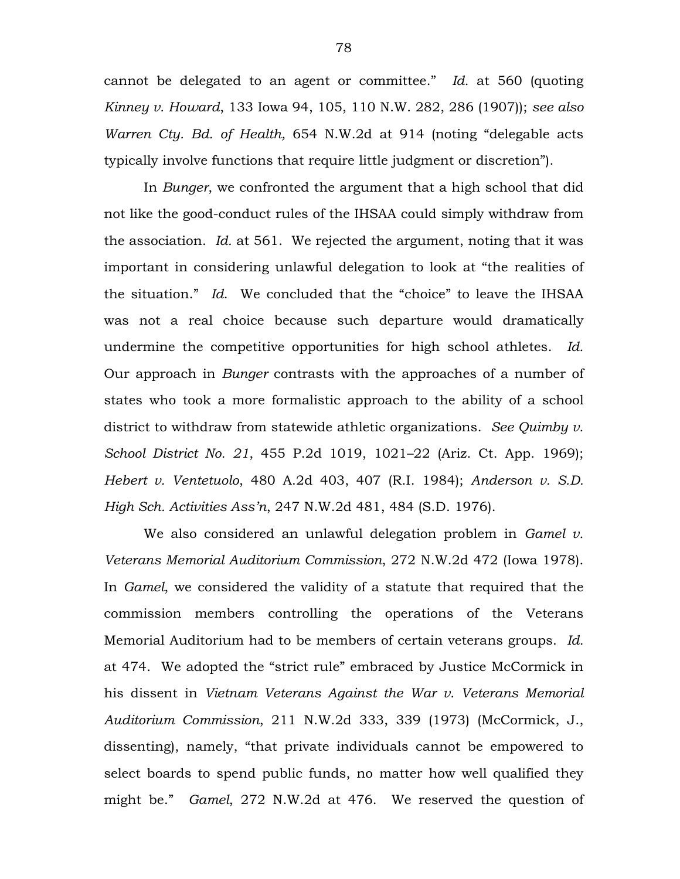cannot be delegated to an agent or committee." *Id.* at 560 (quoting *Kinney v. Howard*, 133 Iowa 94, 105, 110 N.W. 282, 286 (1907)); *see also Warren Cty. Bd. of Health,* 654 N.W.2d at 914 (noting "delegable acts typically involve functions that require little judgment or discretion").

In *Bunger*, we confronted the argument that a high school that did not like the good-conduct rules of the IHSAA could simply withdraw from the association. *Id.* at 561. We rejected the argument, noting that it was important in considering unlawful delegation to look at "the realities of the situation." *Id.* We concluded that the "choice" to leave the IHSAA was not a real choice because such departure would dramatically undermine the competitive opportunities for high school athletes. *Id.* Our approach in *Bunger* contrasts with the approaches of a number of states who took a more formalistic approach to the ability of a school district to withdraw from statewide athletic organizations. *See Quimby v. School District No. 21*, 455 P.2d 1019, 1021–22 (Ariz. Ct. App. 1969); *Hebert v. Ventetuolo*, 480 A.2d 403, 407 (R.I. 1984); *Anderson v. S.D. High Sch. Activities Ass'n*, 247 N.W.2d 481, 484 (S.D. 1976).

We also considered an unlawful delegation problem in *Gamel v. Veterans Memorial Auditorium Commission*, 272 N.W.2d 472 (Iowa 1978). In *Gamel*, we considered the validity of a statute that required that the commission members controlling the operations of the Veterans Memorial Auditorium had to be members of certain veterans groups. *Id.* at 474. We adopted the "strict rule" embraced by Justice McCormick in his dissent in *Vietnam Veterans Against the War v. Veterans Memorial Auditorium Commission*, 211 N.W.2d 333, 339 (1973) (McCormick, J., dissenting), namely, "that private individuals cannot be empowered to select boards to spend public funds, no matter how well qualified they might be." *Gamel*, 272 N.W.2d at 476. We reserved the question of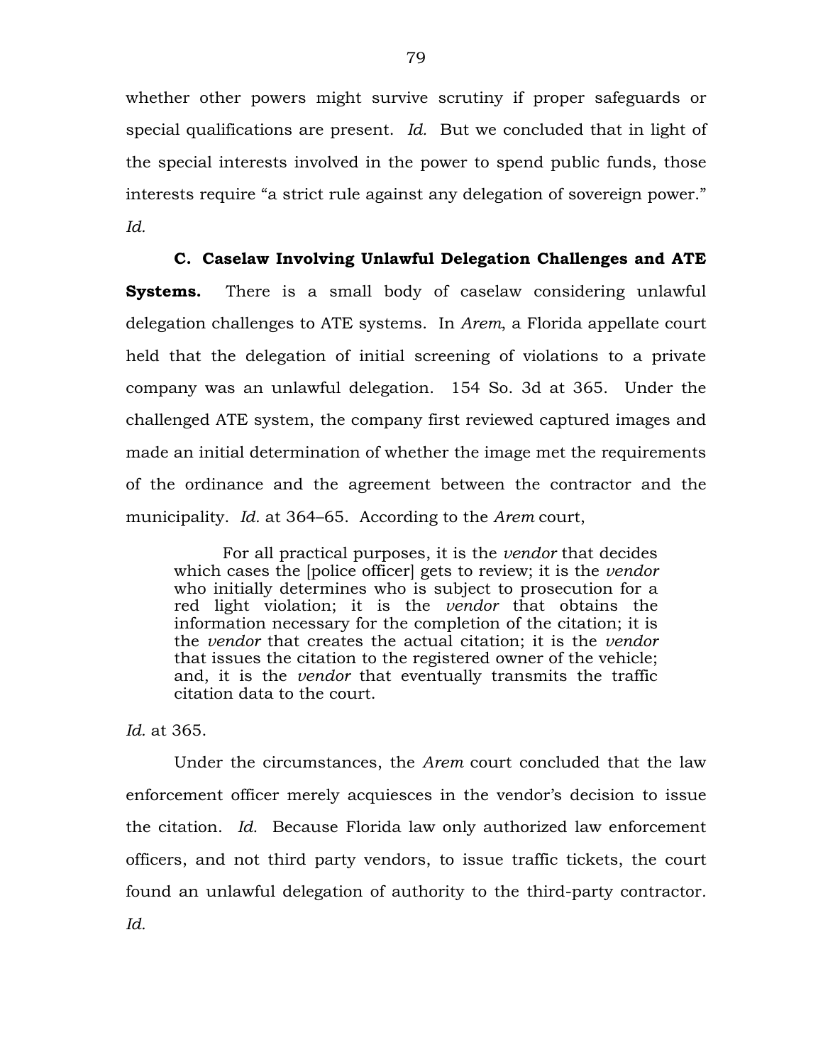whether other powers might survive scrutiny if proper safeguards or special qualifications are present. *Id.* But we concluded that in light of the special interests involved in the power to spend public funds, those interests require "a strict rule against any delegation of sovereign power." *Id.*

**C. Caselaw Involving Unlawful Delegation Challenges and ATE Systems.** There is a small body of caselaw considering unlawful delegation challenges to ATE systems. In *Arem*, a Florida appellate court held that the delegation of initial screening of violations to a private company was an unlawful delegation. 154 So. 3d at 365. Under the challenged ATE system, the company first reviewed captured images and made an initial determination of whether the image met the requirements of the ordinance and the agreement between the contractor and the municipality. *Id.* at 364–65. According to the *Arem* court,

> For all practical purposes, it is the *vendor* that decides which cases the [police officer] gets to review; it is the *vendor* who initially determines who is subject to prosecution for a red light violation; it is the *vendor* that obtains the information necessary for the completion of the citation; it is the *vendor* that creates the actual citation; it is the *vendor* that issues the citation to the registered owner of the vehicle; and, it is the *vendor* that eventually transmits the traffic citation data to the court.

*Id.* at 365.

Under the circumstances, the *Arem* court concluded that the law enforcement officer merely acquiesces in the vendor's decision to issue the citation. *Id.* Because Florida law only authorized law enforcement officers, and not third party vendors, to issue traffic tickets, the court found an unlawful delegation of authority to the third-party contractor. *Id.*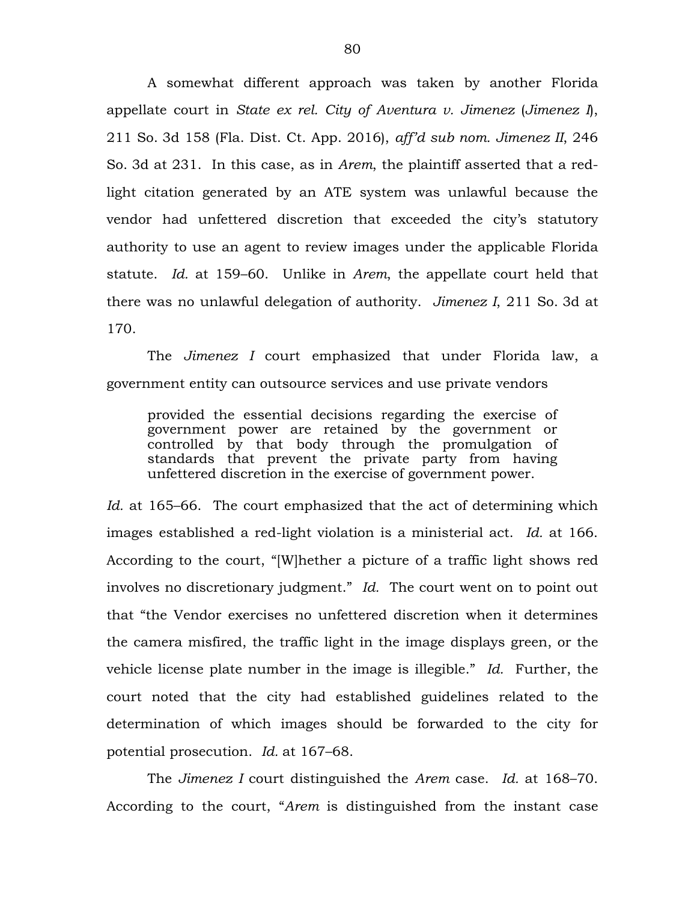A somewhat different approach was taken by another Florida appellate court in *State ex rel. City of Aventura v. Jimenez* (*Jimenez I*), 211 So. 3d 158 (Fla. Dist. Ct. App. 2016), *aff'd sub nom. Jimenez II*, 246 So. 3d at 231. In this case, as in *Arem*, the plaintiff asserted that a red-light citation generated by an ATE system was unlawful because the vendor had unfettered discretion that exceeded the city's statutory authority to use an agent to review images under the applicable Florida statute. *Id.* at 159–60. Unlike in *Arem*, the appellate court held that there was no unlawful delegation of authority. *Jimenez I*, 211 So. 3d at 170.

The *Jimenez I* court emphasized that under Florida law, a government entity can outsource services and use private vendors

> provided the essential decisions regarding the exercise of government power are retained by the government or controlled by that body through the promulgation of standards that prevent the private party from having unfettered discretion in the exercise of government power.

*Id.* at 165–66. The court emphasized that the act of determining which images established a red-light violation is a ministerial act. *Id.* at 166. According to the court, "[W]hether a picture of a traffic light shows red involves no discretionary judgment." *Id.* The court went on to point out that "the Vendor exercises no unfettered discretion when it determines the camera misfired, the traffic light in the image displays green, or the vehicle license plate number in the image is illegible." *Id.* Further, the court noted that the city had established guidelines related to the determination of which images should be forwarded to the city for potential prosecution. *Id.* at 167–68.

The *Jimenez I* court distinguished the *Arem* case. *Id.* at 168–70. According to the court, "*Arem* is distinguished from the instant case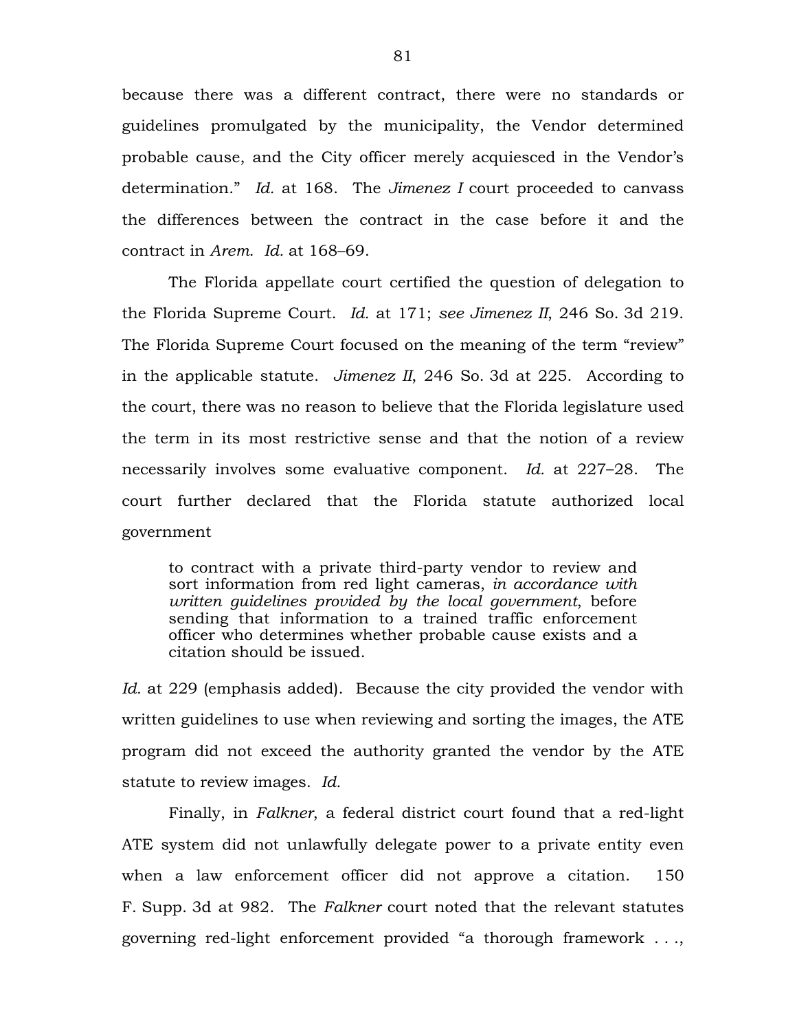because there was a different contract, there were no standards or guidelines promulgated by the municipality, the Vendor determined probable cause, and the City officer merely acquiesced in the Vendor's determination." *Id.* at 168. The *Jimenez I* court proceeded to canvass the differences between the contract in the case before it and the contract in *Arem*. *Id.* at 168–69.

The Florida appellate court certified the question of delegation to the Florida Supreme Court. *Id.* at 171; *see Jimenez II*, 246 So. 3d 219. The Florida Supreme Court focused on the meaning of the term "review" in the applicable statute. *Jimenez II*, 246 So. 3d at 225. According to the court, there was no reason to believe that the Florida legislature used the term in its most restrictive sense and that the notion of a review necessarily involves some evaluative component. *Id.* at 227–28. The court further declared that the Florida statute authorized local government

> to contract with a private third-party vendor to review and sort information from red light cameras, *in accordance with written guidelines provided by the local government*, before sending that information to a trained traffic enforcement officer who determines whether probable cause exists and a citation should be issued.

*Id.* at 229 (emphasis added). Because the city provided the vendor with written guidelines to use when reviewing and sorting the images, the ATE program did not exceed the authority granted the vendor by the ATE statute to review images. *Id.*

Finally, in *Falkner*, a federal district court found that a red-light ATE system did not unlawfully delegate power to a private entity even when a law enforcement officer did not approve a citation. 150 F. Supp. 3d at 982. The *Falkner* court noted that the relevant statutes governing red-light enforcement provided "a thorough framework . . .,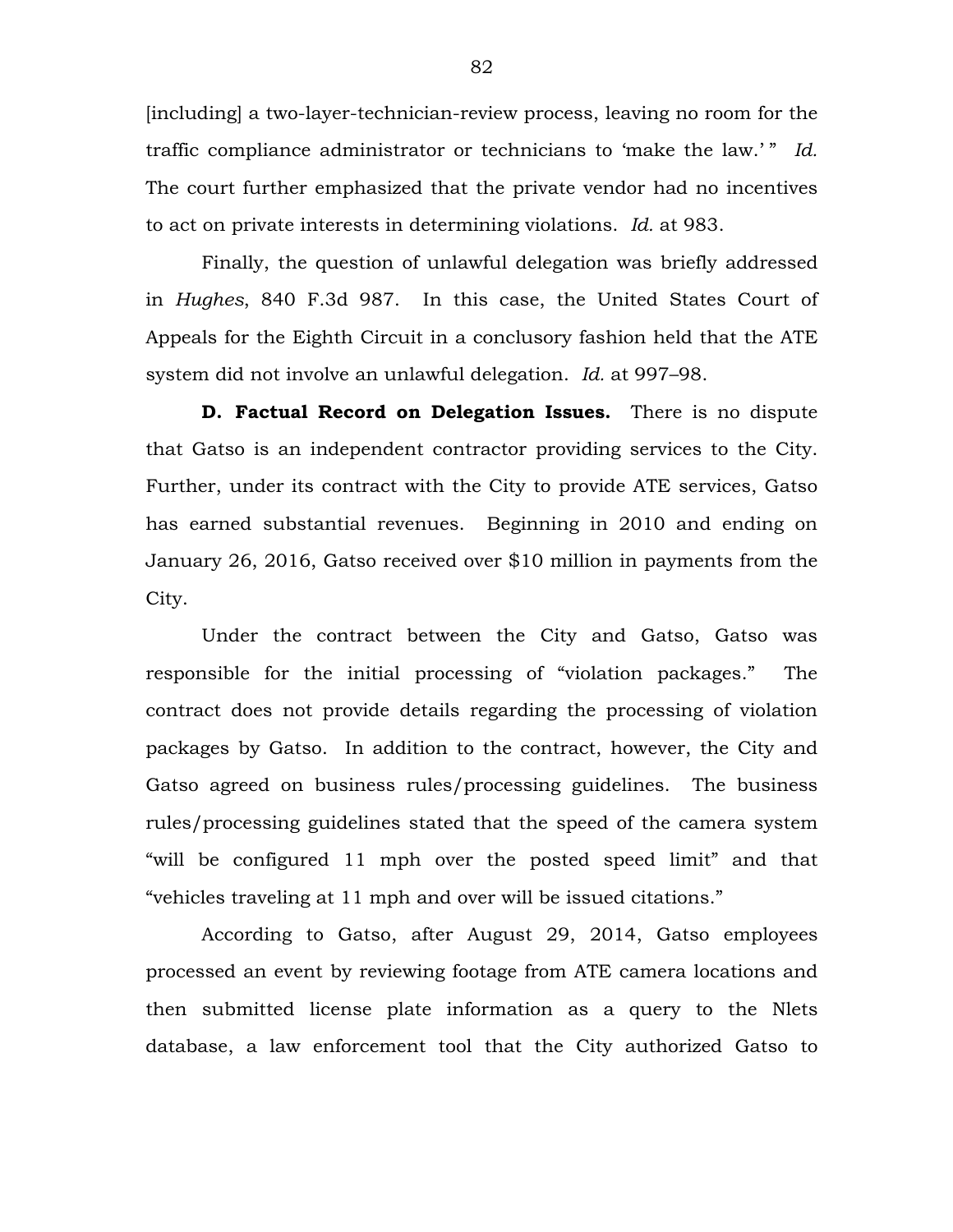[including] a two-layer-technician-review process, leaving no room for the traffic compliance administrator or technicians to 'make the law.' " *Id.* The court further emphasized that the private vendor had no incentives to act on private interests in determining violations. *Id.* at 983.

Finally, the question of unlawful delegation was briefly addressed in *Hughes*, 840 F.3d 987. In this case, the United States Court of Appeals for the Eighth Circuit in a conclusory fashion held that the ATE system did not involve an unlawful delegation. *Id.* at 997–98.

**D. Factual Record on Delegation Issues.** There is no dispute that Gatso is an independent contractor providing services to the City. Further, under its contract with the City to provide ATE services, Gatso has earned substantial revenues. Beginning in 2010 and ending on January 26, 2016, Gatso received over $10 million in payments from the City.

Under the contract between the City and Gatso, Gatso was responsible for the initial processing of "violation packages." The contract does not provide details regarding the processing of violation packages by Gatso. In addition to the contract, however, the City and Gatso agreed on business rules/processing guidelines. The business rules/processing guidelines stated that the speed of the camera system "will be configured 11 mph over the posted speed limit" and that "vehicles traveling at 11 mph and over will be issued citations."

According to Gatso, after August 29, 2014, Gatso employees processed an event by reviewing footage from ATE camera locations and then submitted license plate information as a query to the Nlets database, a law enforcement tool that the City authorized Gatso to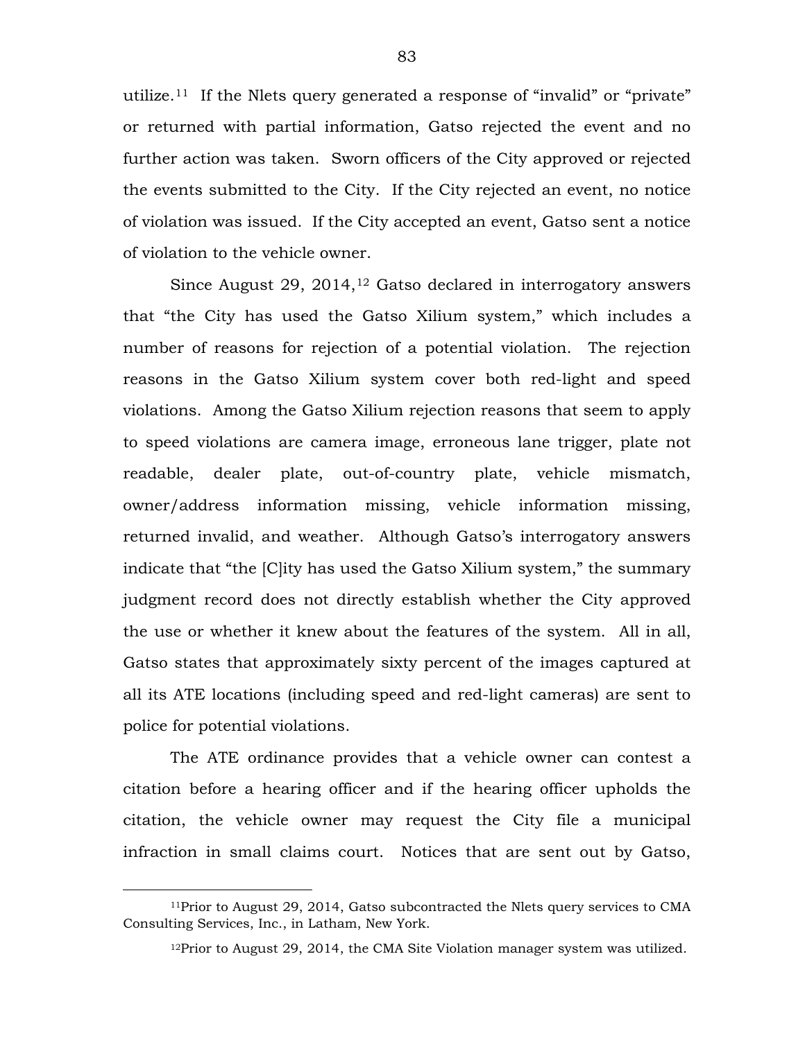utilize.[11] If the Nlets query generated a response of "invalid" or "private" or returned with partial information, Gatso rejected the event and no further action was taken. Sworn officers of the City approved or rejected the events submitted to the City. If the City rejected an event, no notice of violation was issued. If the City accepted an event, Gatso sent a notice of violation to the vehicle owner.

Since August 29, 2014,[12] Gatso declared in interrogatory answers that "the City has used the Gatso Xilium system," which includes a number of reasons for rejection of a potential violation. The rejection reasons in the Gatso Xilium system cover both red-light and speed violations. Among the Gatso Xilium rejection reasons that seem to apply to speed violations are camera image, erroneous lane trigger, plate not readable, dealer plate, out-of-country plate, vehicle mismatch, owner/address information missing, vehicle information missing, returned invalid, and weather. Although Gatso's interrogatory answers indicate that "the [C]ity has used the Gatso Xilium system," the summary judgment record does not directly establish whether the City approved the use or whether it knew about the features of the system. All in all, Gatso states that approximately sixty percent of the images captured at all its ATE locations (including speed and red-light cameras) are sent to police for potential violations.

The ATE ordinance provides that a vehicle owner can contest a citation before a hearing officer and if the hearing officer upholds the citation, the vehicle owner may request the City file a municipal infraction in small claims court. Notices that are sent out by Gatso,

---

[11] Prior to August 29, 2014, Gatso subcontracted the Nlets query services to CMA Consulting Services, Inc., in Latham, New York.

[12] Prior to August 29, 2014, the CMA Site Violation manager system was utilized.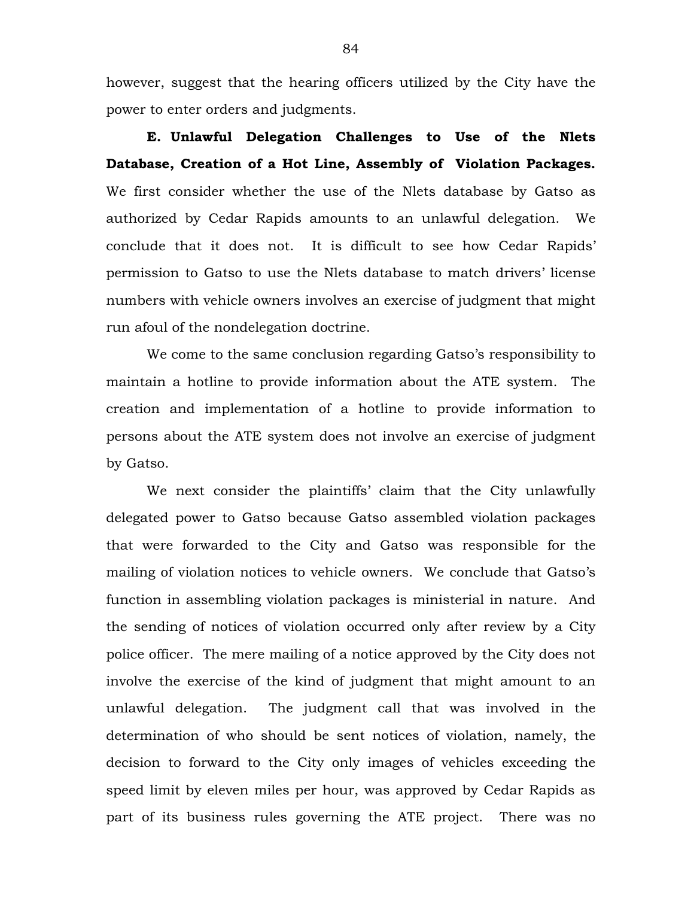however, suggest that the hearing officers utilized by the City have the power to enter orders and judgments.

**E. Unlawful Delegation Challenges to Use of the Nlets Database, Creation of a Hot Line, Assembly of Violation Packages.** We first consider whether the use of the Nlets database by Gatso as authorized by Cedar Rapids amounts to an unlawful delegation. We conclude that it does not. It is difficult to see how Cedar Rapids' permission to Gatso to use the Nlets database to match drivers' license numbers with vehicle owners involves an exercise of judgment that might run afoul of the nondelegation doctrine.

We come to the same conclusion regarding Gatso's responsibility to maintain a hotline to provide information about the ATE system. The creation and implementation of a hotline to provide information to persons about the ATE system does not involve an exercise of judgment by Gatso.

We next consider the plaintiffs' claim that the City unlawfully delegated power to Gatso because Gatso assembled violation packages that were forwarded to the City and Gatso was responsible for the mailing of violation notices to vehicle owners. We conclude that Gatso's function in assembling violation packages is ministerial in nature. And the sending of notices of violation occurred only after review by a City police officer. The mere mailing of a notice approved by the City does not involve the exercise of the kind of judgment that might amount to an unlawful delegation. The judgment call that was involved in the determination of who should be sent notices of violation, namely, the decision to forward to the City only images of vehicles exceeding the speed limit by eleven miles per hour, was approved by Cedar Rapids as part of its business rules governing the ATE project. There was no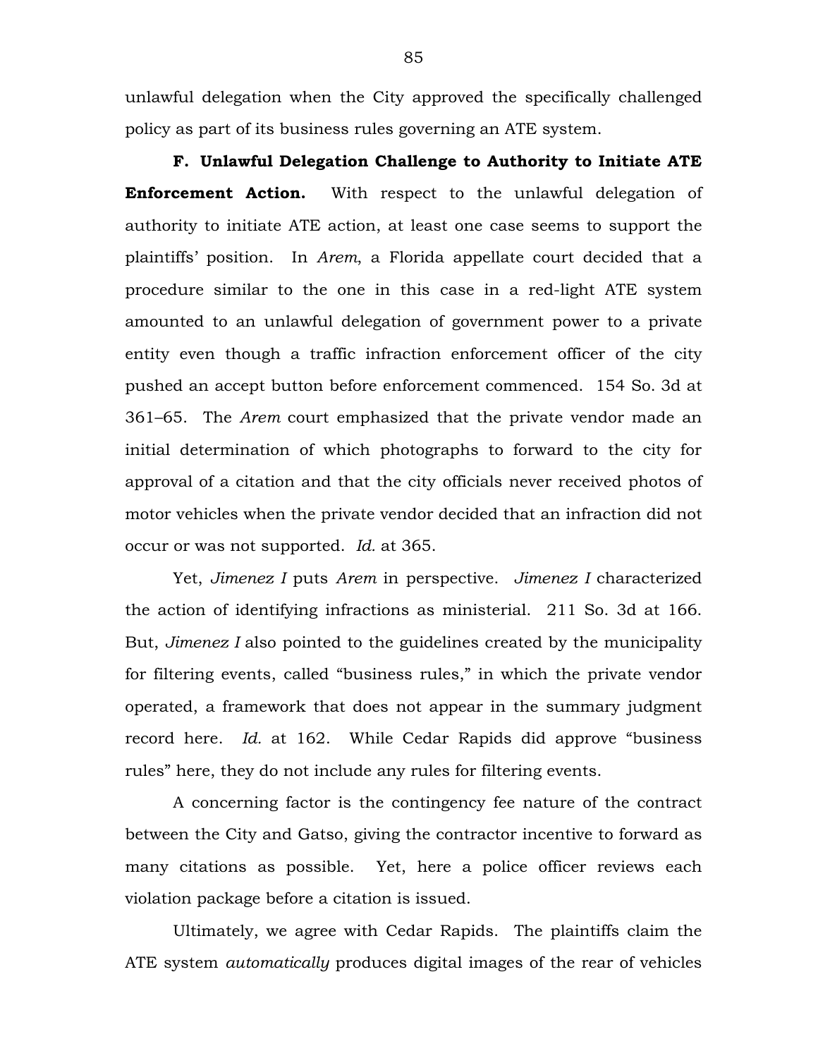unlawful delegation when the City approved the specifically challenged policy as part of its business rules governing an ATE system.

**F. Unlawful Delegation Challenge to Authority to Initiate ATE Enforcement Action.** With respect to the unlawful delegation of authority to initiate ATE action, at least one case seems to support the plaintiffs' position. In *Arem*, a Florida appellate court decided that a procedure similar to the one in this case in a red-light ATE system amounted to an unlawful delegation of government power to a private entity even though a traffic infraction enforcement officer of the city pushed an accept button before enforcement commenced. 154 So. 3d at 361–65. The *Arem* court emphasized that the private vendor made an initial determination of which photographs to forward to the city for approval of a citation and that the city officials never received photos of motor vehicles when the private vendor decided that an infraction did not occur or was not supported. *Id.* at 365.

Yet, *Jimenez I* puts *Arem* in perspective. *Jimenez I* characterized the action of identifying infractions as ministerial. 211 So. 3d at 166. But, *Jimenez I* also pointed to the guidelines created by the municipality for filtering events, called "business rules," in which the private vendor operated, a framework that does not appear in the summary judgment record here. *Id.* at 162. While Cedar Rapids did approve "business rules" here, they do not include any rules for filtering events.

A concerning factor is the contingency fee nature of the contract between the City and Gatso, giving the contractor incentive to forward as many citations as possible. Yet, here a police officer reviews each violation package before a citation is issued.

Ultimately, we agree with Cedar Rapids. The plaintiffs claim the ATE system *automatically* produces digital images of the rear of vehicles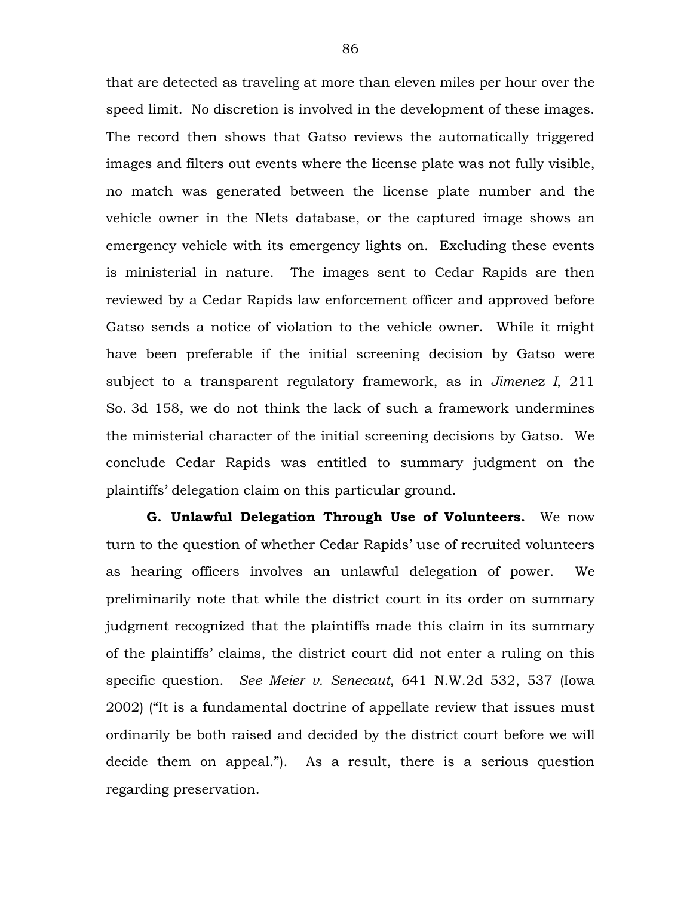that are detected as traveling at more than eleven miles per hour over the speed limit. No discretion is involved in the development of these images. The record then shows that Gatso reviews the automatically triggered images and filters out events where the license plate was not fully visible, no match was generated between the license plate number and the vehicle owner in the Nlets database, or the captured image shows an emergency vehicle with its emergency lights on. Excluding these events is ministerial in nature. The images sent to Cedar Rapids are then reviewed by a Cedar Rapids law enforcement officer and approved before Gatso sends a notice of violation to the vehicle owner. While it might have been preferable if the initial screening decision by Gatso were subject to a transparent regulatory framework, as in *Jimenez I*, 211 So. 3d 158, we do not think the lack of such a framework undermines the ministerial character of the initial screening decisions by Gatso. We conclude Cedar Rapids was entitled to summary judgment on the plaintiffs' delegation claim on this particular ground.

**G. Unlawful Delegation Through Use of Volunteers.** We now turn to the question of whether Cedar Rapids' use of recruited volunteers as hearing officers involves an unlawful delegation of power. We preliminarily note that while the district court in its order on summary judgment recognized that the plaintiffs made this claim in its summary of the plaintiffs' claims, the district court did not enter a ruling on this specific question. *See Meier v. Senecaut*, 641 N.W.2d 532, 537 (Iowa 2002) ("It is a fundamental doctrine of appellate review that issues must ordinarily be both raised and decided by the district court before we will decide them on appeal."). As a result, there is a serious question regarding preservation.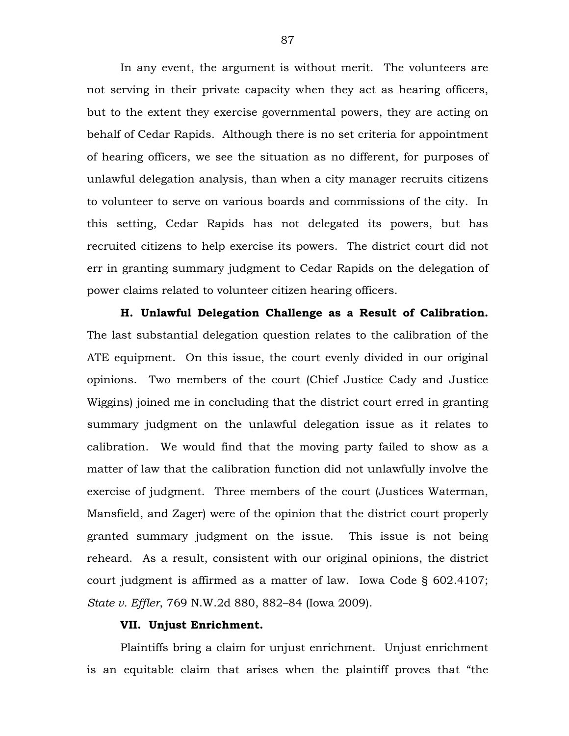In any event, the argument is without merit. The volunteers are not serving in their private capacity when they act as hearing officers, but to the extent they exercise governmental powers, they are acting on behalf of Cedar Rapids. Although there is no set criteria for appointment of hearing officers, we see the situation as no different, for purposes of unlawful delegation analysis, than when a city manager recruits citizens to volunteer to serve on various boards and commissions of the city. In this setting, Cedar Rapids has not delegated its powers, but has recruited citizens to help exercise its powers. The district court did not err in granting summary judgment to Cedar Rapids on the delegation of power claims related to volunteer citizen hearing officers.

**H. Unlawful Delegation Challenge as a Result of Calibration.** The last substantial delegation question relates to the calibration of the ATE equipment. On this issue, the court evenly divided in our original opinions. Two members of the court (Chief Justice Cady and Justice Wiggins) joined me in concluding that the district court erred in granting summary judgment on the unlawful delegation issue as it relates to calibration. We would find that the moving party failed to show as a matter of law that the calibration function did not unlawfully involve the exercise of judgment. Three members of the court (Justices Waterman, Mansfield, and Zager) were of the opinion that the district court properly granted summary judgment on the issue. This issue is not being reheard. As a result, consistent with our original opinions, the district court judgment is affirmed as a matter of law. Iowa Code § 602.4107; *State v. Effler*, 769 N.W.2d 880, 882–84 (Iowa 2009).

## VII. Unjust Enrichment.

Plaintiffs bring a claim for unjust enrichment. Unjust enrichment is an equitable claim that arises when the plaintiff proves that "the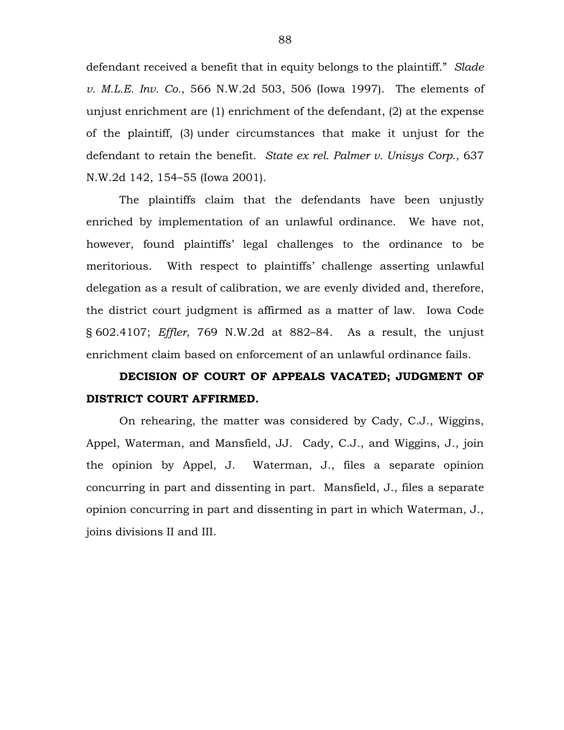defendant received a benefit that in equity belongs to the plaintiff." *Slade v. M.L.E. Inv. Co.*, 566 N.W.2d 503, 506 (Iowa 1997). The elements of unjust enrichment are (1) enrichment of the defendant, (2) at the expense of the plaintiff, (3) under circumstances that make it unjust for the defendant to retain the benefit. *State ex rel. Palmer v. Unisys Corp.*, 637 N.W.2d 142, 154–55 (Iowa 2001).

The plaintiffs claim that the defendants have been unjustly enriched by implementation of an unlawful ordinance. We have not, however, found plaintiffs' legal challenges to the ordinance to be meritorious. With respect to plaintiffs' challenge asserting unlawful delegation as a result of calibration, we are evenly divided and, therefore, the district court judgment is affirmed as a matter of law. Iowa Code § 602.4107; *Effler*, 769 N.W.2d at 882–84. As a result, the unjust enrichment claim based on enforcement of an unlawful ordinance fails.

**DECISION OF COURT OF APPEALS VACATED; JUDGMENT OF DISTRICT COURT AFFIRMED.**

On rehearing, the matter was considered by Cady, C.J., Wiggins, Appel, Waterman, and Mansfield, JJ. Cady, C.J., and Wiggins, J., join the opinion by Appel, J. Waterman, J., files a separate opinion concurring in part and dissenting in part. Mansfield, J., files a separate opinion concurring in part and dissenting in part in which Waterman, J., joins divisions II and III.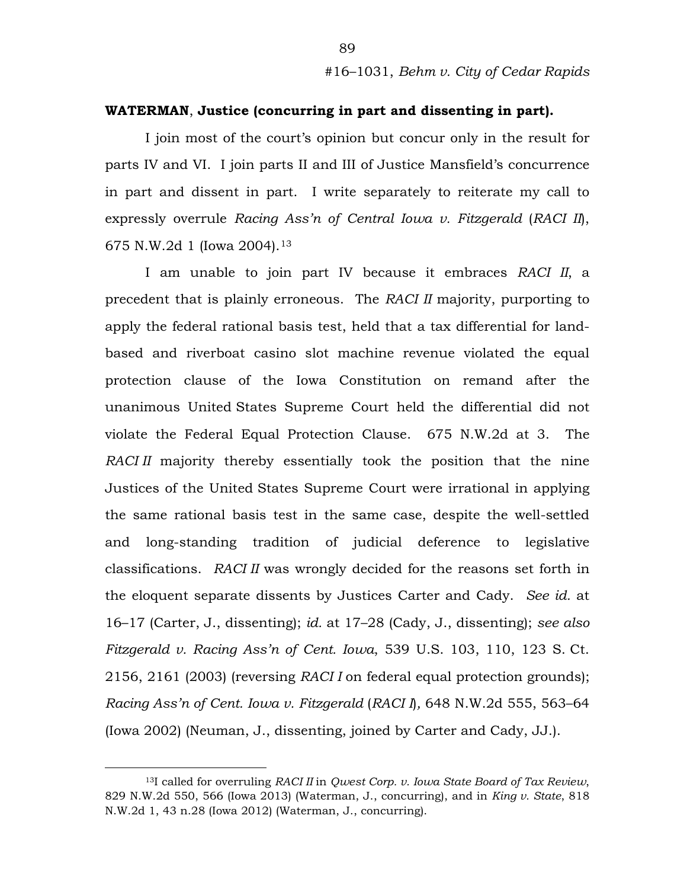**WATERMAN**, **Justice (concurring in part and dissenting in part).**

I join most of the court's opinion but concur only in the result for parts IV and VI. I join parts II and III of Justice Mansfield's concurrence in part and dissent in part. I write separately to reiterate my call to expressly overrule *Racing Ass'n of Central Iowa v. Fitzgerald* (*RACI II*), 675 N.W.2d 1 (Iowa 2004).[13]

I am unable to join part IV because it embraces *RACI II*, a precedent that is plainly erroneous. The *RACI II* majority, purporting to apply the federal rational basis test, held that a tax differential for land-based and riverboat casino slot machine revenue violated the equal protection clause of the Iowa Constitution on remand after the unanimous United States Supreme Court held the differential did not violate the Federal Equal Protection Clause. 675 N.W.2d at 3. The *RACI II* majority thereby essentially took the position that the nine Justices of the United States Supreme Court were irrational in applying the same rational basis test in the same case, despite the well-settled and long-standing tradition of judicial deference to legislative classifications. *RACI II* was wrongly decided for the reasons set forth in the eloquent separate dissents by Justices Carter and Cady. *See id.* at 16–17 (Carter, J., dissenting); *id.* at 17–28 (Cady, J., dissenting); *see also Fitzgerald v. Racing Ass'n of Cent. Iowa*, 539 U.S. 103, 110, 123 S. Ct. 2156, 2161 (2003) (reversing *RACI I* on federal equal protection grounds); *Racing Ass'n of Cent. Iowa v. Fitzgerald* (*RACI I*), 648 N.W.2d 555, 563–64 (Iowa 2002) (Neuman, J., dissenting, joined by Carter and Cady, JJ.).

---

[13]I called for overruling *RACI II* in *Qwest Corp. v. Iowa State Board of Tax Review*, 829 N.W.2d 550, 566 (Iowa 2013) (Waterman, J., concurring), and in *King v. State*, 818 N.W.2d 1, 43 n.28 (Iowa 2012) (Waterman, J., concurring).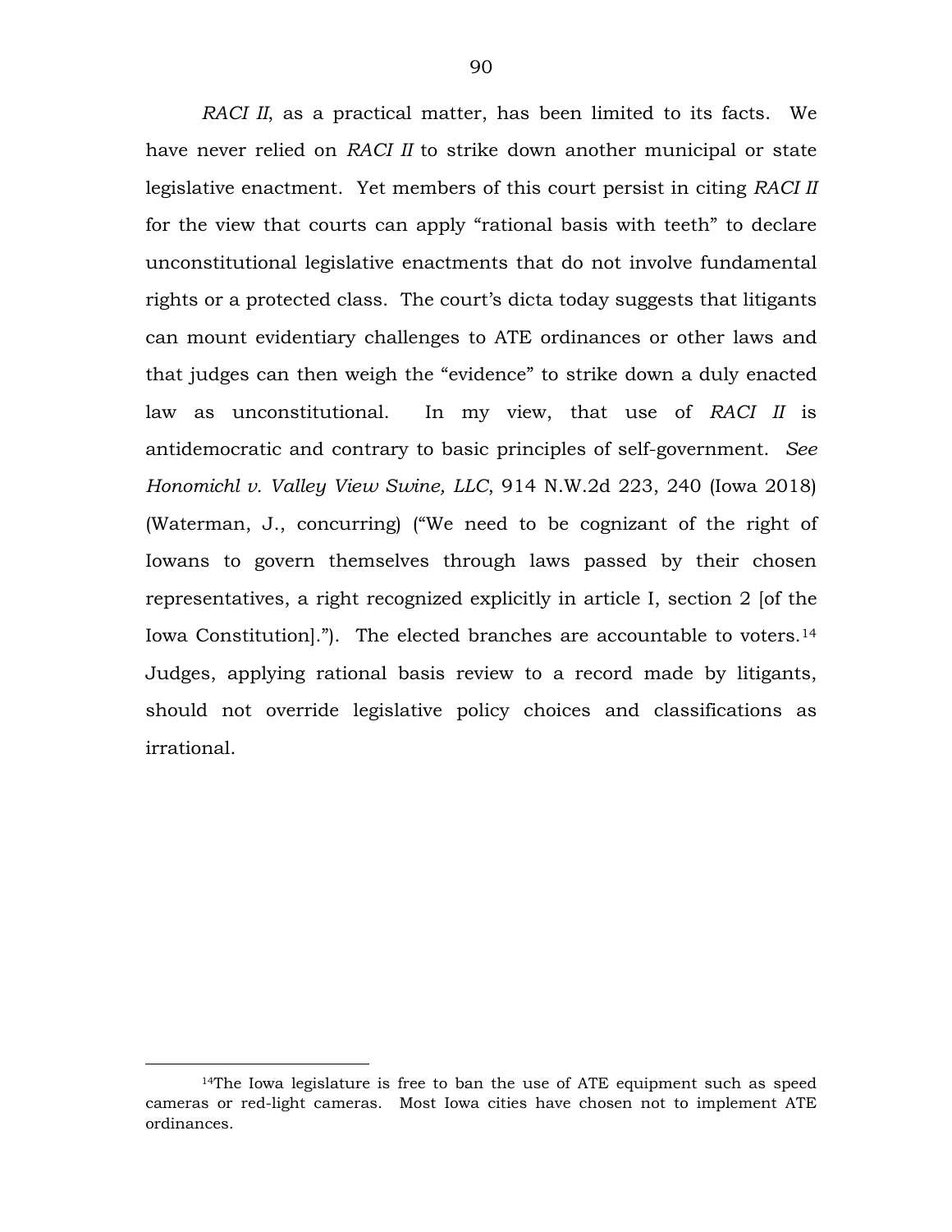*RACI II*, as a practical matter, has been limited to its facts. We have never relied on *RACI II* to strike down another municipal or state legislative enactment. Yet members of this court persist in citing *RACI II* for the view that courts can apply "rational basis with teeth" to declare unconstitutional legislative enactments that do not involve fundamental rights or a protected class. The court's dicta today suggests that litigants can mount evidentiary challenges to ATE ordinances or other laws and that judges can then weigh the "evidence" to strike down a duly enacted law as unconstitutional. In my view, that use of *RACI II* is antidemocratic and contrary to basic principles of self-government. *See Honomichl v. Valley View Swine, LLC*, 914 N.W.2d 223, 240 (Iowa 2018) (Waterman, J., concurring) ("We need to be cognizant of the right of Iowans to govern themselves through laws passed by their chosen representatives, a right recognized explicitly in article I, section 2 [of the Iowa Constitution]."). The elected branches are accountable to voters.[14] Judges, applying rational basis review to a record made by litigants, should not override legislative policy choices and classifications as irrational.

[14]The Iowa legislature is free to ban the use of ATE equipment such as speed cameras or red-light cameras. Most Iowa cities have chosen not to implement ATE ordinances.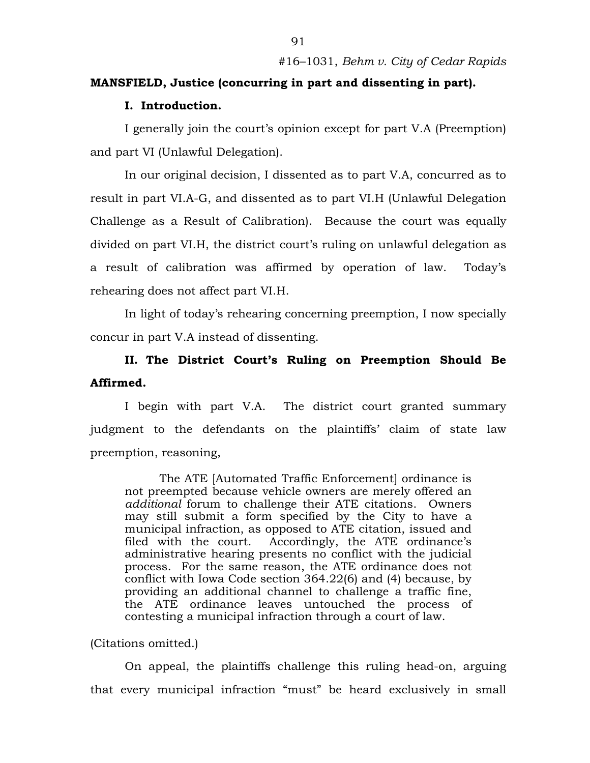**MANSFIELD, Justice (concurring in part and dissenting in part).**

**I. Introduction.**

I generally join the court's opinion except for part V.A (Preemption) and part VI (Unlawful Delegation).

In our original decision, I dissented as to part V.A, concurred as to result in part VI.A-G, and dissented as to part VI.H (Unlawful Delegation Challenge as a Result of Calibration). Because the court was equally divided on part VI.H, the district court's ruling on unlawful delegation as a result of calibration was affirmed by operation of law. Today's rehearing does not affect part VI.H.

In light of today's rehearing concerning preemption, I now specially concur in part V.A instead of dissenting.

**II. The District Court's Ruling on Preemption Should Be Affirmed.**

I begin with part V.A. The district court granted summary judgment to the defendants on the plaintiffs' claim of state law preemption, reasoning,

> The ATE [Automated Traffic Enforcement] ordinance is not preempted because vehicle owners are merely offered an *additional* forum to challenge their ATE citations. Owners may still submit a form specified by the City to have a municipal infraction, as opposed to ATE citation, issued and filed with the court. Accordingly, the ATE ordinance's administrative hearing presents no conflict with the judicial process. For the same reason, the ATE ordinance does not conflict with Iowa Code section 364.22(6) and (4) because, by providing an additional channel to challenge a traffic fine, the ATE ordinance leaves untouched the process of contesting a municipal infraction through a court of law.

(Citations omitted.)

On appeal, the plaintiffs challenge this ruling head-on, arguing that every municipal infraction "must" be heard exclusively in small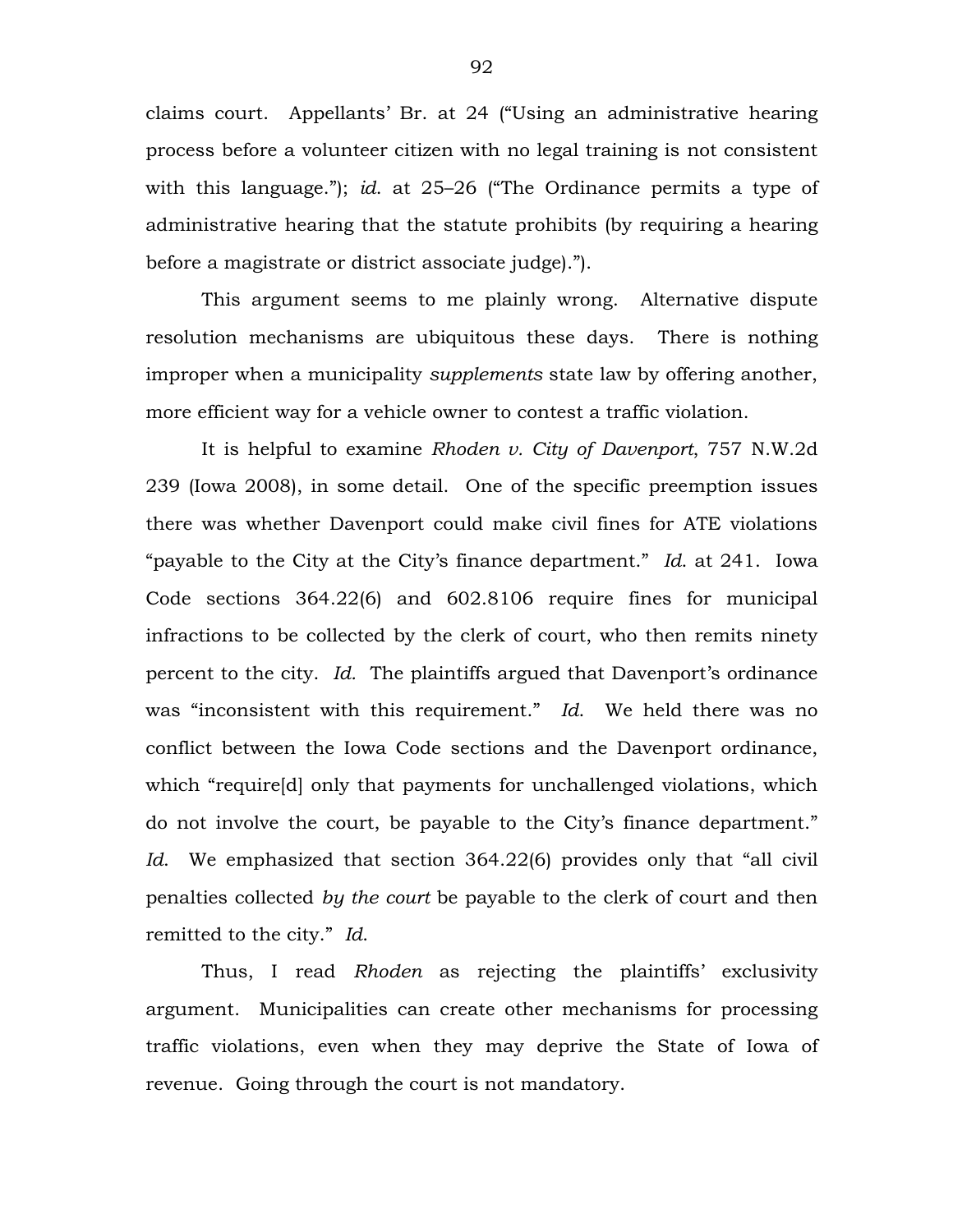claims court. Appellants' Br. at 24 ("Using an administrative hearing process before a volunteer citizen with no legal training is not consistent with this language."); *id.* at 25–26 ("The Ordinance permits a type of administrative hearing that the statute prohibits (by requiring a hearing before a magistrate or district associate judge).").

This argument seems to me plainly wrong. Alternative dispute resolution mechanisms are ubiquitous these days. There is nothing improper when a municipality *supplements* state law by offering another, more efficient way for a vehicle owner to contest a traffic violation.

It is helpful to examine *Rhoden v. City of Davenport*, 757 N.W.2d 239 (Iowa 2008), in some detail. One of the specific preemption issues there was whether Davenport could make civil fines for ATE violations "payable to the City at the City's finance department." *Id.* at 241. Iowa Code sections 364.22(6) and 602.8106 require fines for municipal infractions to be collected by the clerk of court, who then remits ninety percent to the city. *Id.* The plaintiffs argued that Davenport's ordinance was "inconsistent with this requirement." *Id.* We held there was no conflict between the Iowa Code sections and the Davenport ordinance, which "require[d] only that payments for unchallenged violations, which do not involve the court, be payable to the City's finance department." *Id.* We emphasized that section 364.22(6) provides only that "all civil penalties collected *by the court* be payable to the clerk of court and then remitted to the city." *Id.*

Thus, I read *Rhoden* as rejecting the plaintiffs' exclusivity argument. Municipalities can create other mechanisms for processing traffic violations, even when they may deprive the State of Iowa of revenue. Going through the court is not mandatory.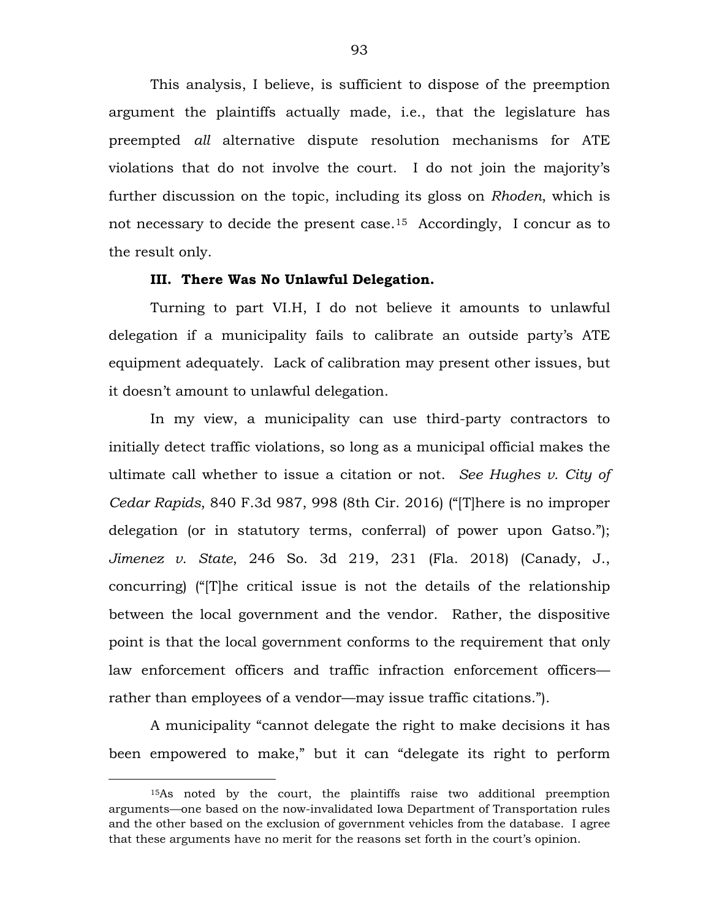This analysis, I believe, is sufficient to dispose of the preemption argument the plaintiffs actually made, i.e., that the legislature has preempted *all* alternative dispute resolution mechanisms for ATE violations that do not involve the court. I do not join the majority's further discussion on the topic, including its gloss on *Rhoden*, which is not necessary to decide the present case.[15] Accordingly, I concur as to the result only.

**III. There Was No Unlawful Delegation.**

Turning to part VI.H, I do not believe it amounts to unlawful delegation if a municipality fails to calibrate an outside party's ATE equipment adequately. Lack of calibration may present other issues, but it doesn't amount to unlawful delegation.

In my view, a municipality can use third-party contractors to initially detect traffic violations, so long as a municipal official makes the ultimate call whether to issue a citation or not. *See Hughes v. City of Cedar Rapids*, 840 F.3d 987, 998 (8th Cir. 2016) ("[T]here is no improper delegation (or in statutory terms, conferral) of power upon Gatso."); *Jimenez v. State*, 246 So. 3d 219, 231 (Fla. 2018) (Canady, J., concurring) ("[T]he critical issue is not the details of the relationship between the local government and the vendor. Rather, the dispositive point is that the local government conforms to the requirement that only law enforcement officers and traffic infraction enforcement officers—rather than employees of a vendor—may issue traffic citations.").

A municipality "cannot delegate the right to make decisions it has been empowered to make," but it can "delegate its right to perform

[15]As noted by the court, the plaintiffs raise two additional preemption arguments—one based on the now-invalidated Iowa Department of Transportation rules and the other based on the exclusion of government vehicles from the database. I agree that these arguments have no merit for the reasons set forth in the court's opinion.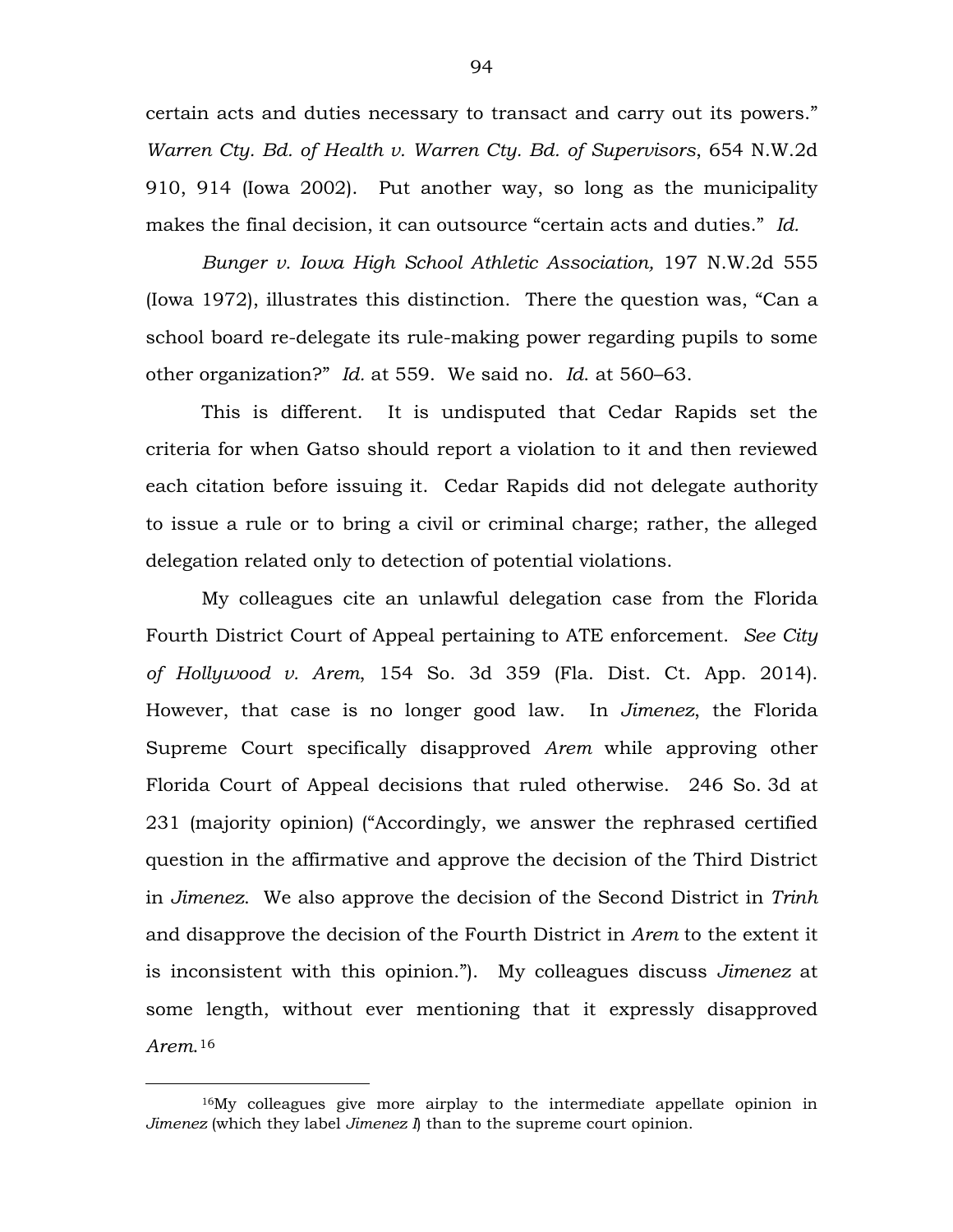certain acts and duties necessary to transact and carry out its powers." *Warren Cty. Bd. of Health v. Warren Cty. Bd. of Supervisors*, 654 N.W.2d 910, 914 (Iowa 2002). Put another way, so long as the municipality makes the final decision, it can outsource "certain acts and duties." *Id.*

*Bunger v. Iowa High School Athletic Association,* 197 N.W.2d 555 (Iowa 1972), illustrates this distinction. There the question was, "Can a school board re-delegate its rule-making power regarding pupils to some other organization?" *Id.* at 559. We said no. *Id.* at 560–63.

This is different. It is undisputed that Cedar Rapids set the criteria for when Gatso should report a violation to it and then reviewed each citation before issuing it. Cedar Rapids did not delegate authority to issue a rule or to bring a civil or criminal charge; rather, the alleged delegation related only to detection of potential violations.

My colleagues cite an unlawful delegation case from the Florida Fourth District Court of Appeal pertaining to ATE enforcement. *See City of Hollywood v. Arem*, 154 So. 3d 359 (Fla. Dist. Ct. App. 2014). However, that case is no longer good law. In *Jimenez*, the Florida Supreme Court specifically disapproved *Arem* while approving other Florida Court of Appeal decisions that ruled otherwise. 246 So. 3d at 231 (majority opinion) ("Accordingly, we answer the rephrased certified question in the affirmative and approve the decision of the Third District in *Jimenez*. We also approve the decision of the Second District in *Trinh* and disapprove the decision of the Fourth District in *Arem* to the extent it is inconsistent with this opinion."). My colleagues discuss *Jimenez* at some length, without ever mentioning that it expressly disapproved *Arem*.[16]

[16]My colleagues give more airplay to the intermediate appellate opinion in *Jimenez* (which they label *Jimenez I*) than to the supreme court opinion.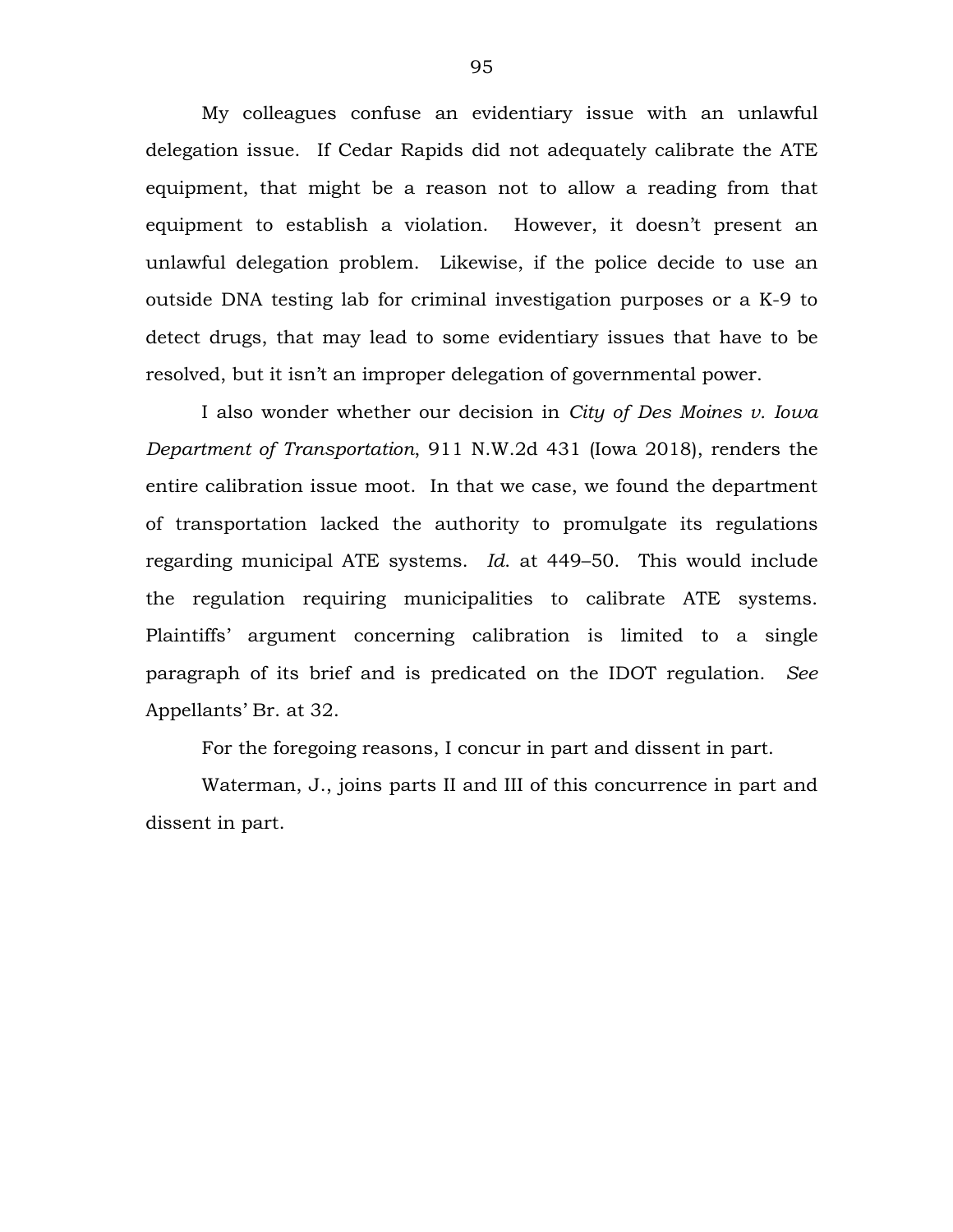My colleagues confuse an evidentiary issue with an unlawful delegation issue. If Cedar Rapids did not adequately calibrate the ATE equipment, that might be a reason not to allow a reading from that equipment to establish a violation. However, it doesn't present an unlawful delegation problem. Likewise, if the police decide to use an outside DNA testing lab for criminal investigation purposes or a K-9 to detect drugs, that may lead to some evidentiary issues that have to be resolved, but it isn't an improper delegation of governmental power.

I also wonder whether our decision in *City of Des Moines v. Iowa Department of Transportation*, 911 N.W.2d 431 (Iowa 2018), renders the entire calibration issue moot. In that we case, we found the department of transportation lacked the authority to promulgate its regulations regarding municipal ATE systems. *Id.* at 449–50. This would include the regulation requiring municipalities to calibrate ATE systems. Plaintiffs' argument concerning calibration is limited to a single paragraph of its brief and is predicated on the IDOT regulation. *See* Appellants' Br. at 32.

For the foregoing reasons, I concur in part and dissent in part.

Waterman, J., joins parts II and III of this concurrence in part and dissent in part.